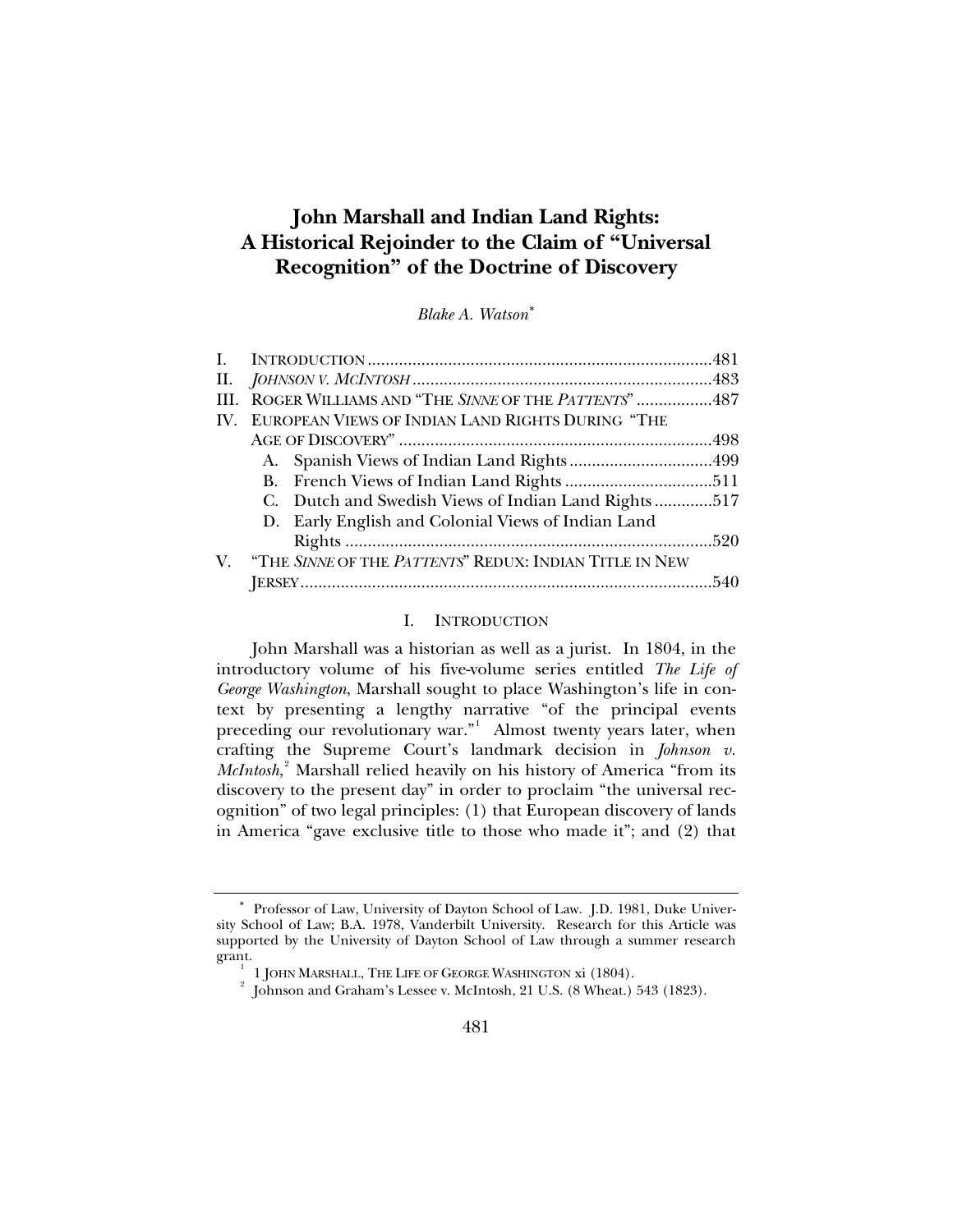# John Marshall and Indian Land Rights: A Historical Rejoinder to the Claim of "Universal Recognition" of the Doctrine of Discovery

*Blake A. Watson*[*]

| | | |
|---|---|---|
| I. | INTRODUCTION | 481 |
| II. | *JOHNSON V. MCINTOSH* | 483 |
| III. | ROGER WILLIAMS AND "THE *SINNE* OF THE *PATTENTS*" | 487 |
| IV. | EUROPEAN VIEWS OF INDIAN LAND RIGHTS DURING "THE AGE OF DISCOVERY" | 498 |
| | A. Spanish Views of Indian Land Rights | 499 |
| | B. French Views of Indian Land Rights | 511 |
| | C. Dutch and Swedish Views of Indian Land Rights | 517 |
| | D. Early English and Colonial Views of Indian Land Rights | 520 |
| V. | "THE *SINNE* OF THE *PATTENTS*" REDUX: INDIAN TITLE IN NEW JERSEY | 540 |

## I. INTRODUCTION

John Marshall was a historian as well as a jurist. In 1804, in the introductory volume of his five-volume series entitled *The Life of George Washington*, Marshall sought to place Washington's life in context by presenting a lengthy narrative "of the principal events preceding our revolutionary war."[1] Almost twenty years later, when crafting the Supreme Court's landmark decision in *Johnson v. McIntosh*,[2] Marshall relied heavily on his history of America "from its discovery to the present day" in order to proclaim "the universal recognition" of two legal principles: (1) that European discovery of lands in America "gave exclusive title to those who made it"; and (2) that

---

[*] Professor of Law, University of Dayton School of Law. J.D. 1981, Duke University School of Law; B.A. 1978, Vanderbilt University. Research for this Article was supported by the University of Dayton School of Law through a summer research grant.

[1] 1 JOHN MARSHALL, THE LIFE OF GEORGE WASHINGTON xi (1804).

[2] Johnson and Graham's Lessee v. McIntosh, 21 U.S. (8 Wheat.) 543 (1823).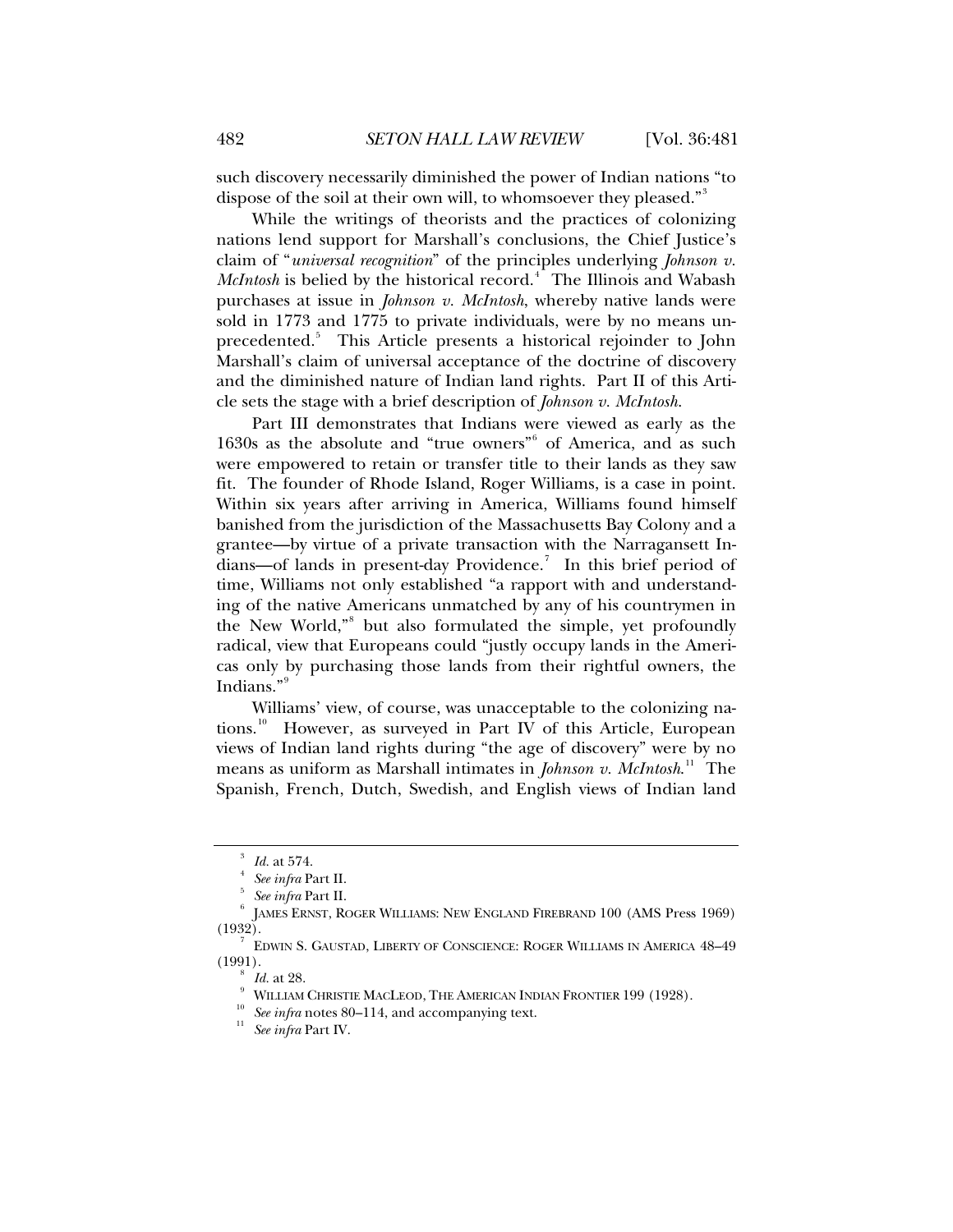such discovery necessarily diminished the power of Indian nations "to dispose of the soil at their own will, to whomsoever they pleased."[3]

While the writings of theorists and the practices of colonizing nations lend support for Marshall's conclusions, the Chief Justice's claim of "*universal recognition*" of the principles underlying *Johnson v. McIntosh* is belied by the historical record.[4] The Illinois and Wabash purchases at issue in *Johnson v. McIntosh*, whereby native lands were sold in 1773 and 1775 to private individuals, were by no means unprecedented.[5] This Article presents a historical rejoinder to John Marshall's claim of universal acceptance of the doctrine of discovery and the diminished nature of Indian land rights. Part II of this Article sets the stage with a brief description of *Johnson v. McIntosh*.

Part III demonstrates that Indians were viewed as early as the 1630s as the absolute and "true owners"[6] of America, and as such were empowered to retain or transfer title to their lands as they saw fit. The founder of Rhode Island, Roger Williams, is a case in point. Within six years after arriving in America, Williams found himself banished from the jurisdiction of the Massachusetts Bay Colony and a grantee—by virtue of a private transaction with the Narragansett Indians—of lands in present-day Providence.[7] In this brief period of time, Williams not only established "a rapport with and understanding of the native Americans unmatched by any of his countrymen in the New World,"[8] but also formulated the simple, yet profoundly radical, view that Europeans could "justly occupy lands in the Americas only by purchasing those lands from their rightful owners, the Indians."[9]

Williams' view, of course, was unacceptable to the colonizing nations.[10] However, as surveyed in Part IV of this Article, European views of Indian land rights during "the age of discovery" were by no means as uniform as Marshall intimates in *Johnson v. McIntosh*.[11] The Spanish, French, Dutch, Swedish, and English views of Indian land

---

[3] *Id.* at 574.

[4] *See infra* Part II.

[5] *See infra* Part II.

[6] JAMES ERNST, ROGER WILLIAMS: NEW ENGLAND FIREBRAND 100 (AMS Press 1969) (1932).

[7] EDWIN S. GAUSTAD, LIBERTY OF CONSCIENCE: ROGER WILLIAMS IN AMERICA 48–49 (1991).

[8] *Id.* at 28.

[9] WILLIAM CHRISTIE MACLEOD, THE AMERICAN INDIAN FRONTIER 199 (1928).

[10] *See infra* notes 80–114, and accompanying text.

[11] *See infra* Part IV.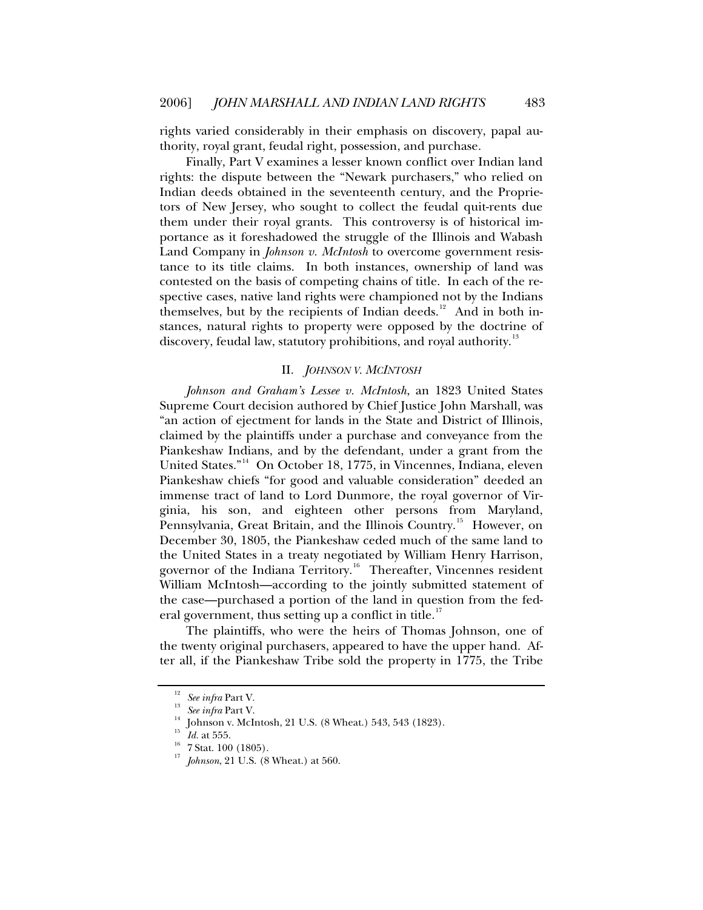rights varied considerably in their emphasis on discovery, papal authority, royal grant, feudal right, possession, and purchase.

Finally, Part V examines a lesser known conflict over Indian land rights: the dispute between the "Newark purchasers," who relied on Indian deeds obtained in the seventeenth century, and the Proprietors of New Jersey, who sought to collect the feudal quit-rents due them under their royal grants. This controversy is of historical importance as it foreshadowed the struggle of the Illinois and Wabash Land Company in *Johnson v. McIntosh* to overcome government resistance to its title claims. In both instances, ownership of land was contested on the basis of competing chains of title. In each of the respective cases, native land rights were championed not by the Indians themselves, but by the recipients of Indian deeds.[12] And in both instances, natural rights to property were opposed by the doctrine of discovery, feudal law, statutory prohibitions, and royal authority.[13]

## II. *JOHNSON V. MCINTOSH*

*Johnson and Graham's Lessee v. McIntosh*, an 1823 United States Supreme Court decision authored by Chief Justice John Marshall, was "an action of ejectment for lands in the State and District of Illinois, claimed by the plaintiffs under a purchase and conveyance from the Piankeshaw Indians, and by the defendant, under a grant from the United States."[14] On October 18, 1775, in Vincennes, Indiana, eleven Piankeshaw chiefs "for good and valuable consideration" deeded an immense tract of land to Lord Dunmore, the royal governor of Virginia, his son, and eighteen other persons from Maryland, Pennsylvania, Great Britain, and the Illinois Country.[15] However, on December 30, 1805, the Piankeshaw ceded much of the same land to the United States in a treaty negotiated by William Henry Harrison, governor of the Indiana Territory.[16] Thereafter, Vincennes resident William McIntosh—according to the jointly submitted statement of the case—purchased a portion of the land in question from the federal government, thus setting up a conflict in title.[17]

The plaintiffs, who were the heirs of Thomas Johnson, one of the twenty original purchasers, appeared to have the upper hand. After all, if the Piankeshaw Tribe sold the property in 1775, the Tribe

---

[12] *See infra* Part V.

[13] *See infra* Part V.

[14] Johnson v. McIntosh, 21 U.S. (8 Wheat.) 543, 543 (1823).

[15] *Id.* at 555.

[16] 7 Stat. 100 (1805).

[17] *Johnson*, 21 U.S. (8 Wheat.) at 560.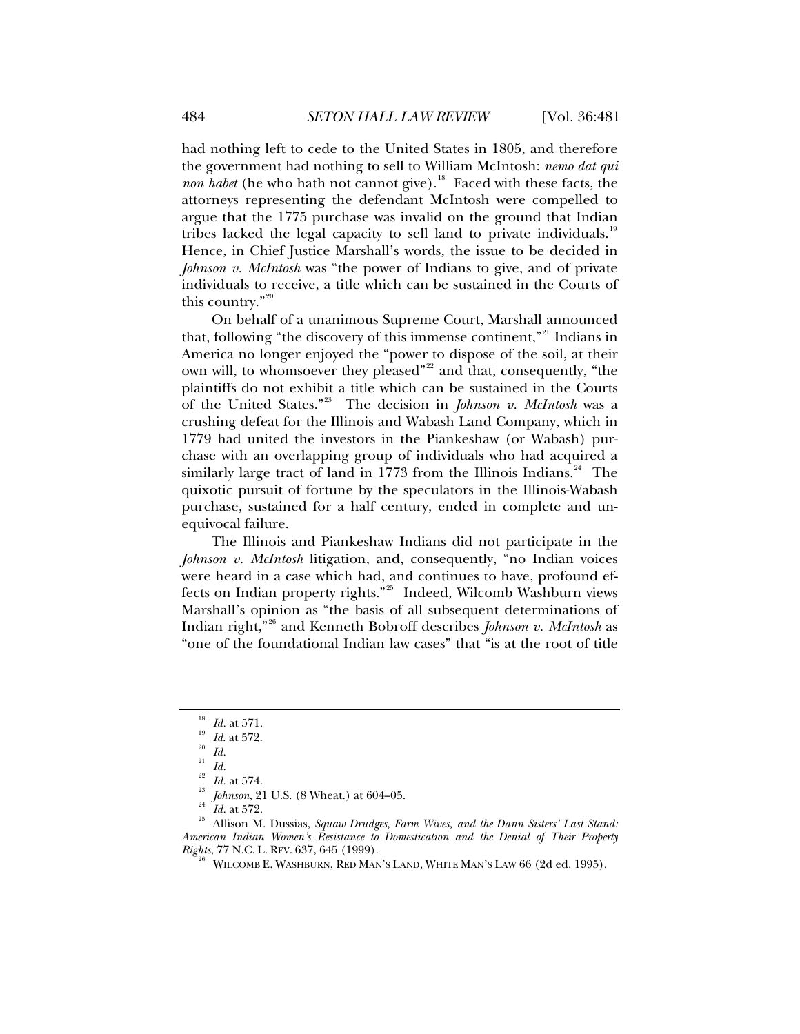had nothing left to cede to the United States in 1805, and therefore the government had nothing to sell to William McIntosh: *nemo dat qui non habet* (he who hath not cannot give).[18] Faced with these facts, the attorneys representing the defendant McIntosh were compelled to argue that the 1775 purchase was invalid on the ground that Indian tribes lacked the legal capacity to sell land to private individuals.[19] Hence, in Chief Justice Marshall's words, the issue to be decided in *Johnson v. McIntosh* was "the power of Indians to give, and of private individuals to receive, a title which can be sustained in the Courts of this country."[20]

On behalf of a unanimous Supreme Court, Marshall announced that, following "the discovery of this immense continent,"[21] Indians in America no longer enjoyed the "power to dispose of the soil, at their own will, to whomsoever they pleased"[22] and that, consequently, "the plaintiffs do not exhibit a title which can be sustained in the Courts of the United States."[23] The decision in *Johnson v. McIntosh* was a crushing defeat for the Illinois and Wabash Land Company, which in 1779 had united the investors in the Piankeshaw (or Wabash) purchase with an overlapping group of individuals who had acquired a similarly large tract of land in 1773 from the Illinois Indians.[24] The quixotic pursuit of fortune by the speculators in the Illinois-Wabash purchase, sustained for a half century, ended in complete and unequivocal failure.

The Illinois and Piankeshaw Indians did not participate in the *Johnson v. McIntosh* litigation, and, consequently, "no Indian voices were heard in a case which had, and continues to have, profound effects on Indian property rights."[25] Indeed, Wilcomb Washburn views Marshall's opinion as "the basis of all subsequent determinations of Indian right,"[26] and Kenneth Bobroff describes *Johnson v. McIntosh* as "one of the foundational Indian law cases" that "is at the root of title

---

[18] *Id.* at 571.

[19] *Id.* at 572.

[20] *Id.*

[21] *Id.*

[22] *Id.* at 574.

[23] *Johnson*, 21 U.S. (8 Wheat.) at 604–05.

[24] *Id.* at 572.

[25] Allison M. Dussias, *Squaw Drudges, Farm Wives, and the Dann Sisters' Last Stand: American Indian Women's Resistance to Domestication and the Denial of Their Property Rights*, 77 N.C. L. REV. 637, 645 (1999).

[26] WILCOMB E. WASHBURN, RED MAN'S LAND, WHITE MAN'S LAW 66 (2d ed. 1995).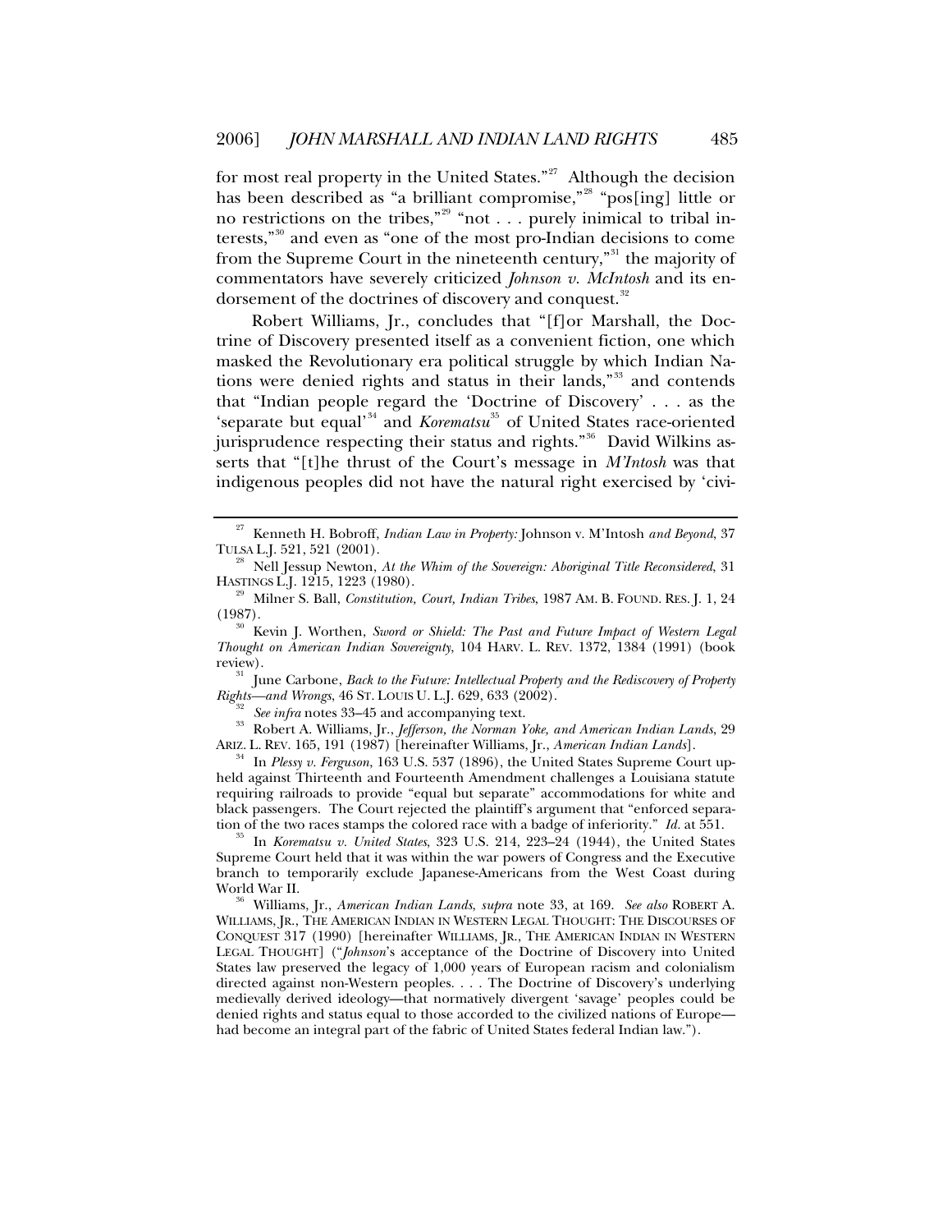for most real property in the United States."[27] Although the decision has been described as "a brilliant compromise,"[28] "pos[ing] little or no restrictions on the tribes,"[29] "not . . . purely inimical to tribal interests,"[30] and even as "one of the most pro-Indian decisions to come from the Supreme Court in the nineteenth century,"[31] the majority of commentators have severely criticized *Johnson v. McIntosh* and its endorsement of the doctrines of discovery and conquest.[32]

Robert Williams, Jr., concludes that "[f]or Marshall, the Doctrine of Discovery presented itself as a convenient fiction, one which masked the Revolutionary era political struggle by which Indian Nations were denied rights and status in their lands,"[33] and contends that "Indian people regard the 'Doctrine of Discovery' . . . as the 'separate but equal'[34] and *Korematsu*[35] of United States race-oriented jurisprudence respecting their status and rights."[36] David Wilkins asserts that "[t]he thrust of the Court's message in *M'Intosh* was that indigenous peoples did not have the natural right exercised by 'civi-

---

[27] Kenneth H. Bobroff, *Indian Law in Property:* Johnson v. M'Intosh *and Beyond*, 37 TULSA L.J. 521, 521 (2001).

[28] Nell Jessup Newton, *At the Whim of the Sovereign: Aboriginal Title Reconsidered*, 31 HASTINGS L.J. 1215, 1223 (1980).

[29] Milner S. Ball, *Constitution, Court, Indian Tribes*, 1987 AM. B. FOUND. RES. J. 1, 24 (1987).

[30] Kevin J. Worthen, *Sword or Shield: The Past and Future Impact of Western Legal Thought on American Indian Sovereignty*, 104 HARV. L. REV. 1372, 1384 (1991) (book review).

[31] June Carbone, *Back to the Future: Intellectual Property and the Rediscovery of Property Rights—and Wrongs*, 46 ST. LOUIS U. L.J. 629, 633 (2002).

[32] *See infra* notes 33–45 and accompanying text.

[33] Robert A. Williams, Jr., *Jefferson, the Norman Yoke, and American Indian Lands*, 29 ARIZ. L. REV. 165, 191 (1987) [hereinafter Williams, Jr., *American Indian Lands*].

[34] In *Plessy v. Ferguson*, 163 U.S. 537 (1896), the United States Supreme Court upheld against Thirteenth and Fourteenth Amendment challenges a Louisiana statute requiring railroads to provide "equal but separate" accommodations for white and black passengers. The Court rejected the plaintiff's argument that "enforced separation of the two races stamps the colored race with a badge of inferiority." *Id.* at 551.

[35] In *Korematsu v. United States*, 323 U.S. 214, 223–24 (1944), the United States Supreme Court held that it was within the war powers of Congress and the Executive branch to temporarily exclude Japanese-Americans from the West Coast during World War II.

[36] Williams, Jr., *American Indian Lands*, *supra* note 33, at 169. *See also* ROBERT A. WILLIAMS, JR., THE AMERICAN INDIAN IN WESTERN LEGAL THOUGHT: THE DISCOURSES OF CONQUEST 317 (1990) [hereinafter WILLIAMS, JR., THE AMERICAN INDIAN IN WESTERN LEGAL THOUGHT] ("*Johnson*'s acceptance of the Doctrine of Discovery into United States law preserved the legacy of 1,000 years of European racism and colonialism directed against non-Western peoples. . . . The Doctrine of Discovery's underlying medievally derived ideology—that normatively divergent 'savage' peoples could be denied rights and status equal to those accorded to the civilized nations of Europe—had become an integral part of the fabric of United States federal Indian law.").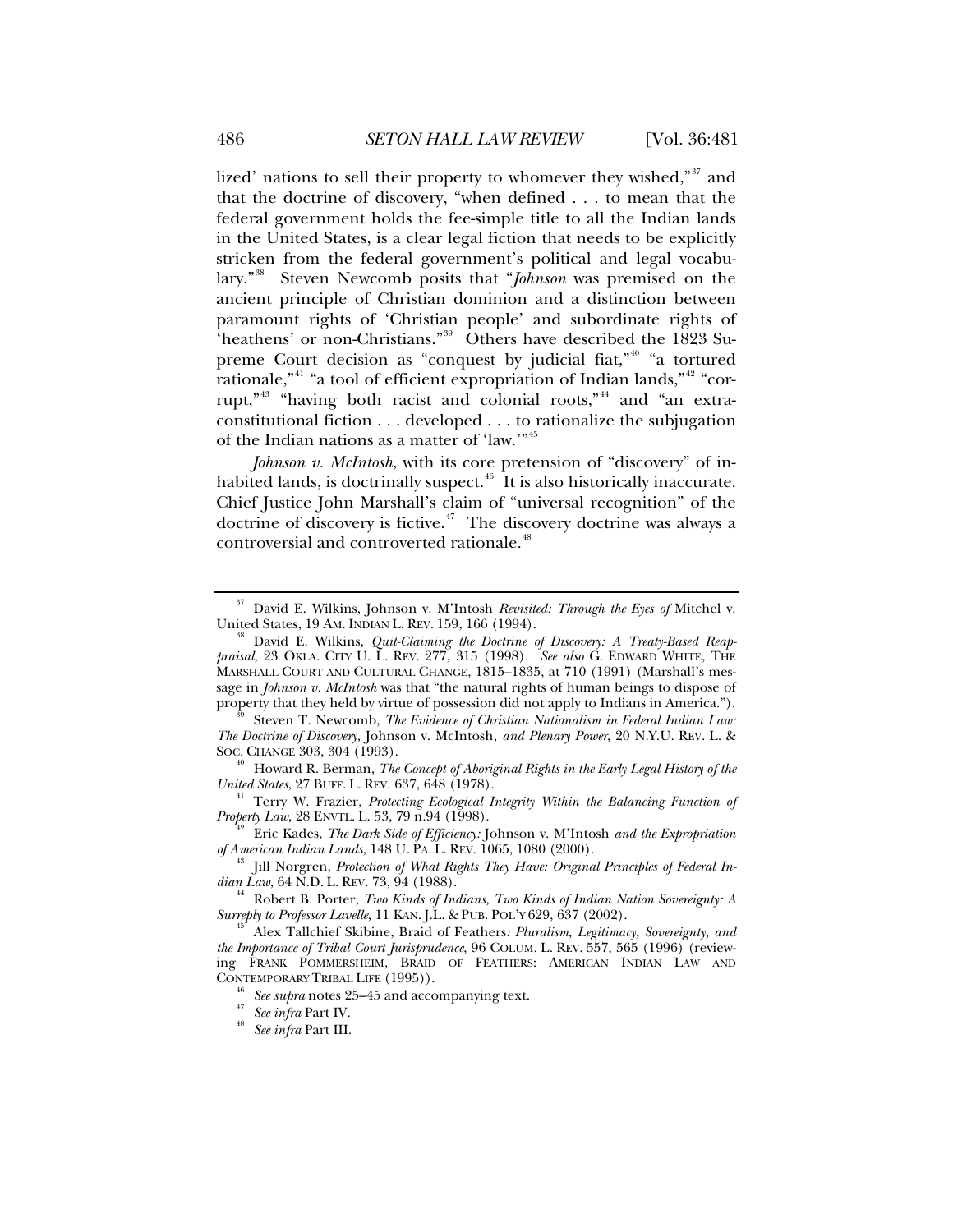lized' nations to sell their property to whomever they wished,"[37] and that the doctrine of discovery, "when defined . . . to mean that the federal government holds the fee-simple title to all the Indian lands in the United States, is a clear legal fiction that needs to be explicitly stricken from the federal government's political and legal vocabulary."[38] Steven Newcomb posits that "*Johnson* was premised on the ancient principle of Christian dominion and a distinction between paramount rights of 'Christian people' and subordinate rights of 'heathens' or non-Christians."[39] Others have described the 1823 Supreme Court decision as "conquest by judicial fiat,"[40] "a tortured rationale,"[41] "a tool of efficient expropriation of Indian lands,"[42] "corrupt,"[43] "having both racist and colonial roots,"[44] and "an extra-constitutional fiction . . . developed . . . to rationalize the subjugation of the Indian nations as a matter of 'law.'"[45]

*Johnson v. McIntosh*, with its core pretension of "discovery" of inhabited lands, is doctrinally suspect.[46] It is also historically inaccurate. Chief Justice John Marshall's claim of "universal recognition" of the doctrine of discovery is fictive.[47] The discovery doctrine was always a controversial and controverted rationale.[48]

---

[37] David E. Wilkins, Johnson v. M'Intosh *Revisited: Through the Eyes of* Mitchel v. United States, 19 AM. INDIAN L. REV. 159, 166 (1994).

[38] David E. Wilkins, *Quit-Claiming the Doctrine of Discovery: A Treaty-Based Reappraisal*, 23 OKLA. CITY U. L. REV. 277, 315 (1998). *See also* G. EDWARD WHITE, THE MARSHALL COURT AND CULTURAL CHANGE, 1815–1835, at 710 (1991) (Marshall's message in *Johnson v. McIntosh* was that "the natural rights of human beings to dispose of property that they held by virtue of possession did not apply to Indians in America.").

[39] Steven T. Newcomb, *The Evidence of Christian Nationalism in Federal Indian Law: The Doctrine of Discovery,* Johnson v. McIntosh*, and Plenary Power*, 20 N.Y.U. REV. L. & SOC. CHANGE 303, 304 (1993).

[40] Howard R. Berman, *The Concept of Aboriginal Rights in the Early Legal History of the United States*, 27 BUFF. L. REV. 637, 648 (1978).

[41] Terry W. Frazier, *Protecting Ecological Integrity Within the Balancing Function of Property Law*, 28 ENVTL. L. 53, 79 n.94 (1998).

[42] Eric Kades, *The Dark Side of Efficiency:* Johnson v. M'Intosh *and the Expropriation of American Indian Lands*, 148 U. PA. L. REV. 1065, 1080 (2000).

[43] Jill Norgren, *Protection of What Rights They Have: Original Principles of Federal Indian Law*, 64 N.D. L. REV. 73, 94 (1988).

[44] Robert B. Porter, *Two Kinds of Indians, Two Kinds of Indian Nation Sovereignty: A Surreply to Professor Lavelle*, 11 KAN. J.L. & PUB. POL'Y 629, 637 (2002).

[45] Alex Tallchief Skibine, Braid of Feathers*: Pluralism, Legitimacy, Sovereignty, and the Importance of Tribal Court Jurisprudence*, 96 COLUM. L. REV. 557, 565 (1996) (reviewing FRANK POMMERSHEIM, BRAID OF FEATHERS: AMERICAN INDIAN LAW AND CONTEMPORARY TRIBAL LIFE (1995)).

[46] *See supra* notes 25–45 and accompanying text.

[47] *See infra* Part IV.

[48] *See infra* Part III.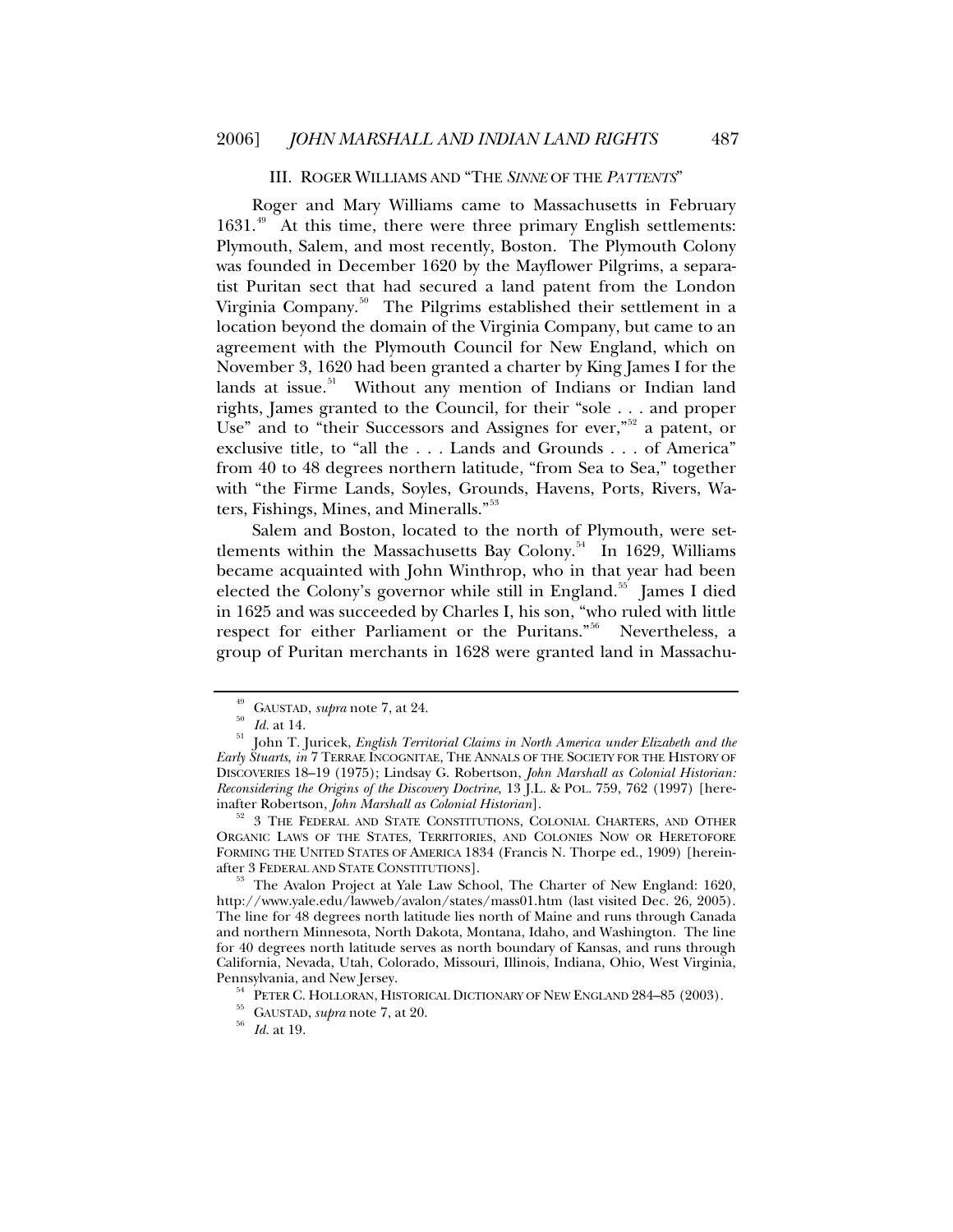## III. ROGER WILLIAMS AND "THE *SINNE* OF THE *PATTENTS*"

Roger and Mary Williams came to Massachusetts in February 1631.[49] At this time, there were three primary English settlements: Plymouth, Salem, and most recently, Boston. The Plymouth Colony was founded in December 1620 by the Mayflower Pilgrims, a separatist Puritan sect that had secured a land patent from the London Virginia Company.[50] The Pilgrims established their settlement in a location beyond the domain of the Virginia Company, but came to an agreement with the Plymouth Council for New England, which on November 3, 1620 had been granted a charter by King James I for the lands at issue.[51] Without any mention of Indians or Indian land rights, James granted to the Council, for their "sole . . . and proper Use" and to "their Successors and Assignes for ever,"[52] a patent, or exclusive title, to "all the . . . Lands and Grounds . . . of America" from 40 to 48 degrees northern latitude, "from Sea to Sea," together with "the Firme Lands, Soyles, Grounds, Havens, Ports, Rivers, Waters, Fishings, Mines, and Mineralls."[53]

Salem and Boston, located to the north of Plymouth, were settlements within the Massachusetts Bay Colony.[54] In 1629, Williams became acquainted with John Winthrop, who in that year had been elected the Colony's governor while still in England.[55] James I died in 1625 and was succeeded by Charles I, his son, "who ruled with little respect for either Parliament or the Puritans."[56] Nevertheless, a group of Puritan merchants in 1628 were granted land in Massachu-

---

[49] GAUSTAD, *supra* note 7, at 24.

[50] *Id.* at 14.

[51] John T. Juricek, *English Territorial Claims in North America under Elizabeth and the Early Stuarts*, *in* 7 TERRAE INCOGNITAE, THE ANNALS OF THE SOCIETY FOR THE HISTORY OF DISCOVERIES 18–19 (1975); Lindsay G. Robertson, *John Marshall as Colonial Historian: Reconsidering the Origins of the Discovery Doctrine*, 13 J.L. & POL. 759, 762 (1997) [hereinafter Robertson, *John Marshall as Colonial Historian*].

[52] 3 THE FEDERAL AND STATE CONSTITUTIONS, COLONIAL CHARTERS, AND OTHER ORGANIC LAWS OF THE STATES, TERRITORIES, AND COLONIES NOW OR HERETOFORE FORMING THE UNITED STATES OF AMERICA 1834 (Francis N. Thorpe ed., 1909) [hereinafter 3 FEDERAL AND STATE CONSTITUTIONS].

[53] The Avalon Project at Yale Law School, The Charter of New England: 1620, http://www.yale.edu/lawweb/avalon/states/mass01.htm (last visited Dec. 26, 2005). The line for 48 degrees north latitude lies north of Maine and runs through Canada and northern Minnesota, North Dakota, Montana, Idaho, and Washington. The line for 40 degrees north latitude serves as north boundary of Kansas, and runs through California, Nevada, Utah, Colorado, Missouri, Illinois, Indiana, Ohio, West Virginia, Pennsylvania, and New Jersey.

[54] PETER C. HOLLORAN, HISTORICAL DICTIONARY OF NEW ENGLAND 284–85 (2003).

[55] GAUSTAD, *supra* note 7, at 20.

[56] *Id.* at 19.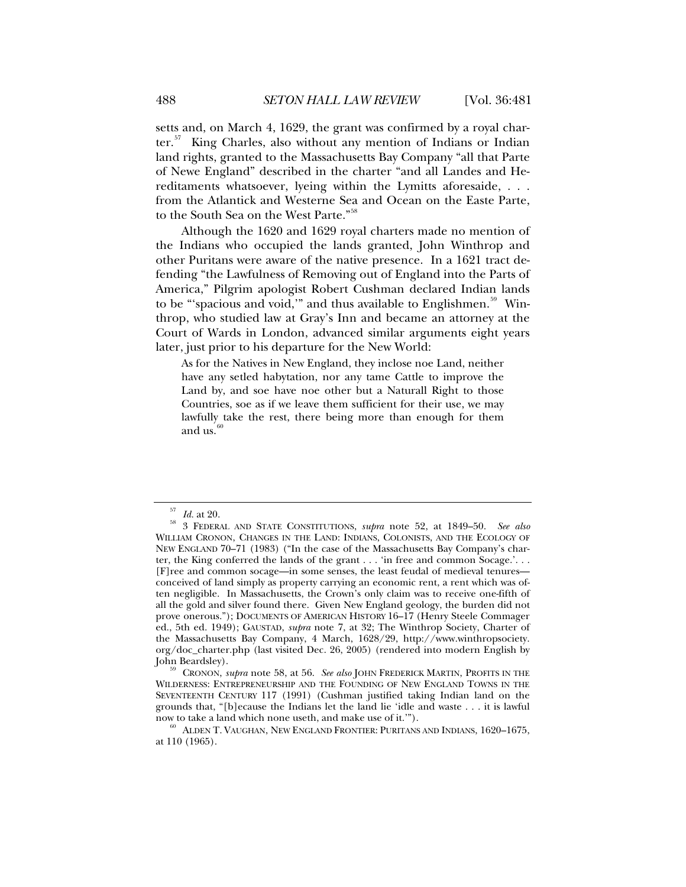setts and, on March 4, 1629, the grant was confirmed by a royal charter.[57] King Charles, also without any mention of Indians or Indian land rights, granted to the Massachusetts Bay Company "all that Parte of Newe England" described in the charter "and all Landes and Hereditaments whatsoever, lyeing within the Lymitts aforesaide, . . . from the Atlantick and Westerne Sea and Ocean on the Easte Parte, to the South Sea on the West Parte."[58]

Although the 1620 and 1629 royal charters made no mention of the Indians who occupied the lands granted, John Winthrop and other Puritans were aware of the native presence. In a 1621 tract defending "the Lawfulness of Removing out of England into the Parts of America," Pilgrim apologist Robert Cushman declared Indian lands to be "'spacious and void,'" and thus available to Englishmen.[59] Winthrop, who studied law at Gray's Inn and became an attorney at the Court of Wards in London, advanced similar arguments eight years later, just prior to his departure for the New World:

> As for the Natives in New England, they inclose noe Land, neither have any setled habytation, nor any tame Cattle to improve the Land by, and soe have noe other but a Naturall Right to those Countries, soe as if we leave them sufficient for their use, we may lawfully take the rest, there being more than enough for them and us.[60]

---

[57] *Id.* at 20.

[58] 3 FEDERAL AND STATE CONSTITUTIONS, *supra* note 52, at 1849–50. *See also* WILLIAM CRONON, CHANGES IN THE LAND: INDIANS, COLONISTS, AND THE ECOLOGY OF NEW ENGLAND 70–71 (1983) ("In the case of the Massachusetts Bay Company's charter, the King conferred the lands of the grant . . . 'in free and common Socage.'. . . [F]ree and common socage—in some senses, the least feudal of medieval tenures—conceived of land simply as property carrying an economic rent, a rent which was often negligible. In Massachusetts, the Crown's only claim was to receive one-fifth of all the gold and silver found there. Given New England geology, the burden did not prove onerous."); DOCUMENTS OF AMERICAN HISTORY 16–17 (Henry Steele Commager ed., 5th ed. 1949); GAUSTAD, *supra* note 7, at 32; The Winthrop Society, Charter of the Massachusetts Bay Company, 4 March, 1628/29, http://www.winthropsociety.org/doc_charter.php (last visited Dec. 26, 2005) (rendered into modern English by John Beardsley).

[59] CRONON, *supra* note 58, at 56. *See also* JOHN FREDERICK MARTIN, PROFITS IN THE WILDERNESS: ENTREPRENEURSHIP AND THE FOUNDING OF NEW ENGLAND TOWNS IN THE SEVENTEENTH CENTURY 117 (1991) (Cushman justified taking Indian land on the grounds that, "[b]ecause the Indians let the land lie 'idle and waste . . . it is lawful now to take a land which none useth, and make use of it.'").

[60] ALDEN T. VAUGHAN, NEW ENGLAND FRONTIER: PURITANS AND INDIANS, 1620–1675, at 110 (1965).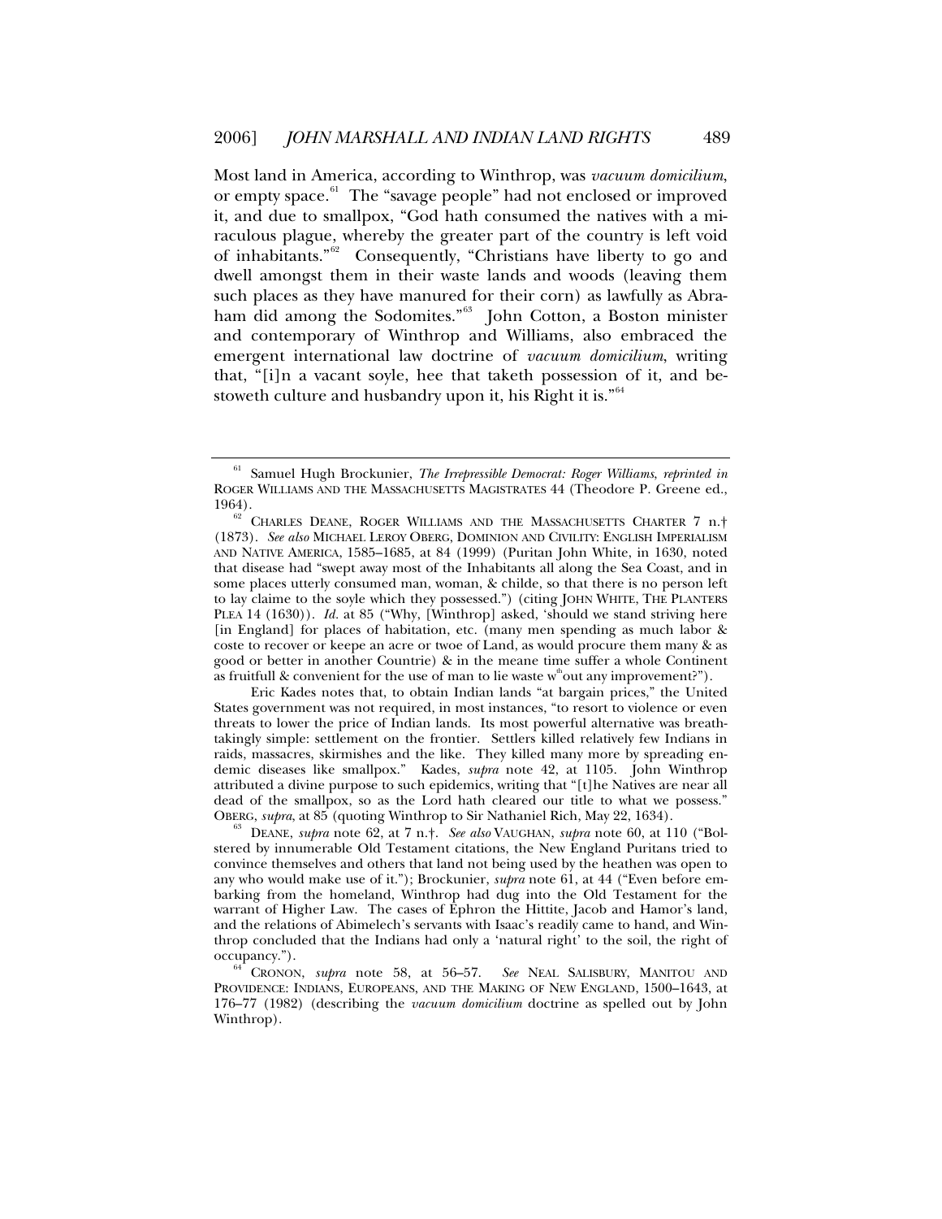Most land in America, according to Winthrop, was *vacuum domicilium*, or empty space.[61] The "savage people" had not enclosed or improved it, and due to smallpox, "God hath consumed the natives with a miraculous plague, whereby the greater part of the country is left void of inhabitants."[62] Consequently, "Christians have liberty to go and dwell amongst them in their waste lands and woods (leaving them such places as they have manured for their corn) as lawfully as Abraham did among the Sodomites."[63] John Cotton, a Boston minister and contemporary of Winthrop and Williams, also embraced the emergent international law doctrine of *vacuum domicilium*, writing that, "[i]n a vacant soyle, hee that taketh possession of it, and bestoweth culture and husbandry upon it, his Right it is."[64]

---

[61] Samuel Hugh Brockunier, *The Irrepressible Democrat: Roger Williams*, *reprinted in* ROGER WILLIAMS AND THE MASSACHUSETTS MAGISTRATES 44 (Theodore P. Greene ed., 1964).

[62] CHARLES DEANE, ROGER WILLIAMS AND THE MASSACHUSETTS CHARTER 7 n.† (1873). *See also* MICHAEL LEROY OBERG, DOMINION AND CIVILITY: ENGLISH IMPERIALISM AND NATIVE AMERICA, 1585–1685, at 84 (1999) (Puritan John White, in 1630, noted that disease had "swept away most of the Inhabitants all along the Sea Coast, and in some places utterly consumed man, woman, & childe, so that there is no person left to lay claime to the soyle which they possessed.") (citing JOHN WHITE, THE PLANTERS PLEA 14 (1630)). *Id.* at 85 ("Why, [Winthrop] asked, 'should we stand striving here [in England] for places of habitation, etc. (many men spending as much labor & coste to recover or keepe an acre or twoe of Land, as would procure them many & as good or better in another Countrie) & in the meane time suffer a whole Continent as fruitfull & convenient for the use of man to lie waste w[th]out any improvement?").

Eric Kades notes that, to obtain Indian lands "at bargain prices," the United States government was not required, in most instances, "to resort to violence or even threats to lower the price of Indian lands. Its most powerful alternative was breathtakingly simple: settlement on the frontier. Settlers killed relatively few Indians in raids, massacres, skirmishes and the like. They killed many more by spreading endemic diseases like smallpox." Kades, *supra* note 42, at 1105. John Winthrop attributed a divine purpose to such epidemics, writing that "[t]he Natives are near all dead of the smallpox, so as the Lord hath cleared our title to what we possess." OBERG, *supra*, at 85 (quoting Winthrop to Sir Nathaniel Rich, May 22, 1634).

[63] DEANE, *supra* note 62, at 7 n.†. *See also* VAUGHAN, *supra* note 60, at 110 ("Bolstered by innumerable Old Testament citations, the New England Puritans tried to convince themselves and others that land not being used by the heathen was open to any who would make use of it."); Brockunier, *supra* note 61, at 44 ("Even before embarking from the homeland, Winthrop had dug into the Old Testament for the warrant of Higher Law. The cases of Ephron the Hittite, Jacob and Hamor's land, and the relations of Abimelech's servants with Isaac's readily came to hand, and Winthrop concluded that the Indians had only a 'natural right' to the soil, the right of occupancy.").

[64] CRONON, *supra* note 58, at 56–57. *See* NEAL SALISBURY, MANITOU AND PROVIDENCE: INDIANS, EUROPEANS, AND THE MAKING OF NEW ENGLAND, 1500–1643, at 176–77 (1982) (describing the *vacuum domicilium* doctrine as spelled out by John Winthrop).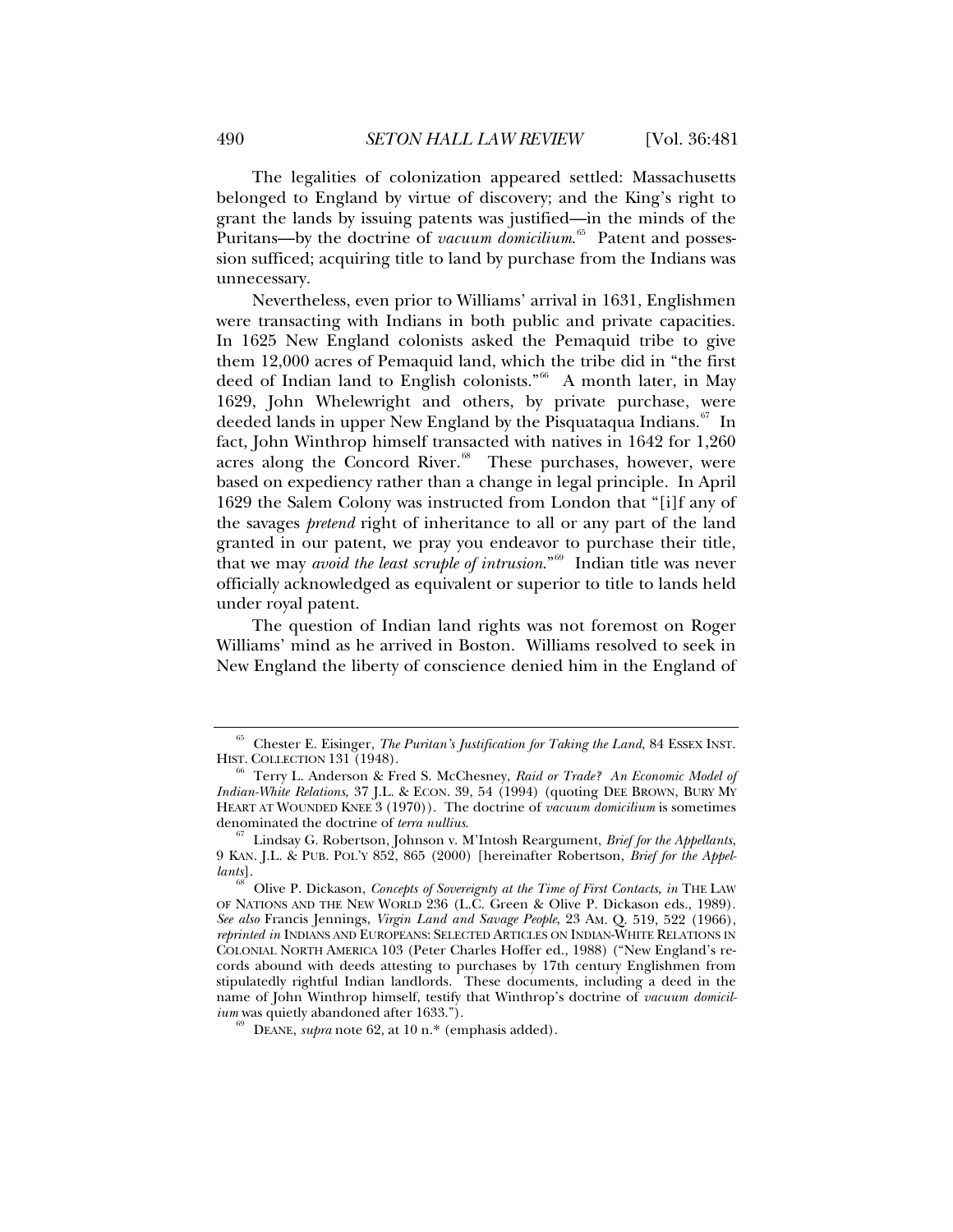The legalities of colonization appeared settled: Massachusetts belonged to England by virtue of discovery; and the King's right to grant the lands by issuing patents was justified—in the minds of the Puritans—by the doctrine of *vacuum domicilium*.[65] Patent and possession sufficed; acquiring title to land by purchase from the Indians was unnecessary.

Nevertheless, even prior to Williams' arrival in 1631, Englishmen were transacting with Indians in both public and private capacities. In 1625 New England colonists asked the Pemaquid tribe to give them 12,000 acres of Pemaquid land, which the tribe did in "the first deed of Indian land to English colonists."[66] A month later, in May 1629, John Whelewright and others, by private purchase, were deeded lands in upper New England by the Pisquataqua Indians.[67] In fact, John Winthrop himself transacted with natives in 1642 for 1,260 acres along the Concord River.[68] These purchases, however, were based on expediency rather than a change in legal principle. In April 1629 the Salem Colony was instructed from London that "[i]f any of the savages *pretend* right of inheritance to all or any part of the land granted in our patent, we pray you endeavor to purchase their title, that we may *avoid the least scruple of intrusion*."[69] Indian title was never officially acknowledged as equivalent or superior to title to lands held under royal patent.

The question of Indian land rights was not foremost on Roger Williams' mind as he arrived in Boston. Williams resolved to seek in New England the liberty of conscience denied him in the England of

---

[65] Chester E. Eisinger, *The Puritan's Justification for Taking the Land*, 84 ESSEX INST. HIST. COLLECTION 131 (1948).

[66] Terry L. Anderson & Fred S. McChesney, *Raid or Trade? An Economic Model of Indian-White Relations*, 37 J.L. & ECON. 39, 54 (1994) (quoting DEE BROWN, BURY MY HEART AT WOUNDED KNEE 3 (1970)). The doctrine of *vacuum domicilium* is sometimes denominated the doctrine of *terra nullius*.

[67] Lindsay G. Robertson, Johnson v. M'Intosh Reargument, *Brief for the Appellants*, 9 KAN. J.L. & PUB. POL'Y 852, 865 (2000) [hereinafter Robertson, *Brief for the Appellants*].

[68] Olive P. Dickason, *Concepts of Sovereignty at the Time of First Contacts*, *in* THE LAW OF NATIONS AND THE NEW WORLD 236 (L.C. Green & Olive P. Dickason eds., 1989). *See also* Francis Jennings, *Virgin Land and Savage People*, 23 AM. Q. 519, 522 (1966), *reprinted in* INDIANS AND EUROPEANS: SELECTED ARTICLES ON INDIAN-WHITE RELATIONS IN COLONIAL NORTH AMERICA 103 (Peter Charles Hoffer ed., 1988) ("New England's records abound with deeds attesting to purchases by 17th century Englishmen from stipulatedly rightful Indian landlords. These documents, including a deed in the name of John Winthrop himself, testify that Winthrop's doctrine of *vacuum domicilium* was quietly abandoned after 1633.").

[69] DEANE, *supra* note 62, at 10 n.* (emphasis added).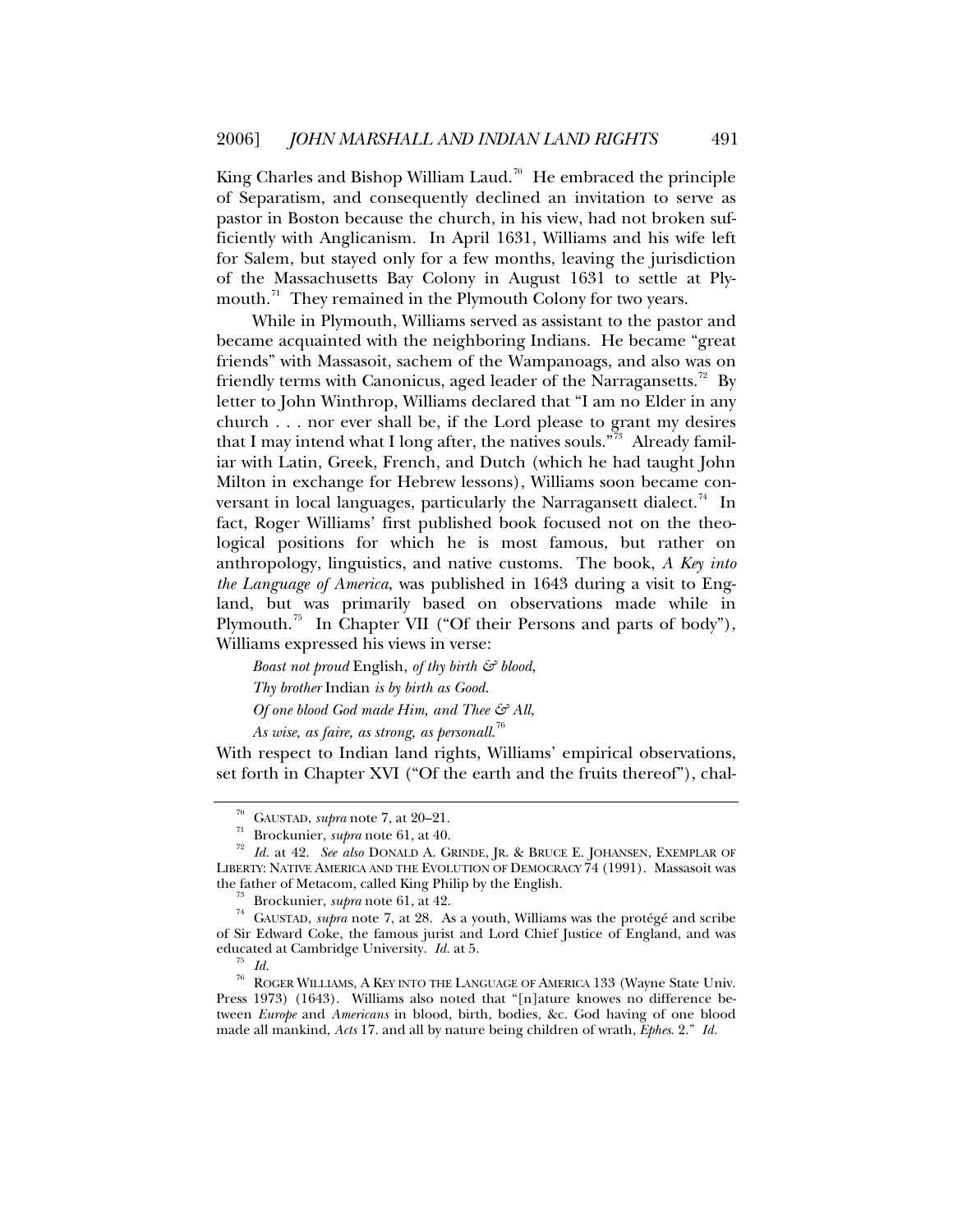King Charles and Bishop William Laud.[70] He embraced the principle of Separatism, and consequently declined an invitation to serve as pastor in Boston because the church, in his view, had not broken sufficiently with Anglicanism. In April 1631, Williams and his wife left for Salem, but stayed only for a few months, leaving the jurisdiction of the Massachusetts Bay Colony in August 1631 to settle at Plymouth.[71] They remained in the Plymouth Colony for two years.

While in Plymouth, Williams served as assistant to the pastor and became acquainted with the neighboring Indians. He became "great friends" with Massasoit, sachem of the Wampanoags, and also was on friendly terms with Canonicus, aged leader of the Narragansetts.[72] By letter to John Winthrop, Williams declared that "I am no Elder in any church . . . nor ever shall be, if the Lord please to grant my desires that I may intend what I long after, the natives souls."[73] Already familiar with Latin, Greek, French, and Dutch (which he had taught John Milton in exchange for Hebrew lessons), Williams soon became conversant in local languages, particularly the Narragansett dialect.[74] In fact, Roger Williams' first published book focused not on the theological positions for which he is most famous, but rather on anthropology, linguistics, and native customs. The book, *A Key into the Language of America*, was published in 1643 during a visit to England, but was primarily based on observations made while in Plymouth.[75] In Chapter VII ("Of their Persons and parts of body"), Williams expressed his views in verse:

> *Boast not proud* English, *of thy birth & blood,*
>
> *Thy brother* Indian *is by birth as Good.*
>
> *Of one blood God made Him, and Thee & All,*
>
> *As wise, as faire, as strong, as personall.*[76]

With respect to Indian land rights, Williams' empirical observations, set forth in Chapter XVI ("Of the earth and the fruits thereof"), chal-

---

[70] GAUSTAD, *supra* note 7, at 20–21.

[71] Brockunier, *supra* note 61, at 40.

[72] *Id.* at 42. *See also* DONALD A. GRINDE, JR. & BRUCE E. JOHANSEN, EXEMPLAR OF LIBERTY: NATIVE AMERICA AND THE EVOLUTION OF DEMOCRACY 74 (1991). Massasoit was the father of Metacom, called King Philip by the English.

[73] Brockunier, *supra* note 61, at 42.

[74] GAUSTAD, *supra* note 7, at 28. As a youth, Williams was the protégé and scribe of Sir Edward Coke, the famous jurist and Lord Chief Justice of England, and was educated at Cambridge University. *Id.* at 5.

[75] *Id.*

[76] ROGER WILLIAMS, A KEY INTO THE LANGUAGE OF AMERICA 133 (Wayne State Univ. Press 1973) (1643). Williams also noted that "[n]ature knowes no difference between *Europe* and *Americans* in blood, birth, bodies, &c. God having of one blood made all mankind, *Acts* 17. and all by nature being children of wrath, *Ephes.* 2." *Id.*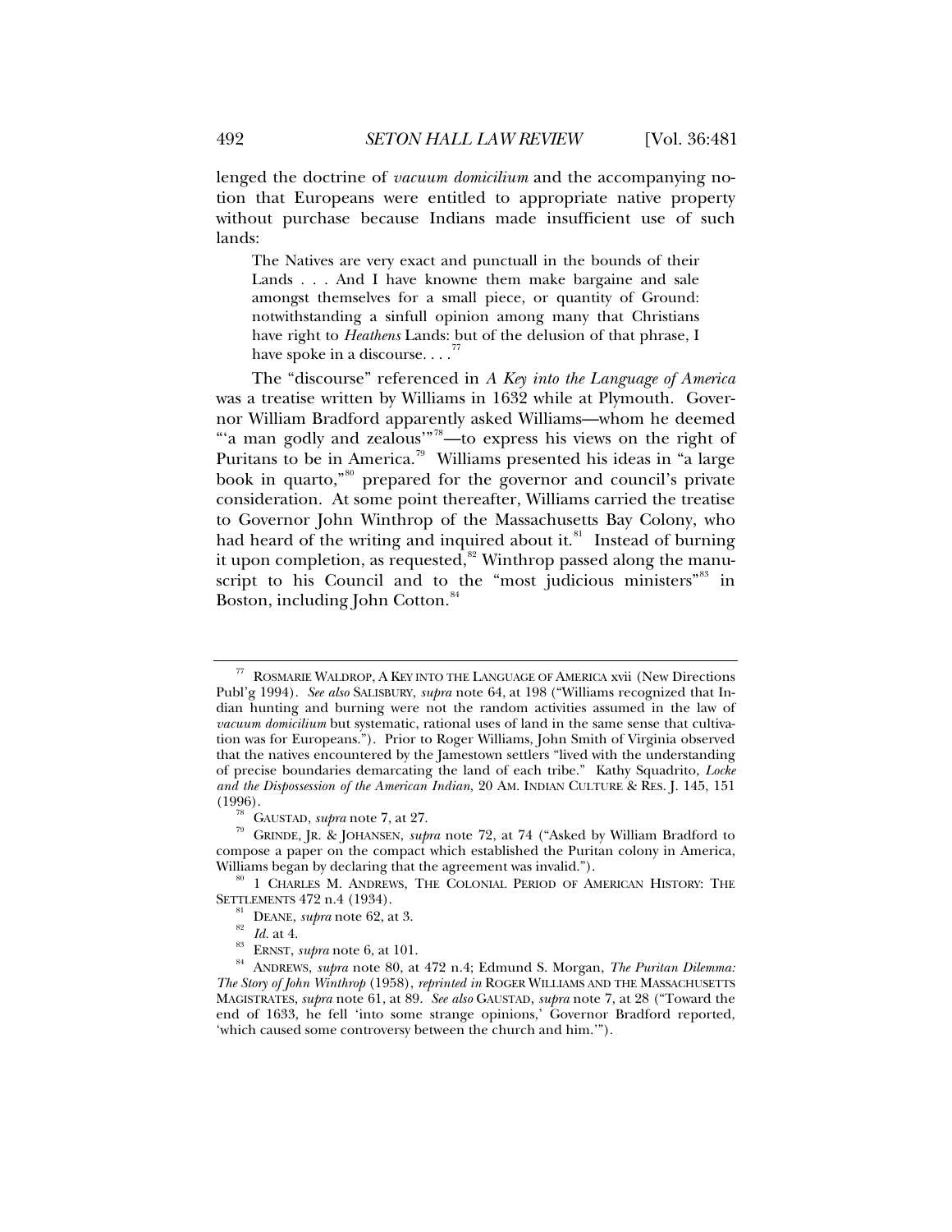lenged the doctrine of *vacuum domicilium* and the accompanying notion that Europeans were entitled to appropriate native property without purchase because Indians made insufficient use of such lands:

> The Natives are very exact and punctuall in the bounds of their Lands . . . And I have knowne them make bargaine and sale amongst themselves for a small piece, or quantity of Ground: notwithstanding a sinfull opinion among many that Christians have right to *Heathens* Lands: but of the delusion of that phrase, I have spoke in a discourse. . . .[77]

The "discourse" referenced in *A Key into the Language of America* was a treatise written by Williams in 1632 while at Plymouth. Governor William Bradford apparently asked Williams—whom he deemed "'a man godly and zealous'"[78]—to express his views on the right of Puritans to be in America.[79] Williams presented his ideas in "a large book in quarto,"[80] prepared for the governor and council's private consideration. At some point thereafter, Williams carried the treatise to Governor John Winthrop of the Massachusetts Bay Colony, who had heard of the writing and inquired about it.[81] Instead of burning it upon completion, as requested,[82] Winthrop passed along the manuscript to his Council and to the "most judicious ministers"[83] in Boston, including John Cotton.[84]

---

[77] ROSMARIE WALDROP, A KEY INTO THE LANGUAGE OF AMERICA xvii (New Directions Publ'g 1994). *See also* SALISBURY, *supra* note 64, at 198 ("Williams recognized that Indian hunting and burning were not the random activities assumed in the law of *vacuum domicilium* but systematic, rational uses of land in the same sense that cultivation was for Europeans."). Prior to Roger Williams, John Smith of Virginia observed that the natives encountered by the Jamestown settlers "lived with the understanding of precise boundaries demarcating the land of each tribe." Kathy Squadrito, *Locke and the Dispossession of the American Indian*, 20 AM. INDIAN CULTURE & RES. J. 145, 151 (1996).

[78] GAUSTAD, *supra* note 7, at 27.

[79] GRINDE, JR. & JOHANSEN, *supra* note 72, at 74 ("Asked by William Bradford to compose a paper on the compact which established the Puritan colony in America, Williams began by declaring that the agreement was invalid.").

[80] 1 CHARLES M. ANDREWS, THE COLONIAL PERIOD OF AMERICAN HISTORY: THE SETTLEMENTS 472 n.4 (1934).

[81] DEANE, *supra* note 62, at 3.

[82] *Id.* at 4.

[83] ERNST, *supra* note 6, at 101.

[84] ANDREWS, *supra* note 80, at 472 n.4; Edmund S. Morgan, *The Puritan Dilemma: The Story of John Winthrop* (1958), *reprinted in* ROGER WILLIAMS AND THE MASSACHUSETTS MAGISTRATES, *supra* note 61, at 89. *See also* GAUSTAD, *supra* note 7, at 28 ("Toward the end of 1633, he fell 'into some strange opinions,' Governor Bradford reported, 'which caused some controversy between the church and him.'").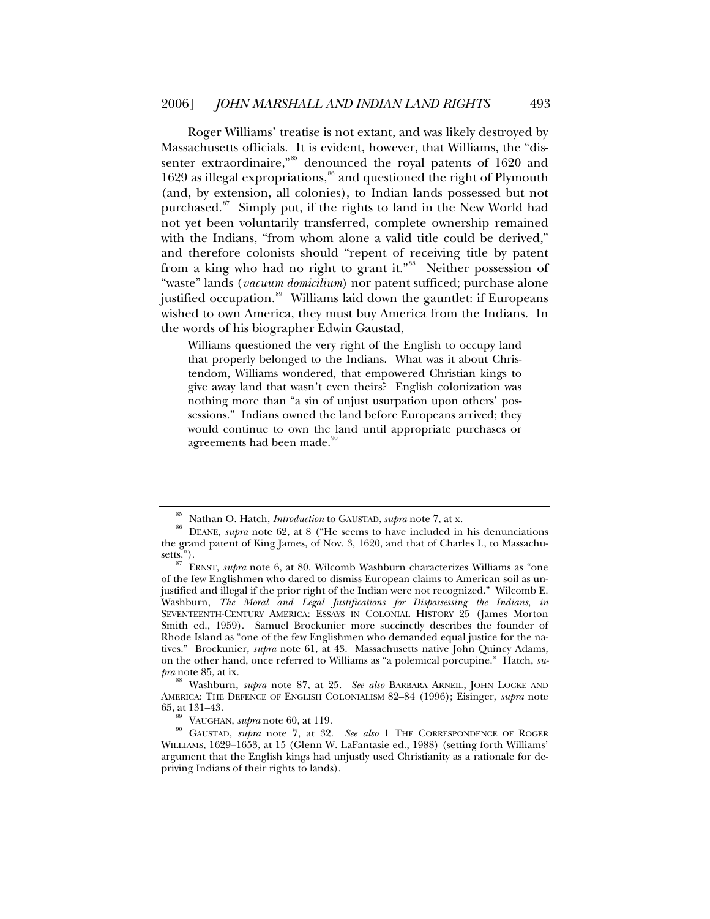Roger Williams' treatise is not extant, and was likely destroyed by Massachusetts officials. It is evident, however, that Williams, the "dissenter extraordinaire,"[85] denounced the royal patents of 1620 and 1629 as illegal expropriations,[86] and questioned the right of Plymouth (and, by extension, all colonies), to Indian lands possessed but not purchased.[87] Simply put, if the rights to land in the New World had not yet been voluntarily transferred, complete ownership remained with the Indians, "from whom alone a valid title could be derived," and therefore colonists should "repent of receiving title by patent from a king who had no right to grant it."[88] Neither possession of "waste" lands (*vacuum domicilium*) nor patent sufficed; purchase alone justified occupation.[89] Williams laid down the gauntlet: if Europeans wished to own America, they must buy America from the Indians. In the words of his biographer Edwin Gaustad,

> Williams questioned the very right of the English to occupy land that properly belonged to the Indians. What was it about Christendom, Williams wondered, that empowered Christian kings to give away land that wasn't even theirs? English colonization was nothing more than "a sin of unjust usurpation upon others' possessions." Indians owned the land before Europeans arrived; they would continue to own the land until appropriate purchases or agreements had been made.[90]

---

[85] Nathan O. Hatch, *Introduction* to GAUSTAD, *supra* note 7, at x.

[86] DEANE, *supra* note 62, at 8 ("He seems to have included in his denunciations the grand patent of King James, of Nov. 3, 1620, and that of Charles I., to Massachusetts.").

[87] ERNST, *supra* note 6, at 80. Wilcomb Washburn characterizes Williams as "one of the few Englishmen who dared to dismiss European claims to American soil as unjustified and illegal if the prior right of the Indian were not recognized." Wilcomb E. Washburn, *The Moral and Legal Justifications for Dispossessing the Indians*, *in* SEVENTEENTH-CENTURY AMERICA: ESSAYS IN COLONIAL HISTORY 25 (James Morton Smith ed., 1959). Samuel Brockunier more succinctly describes the founder of Rhode Island as "one of the few Englishmen who demanded equal justice for the natives." Brockunier, *supra* note 61, at 43. Massachusetts native John Quincy Adams, on the other hand, once referred to Williams as "a polemical porcupine." Hatch, *supra* note 85, at ix.

[88] Washburn, *supra* note 87, at 25. *See also* BARBARA ARNEIL, JOHN LOCKE AND AMERICA: THE DEFENCE OF ENGLISH COLONIALISM 82–84 (1996); Eisinger, *supra* note 65, at 131–43.

[89] VAUGHAN, *supra* note 60, at 119.

[90] GAUSTAD, *supra* note 7, at 32. *See also* 1 THE CORRESPONDENCE OF ROGER WILLIAMS, 1629–1653, at 15 (Glenn W. LaFantasie ed., 1988) (setting forth Williams' argument that the English kings had unjustly used Christianity as a rationale for depriving Indians of their rights to lands).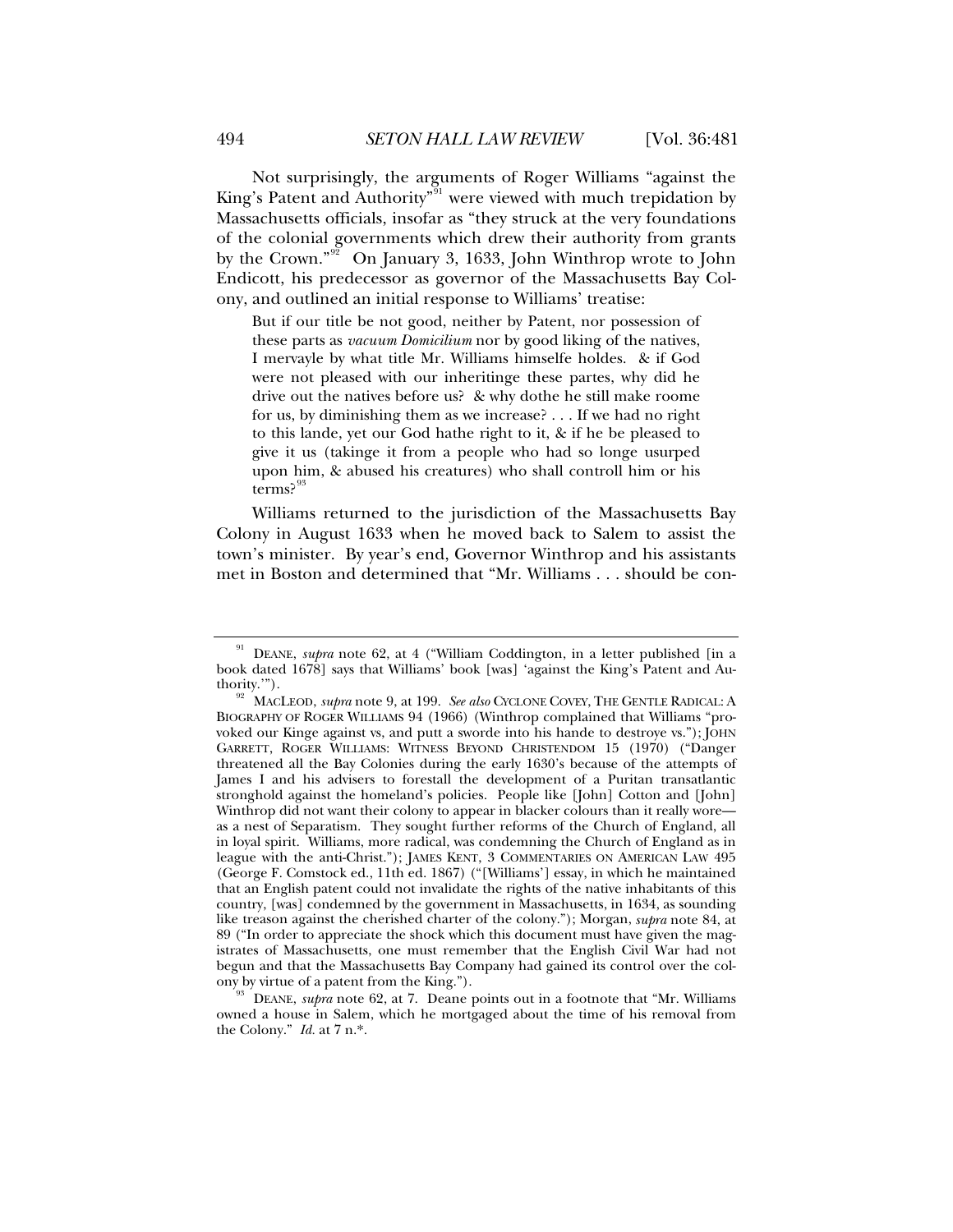Not surprisingly, the arguments of Roger Williams "against the King's Patent and Authority"[91] were viewed with much trepidation by Massachusetts officials, insofar as "they struck at the very foundations of the colonial governments which drew their authority from grants by the Crown."[92] On January 3, 1633, John Winthrop wrote to John Endicott, his predecessor as governor of the Massachusetts Bay Colony, and outlined an initial response to Williams' treatise:

> But if our title be not good, neither by Patent, nor possession of these parts as *vacuum Domicilium* nor by good liking of the natives, I mervayle by what title Mr. Williams himselfe holdes. & if God were not pleased with our inheritinge these partes, why did he drive out the natives before us? & why dothe he still make roome for us, by diminishing them as we increase? . . . If we had no right to this lande, yet our God hathe right to it, & if he be pleased to give it us (takinge it from a people who had so longe usurped upon him, & abused his creatures) who shall controll him or his terms?[93]

Williams returned to the jurisdiction of the Massachusetts Bay Colony in August 1633 when he moved back to Salem to assist the town's minister. By year's end, Governor Winthrop and his assistants met in Boston and determined that "Mr. Williams . . . should be con-

---

[91] DEANE, *supra* note 62, at 4 ("William Coddington, in a letter published [in a book dated 1678] says that Williams' book [was] 'against the King's Patent and Authority.'").

[92] MACLEOD, *supra* note 9, at 199. *See also* CYCLONE COVEY, THE GENTLE RADICAL: A BIOGRAPHY OF ROGER WILLIAMS 94 (1966) (Winthrop complained that Williams "provoked our Kinge against vs, and putt a sworde into his hande to destroye vs."); JOHN GARRETT, ROGER WILLIAMS: WITNESS BEYOND CHRISTENDOM 15 (1970) ("Danger threatened all the Bay Colonies during the early 1630's because of the attempts of James I and his advisers to forestall the development of a Puritan transatlantic stronghold against the homeland's policies. People like [John] Cotton and [John] Winthrop did not want their colony to appear in blacker colours than it really wore—as a nest of Separatism. They sought further reforms of the Church of England, all in loyal spirit. Williams, more radical, was condemning the Church of England as in league with the anti-Christ."); JAMES KENT, 3 COMMENTARIES ON AMERICAN LAW 495 (George F. Comstock ed., 11th ed. 1867) ("[Williams'] essay, in which he maintained that an English patent could not invalidate the rights of the native inhabitants of this country, [was] condemned by the government in Massachusetts, in 1634, as sounding like treason against the cherished charter of the colony."); Morgan, *supra* note 84, at 89 ("In order to appreciate the shock which this document must have given the magistrates of Massachusetts, one must remember that the English Civil War had not begun and that the Massachusetts Bay Company had gained its control over the colony by virtue of a patent from the King.").

[93] DEANE, *supra* note 62, at 7. Deane points out in a footnote that "Mr. Williams owned a house in Salem, which he mortgaged about the time of his removal from the Colony." *Id.* at 7 n.*.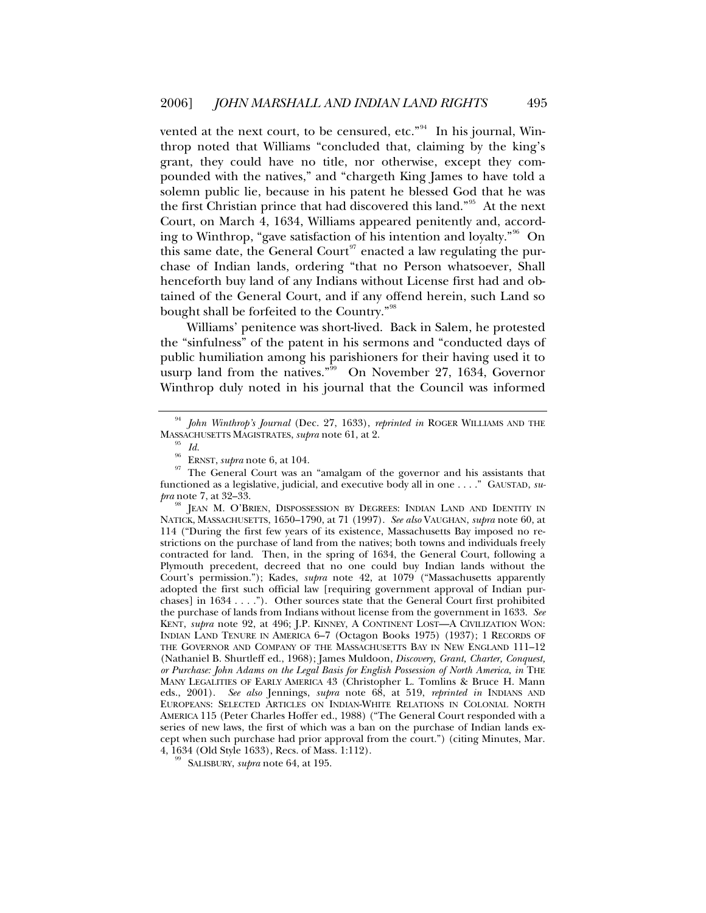vented at the next court, to be censured, etc."[94] In his journal, Winthrop noted that Williams "concluded that, claiming by the king's grant, they could have no title, nor otherwise, except they compounded with the natives," and "chargeth King James to have told a solemn public lie, because in his patent he blessed God that he was the first Christian prince that had discovered this land."[95] At the next Court, on March 4, 1634, Williams appeared penitently and, according to Winthrop, "gave satisfaction of his intention and loyalty."[96] On this same date, the General Court[97] enacted a law regulating the purchase of Indian lands, ordering "that no Person whatsoever, Shall henceforth buy land of any Indians without License first had and obtained of the General Court, and if any offend herein, such Land so bought shall be forfeited to the Country."[98]

Williams' penitence was short-lived. Back in Salem, he protested the "sinfulness" of the patent in his sermons and "conducted days of public humiliation among his parishioners for their having used it to usurp land from the natives."[99] On November 27, 1634, Governor Winthrop duly noted in his journal that the Council was informed

---

[94] *John Winthrop's Journal* (Dec. 27, 1633), *reprinted in* ROGER WILLIAMS AND THE MASSACHUSETTS MAGISTRATES, *supra* note 61, at 2.

[95] *Id.*

[96] ERNST, *supra* note 6, at 104.

[97] The General Court was an "amalgam of the governor and his assistants that functioned as a legislative, judicial, and executive body all in one . . . ." GAUSTAD, *supra* note 7, at 32–33.

[98] JEAN M. O'BRIEN, DISPOSSESSION BY DEGREES: INDIAN LAND AND IDENTITY IN NATICK, MASSACHUSETTS, 1650–1790, at 71 (1997). *See also* VAUGHAN, *supra* note 60, at 114 ("During the first few years of its existence, Massachusetts Bay imposed no restrictions on the purchase of land from the natives; both towns and individuals freely contracted for land. Then, in the spring of 1634, the General Court, following a Plymouth precedent, decreed that no one could buy Indian lands without the Court's permission."); Kades, *supra* note 42, at 1079 ("Massachusetts apparently adopted the first such official law [requiring government approval of Indian purchases] in 1634 . . . ."). Other sources state that the General Court first prohibited the purchase of lands from Indians without license from the government in 1633. *See* KENT, *supra* note 92, at 496; J.P. KINNEY, A CONTINENT LOST—A CIVILIZATION WON: INDIAN LAND TENURE IN AMERICA 6–7 (Octagon Books 1975) (1937); 1 RECORDS OF THE GOVERNOR AND COMPANY OF THE MASSACHUSETTS BAY IN NEW ENGLAND 111–12 (Nathaniel B. Shurtleff ed., 1968); James Muldoon, *Discovery, Grant, Charter, Conquest, or Purchase: John Adams on the Legal Basis for English Possession of North America*, *in* THE MANY LEGALITIES OF EARLY AMERICA 43 (Christopher L. Tomlins & Bruce H. Mann eds., 2001). *See also* Jennings, *supra* note 68, at 519, *reprinted in* INDIANS AND EUROPEANS: SELECTED ARTICLES ON INDIAN-WHITE RELATIONS IN COLONIAL NORTH AMERICA 115 (Peter Charles Hoffer ed., 1988) ("The General Court responded with a series of new laws, the first of which was a ban on the purchase of Indian lands except when such purchase had prior approval from the court.") (citing Minutes, Mar. 4, 1634 (Old Style 1633), Recs. of Mass. 1:112).

[99] SALISBURY, *supra* note 64, at 195.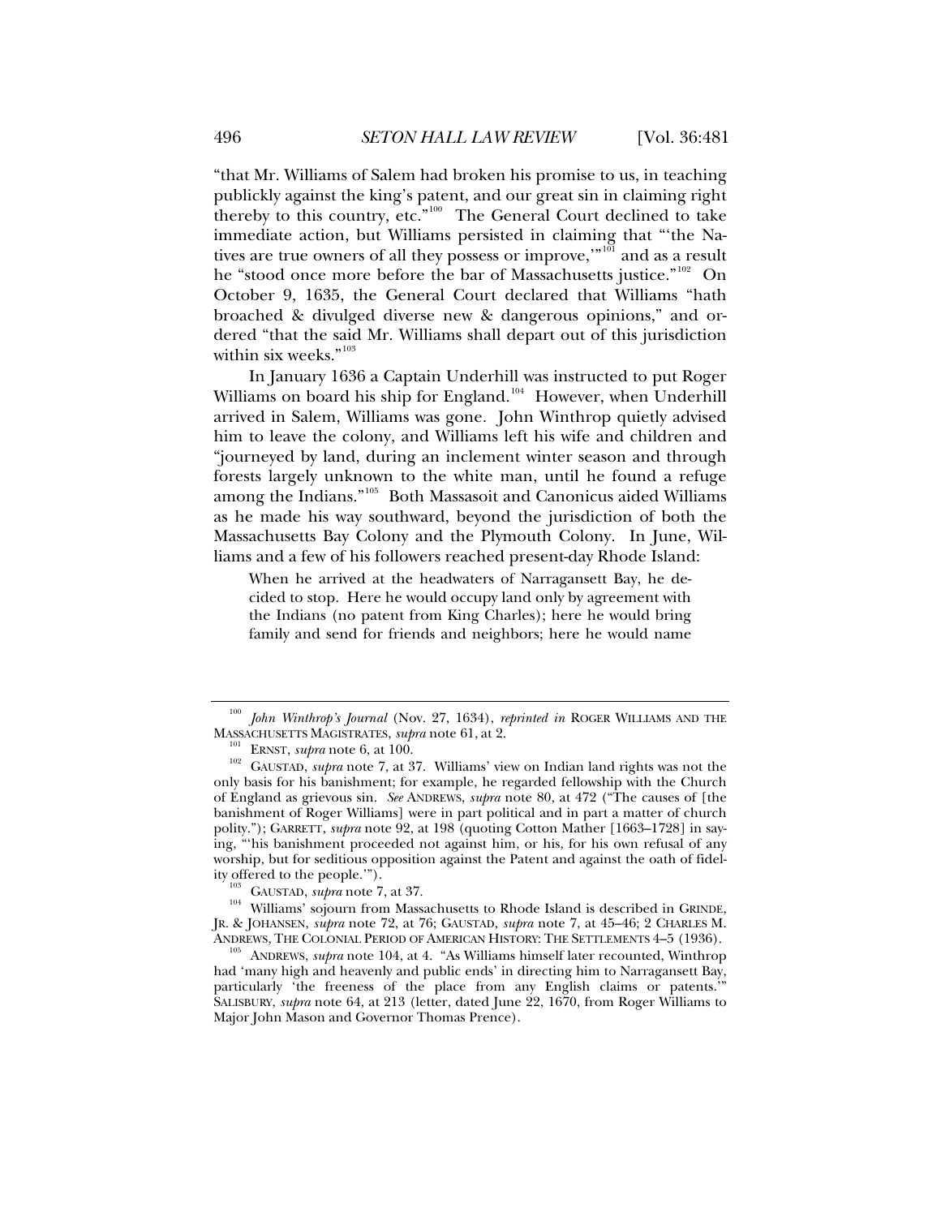"that Mr. Williams of Salem had broken his promise to us, in teaching publickly against the king's patent, and our great sin in claiming right thereby to this country, etc."[100] The General Court declined to take immediate action, but Williams persisted in claiming that "'the Natives are true owners of all they possess or improve,'"[101] and as a result he "stood once more before the bar of Massachusetts justice."[102] On October 9, 1635, the General Court declared that Williams "hath broached & divulged diverse new & dangerous opinions," and ordered "that the said Mr. Williams shall depart out of this jurisdiction within six weeks."[103]

In January 1636 a Captain Underhill was instructed to put Roger Williams on board his ship for England.[104] However, when Underhill arrived in Salem, Williams was gone. John Winthrop quietly advised him to leave the colony, and Williams left his wife and children and "journeyed by land, during an inclement winter season and through forests largely unknown to the white man, until he found a refuge among the Indians."[105] Both Massasoit and Canonicus aided Williams as he made his way southward, beyond the jurisdiction of both the Massachusetts Bay Colony and the Plymouth Colony. In June, Williams and a few of his followers reached present-day Rhode Island:

> When he arrived at the headwaters of Narragansett Bay, he decided to stop. Here he would occupy land only by agreement with the Indians (no patent from King Charles); here he would bring family and send for friends and neighbors; here he would name

---

[100] *John Winthrop's Journal* (Nov. 27, 1634), *reprinted in* ROGER WILLIAMS AND THE MASSACHUSETTS MAGISTRATES, *supra* note 61, at 2.

[101] ERNST, *supra* note 6, at 100.

[102] GAUSTAD, *supra* note 7, at 37. Williams' view on Indian land rights was not the only basis for his banishment; for example, he regarded fellowship with the Church of England as grievous sin. *See* ANDREWS, *supra* note 80, at 472 ("The causes of [the banishment of Roger Williams] were in part political and in part a matter of church polity."); GARRETT, *supra* note 92, at 198 (quoting Cotton Mather [1663–1728] in saying, "'his banishment proceeded not against him, or his, for his own refusal of any worship, but for seditious opposition against the Patent and against the oath of fidelity offered to the people.'").

[103] GAUSTAD, *supra* note 7, at 37.

[104] Williams' sojourn from Massachusetts to Rhode Island is described in GRINDE, JR. & JOHANSEN, *supra* note 72, at 76; GAUSTAD, *supra* note 7, at 45–46; 2 CHARLES M. ANDREWS, THE COLONIAL PERIOD OF AMERICAN HISTORY: THE SETTLEMENTS 4–5 (1936).

[105] ANDREWS, *supra* note 104, at 4. "As Williams himself later recounted, Winthrop had 'many high and heavenly and public ends' in directing him to Narragansett Bay, particularly 'the freeness of the place from any English claims or patents.'" SALISBURY, *supra* note 64, at 213 (letter, dated June 22, 1670, from Roger Williams to Major John Mason and Governor Thomas Prence).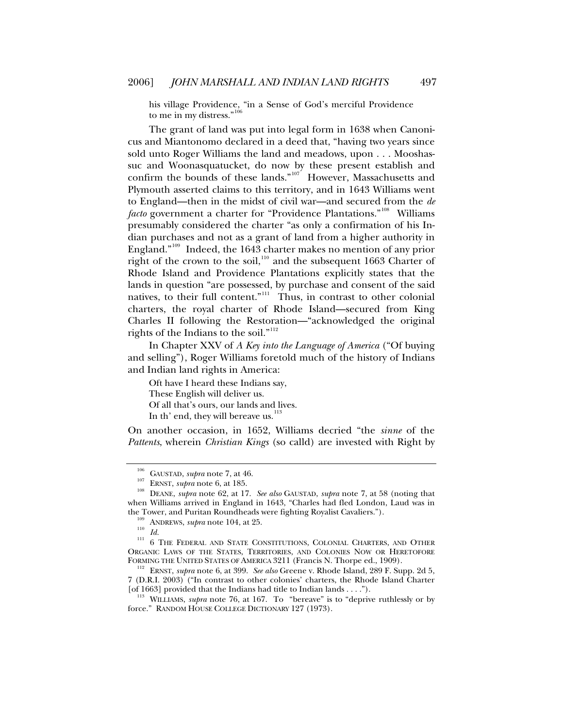his village Providence, "in a Sense of God's merciful Providence to me in my distress."[106]

The grant of land was put into legal form in 1638 when Canonicus and Miantonomo declared in a deed that, "having two years since sold unto Roger Williams the land and meadows, upon . . . Mooshassuc and Woonasquatucket, do now by these present establish and confirm the bounds of these lands."[107] However, Massachusetts and Plymouth asserted claims to this territory, and in 1643 Williams went to England—then in the midst of civil war—and secured from the *de facto* government a charter for "Providence Plantations."[108] Williams presumably considered the charter "as only a confirmation of his Indian purchases and not as a grant of land from a higher authority in England."[109] Indeed, the 1643 charter makes no mention of any prior right of the crown to the soil,[110] and the subsequent 1663 Charter of Rhode Island and Providence Plantations explicitly states that the lands in question "are possessed, by purchase and consent of the said natives, to their full content."[111] Thus, in contrast to other colonial charters, the royal charter of Rhode Island—secured from King Charles II following the Restoration—"acknowledged the original rights of the Indians to the soil."[112]

In Chapter XXV of *A Key into the Language of America* ("Of buying and selling"), Roger Williams foretold much of the history of Indians and Indian land rights in America:

> Oft have I heard these Indians say,
> These English will deliver us.
> Of all that's ours, our lands and lives.
> In th' end, they will bereave us.[113]

On another occasion, in 1652, Williams decried "the *sinne* of the *Pattents*, wherein *Christian Kings* (so calld) are invested with Right by

---

[106] GAUSTAD, *supra* note 7, at 46.

[107] ERNST, *supra* note 6, at 185.

[108] DEANE, *supra* note 62, at 17. *See also* GAUSTAD, *supra* note 7, at 58 (noting that when Williams arrived in England in 1643, "Charles had fled London, Laud was in the Tower, and Puritan Roundheads were fighting Royalist Cavaliers.").

[109] ANDREWS, *supra* note 104, at 25.

[110] *Id.*

[111] 6 THE FEDERAL AND STATE CONSTITUTIONS, COLONIAL CHARTERS, AND OTHER ORGANIC LAWS OF THE STATES, TERRITORIES, AND COLONIES NOW OR HERETOFORE FORMING THE UNITED STATES OF AMERICA 3211 (Francis N. Thorpe ed., 1909).

[112] ERNST, *supra* note 6, at 399. *See also* Greene v. Rhode Island, 289 F. Supp. 2d 5, 7 (D.R.I. 2003) ("In contrast to other colonies' charters, the Rhode Island Charter [of 1663] provided that the Indians had title to Indian lands . . . .").

[113] WILLIAMS, *supra* note 76, at 167. To "bereave" is to "deprive ruthlessly or by force." RANDOM HOUSE COLLEGE DICTIONARY 127 (1973).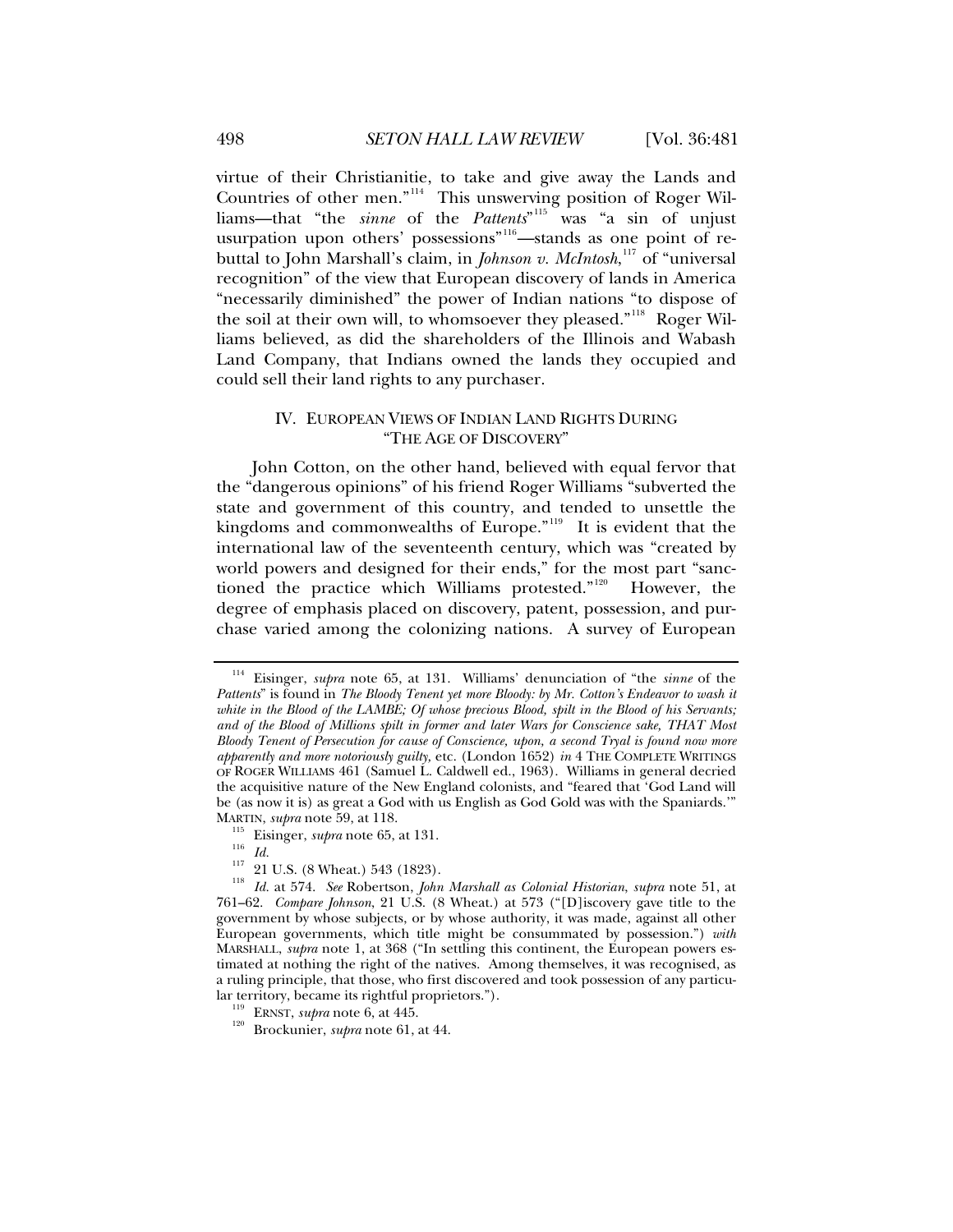virtue of their Christianitie, to take and give away the Lands and Countries of other men."[114] This unswerving position of Roger Williams—that "the *sinne* of the *Pattents*"[115] was "a sin of unjust usurpation upon others' possessions"[116]—stands as one point of rebuttal to John Marshall's claim, in *Johnson v. McIntosh*,[117] of "universal recognition" of the view that European discovery of lands in America "necessarily diminished" the power of Indian nations "to dispose of the soil at their own will, to whomsoever they pleased."[118] Roger Williams believed, as did the shareholders of the Illinois and Wabash Land Company, that Indians owned the lands they occupied and could sell their land rights to any purchaser.

## IV. EUROPEAN VIEWS OF INDIAN LAND RIGHTS DURING "THE AGE OF DISCOVERY"

John Cotton, on the other hand, believed with equal fervor that the "dangerous opinions" of his friend Roger Williams "subverted the state and government of this country, and tended to unsettle the kingdoms and commonwealths of Europe."[119] It is evident that the international law of the seventeenth century, which was "created by world powers and designed for their ends," for the most part "sanctioned the practice which Williams protested."[120] However, the degree of emphasis placed on discovery, patent, possession, and purchase varied among the colonizing nations. A survey of European

---

[114] Eisinger, *supra* note 65, at 131. Williams' denunciation of "the *sinne* of the *Pattents*" is found in *The Bloody Tenent yet more Bloody: by Mr. Cotton's Endeavor to wash it white in the Blood of the LAMBE; Of whose precious Blood, spilt in the Blood of his Servants; and of the Blood of Millions spilt in former and later Wars for Conscience sake, THAT Most Bloody Tenent of Persecution for cause of Conscience, upon, a second Tryal is found now more apparently and more notoriously guilty,* etc. (London 1652) *in* 4 THE COMPLETE WRITINGS OF ROGER WILLIAMS 461 (Samuel L. Caldwell ed., 1963). Williams in general decried the acquisitive nature of the New England colonists, and "feared that 'God Land will be (as now it is) as great a God with us English as God Gold was with the Spaniards.'" MARTIN, *supra* note 59, at 118.

[115] Eisinger, *supra* note 65, at 131.

[116] *Id.*

[117] 21 U.S. (8 Wheat.) 543 (1823).

[118] *Id.* at 574. *See* Robertson, *John Marshall as Colonial Historian*, *supra* note 51, at 761–62. *Compare Johnson*, 21 U.S. (8 Wheat.) at 573 ("[D]iscovery gave title to the government by whose subjects, or by whose authority, it was made, against all other European governments, which title might be consummated by possession.") *with* MARSHALL, *supra* note 1, at 368 ("In settling this continent, the European powers estimated at nothing the right of the natives. Among themselves, it was recognised, as a ruling principle, that those, who first discovered and took possession of any particular territory, became its rightful proprietors.").

[119] ERNST, *supra* note 6, at 445.

[120] Brockunier, *supra* note 61, at 44.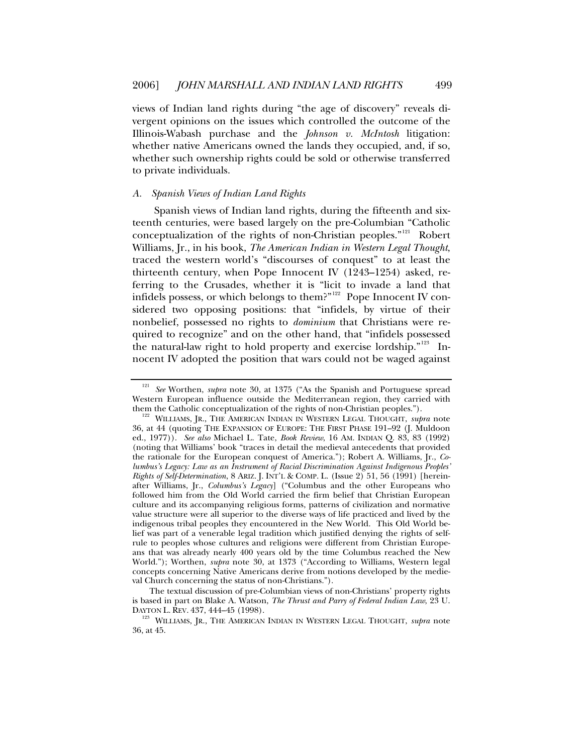views of Indian land rights during "the age of discovery" reveals divergent opinions on the issues which controlled the outcome of the Illinois-Wabash purchase and the *Johnson v. McIntosh* litigation: whether native Americans owned the lands they occupied, and, if so, whether such ownership rights could be sold or otherwise transferred to private individuals.

### *A. Spanish Views of Indian Land Rights*

Spanish views of Indian land rights, during the fifteenth and sixteenth centuries, were based largely on the pre-Columbian "Catholic conceptualization of the rights of non-Christian peoples."[121] Robert Williams, Jr., in his book, *The American Indian in Western Legal Thought*, traced the western world's "discourses of conquest" to at least the thirteenth century, when Pope Innocent IV (1243–1254) asked, referring to the Crusades, whether it is "licit to invade a land that infidels possess, or which belongs to them?"[122] Pope Innocent IV considered two opposing positions: that "infidels, by virtue of their nonbelief, possessed no rights to *dominium* that Christians were required to recognize" and on the other hand, that "infidels possessed the natural-law right to hold property and exercise lordship."[123] Innocent IV adopted the position that wars could not be waged against

---

[121] *See* Worthen, *supra* note 30, at 1375 ("As the Spanish and Portuguese spread Western European influence outside the Mediterranean region, they carried with them the Catholic conceptualization of the rights of non-Christian peoples.").

[122] WILLIAMS, JR., THE AMERICAN INDIAN IN WESTERN LEGAL THOUGHT, *supra* note 36, at 44 (quoting THE EXPANSION OF EUROPE: THE FIRST PHASE 191–92 (J. Muldoon ed., 1977)). *See also* Michael L. Tate, *Book Review*, 16 AM. INDIAN Q. 83, 83 (1992) (noting that Williams' book "traces in detail the medieval antecedents that provided the rationale for the European conquest of America."); Robert A. Williams, Jr., *Columbus's Legacy: Law as an Instrument of Racial Discrimination Against Indigenous Peoples' Rights of Self-Determination*, 8 ARIZ. J. INT'L & COMP. L. (Issue 2) 51, 56 (1991) [hereinafter Williams, Jr., *Columbus's Legacy*] ("Columbus and the other Europeans who followed him from the Old World carried the firm belief that Christian European culture and its accompanying religious forms, patterns of civilization and normative value structure were all superior to the diverse ways of life practiced and lived by the indigenous tribal peoples they encountered in the New World. This Old World belief was part of a venerable legal tradition which justified denying the rights of self-rule to peoples whose cultures and religions were different from Christian Europeans that was already nearly 400 years old by the time Columbus reached the New World."); Worthen, *supra* note 30, at 1373 ("According to Williams, Western legal concepts concerning Native Americans derive from notions developed by the medieval Church concerning the status of non-Christians.").

The textual discussion of pre-Columbian views of non-Christians' property rights is based in part on Blake A. Watson, *The Thrust and Parry of Federal Indian Law*, 23 U. DAYTON L. REV. 437, 444–45 (1998).

[123] WILLIAMS, JR., THE AMERICAN INDIAN IN WESTERN LEGAL THOUGHT, *supra* note 36, at 45.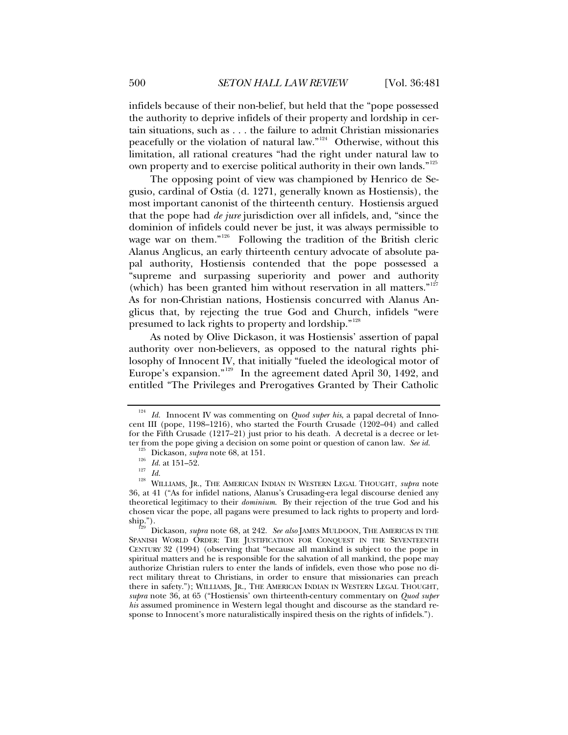infidels because of their non-belief, but held that the "pope possessed the authority to deprive infidels of their property and lordship in certain situations, such as . . . the failure to admit Christian missionaries peacefully or the violation of natural law."[124] Otherwise, without this limitation, all rational creatures "had the right under natural law to own property and to exercise political authority in their own lands."[125]

The opposing point of view was championed by Henrico de Segusio, cardinal of Ostia (d. 1271, generally known as Hostiensis), the most important canonist of the thirteenth century. Hostiensis argued that the pope had *de jure* jurisdiction over all infidels, and, "since the dominion of infidels could never be just, it was always permissible to wage war on them."[126] Following the tradition of the British cleric Alanus Anglicus, an early thirteenth century advocate of absolute papal authority, Hostiensis contended that the pope possessed a "supreme and surpassing superiority and power and authority (which) has been granted him without reservation in all matters."[127] As for non-Christian nations, Hostiensis concurred with Alanus Anglicus that, by rejecting the true God and Church, infidels "were presumed to lack rights to property and lordship."[128]

As noted by Olive Dickason, it was Hostiensis' assertion of papal authority over non-believers, as opposed to the natural rights philosophy of Innocent IV, that initially "fueled the ideological motor of Europe's expansion."[129] In the agreement dated April 30, 1492, and entitled "The Privileges and Prerogatives Granted by Their Catholic

---

[124] *Id.* Innocent IV was commenting on *Quod super his*, a papal decretal of Innocent III (pope, 1198–1216), who started the Fourth Crusade (1202–04) and called for the Fifth Crusade (1217–21) just prior to his death. A decretal is a decree or letter from the pope giving a decision on some point or question of canon law. *See id.*

[125] Dickason, *supra* note 68, at 151.

[126] *Id.* at 151–52.

[127] *Id.*

[128] WILLIAMS, JR., THE AMERICAN INDIAN IN WESTERN LEGAL THOUGHT, *supra* note 36, at 41 ("As for infidel nations, Alanus's Crusading-era legal discourse denied any theoretical legitimacy to their *dominium*. By their rejection of the true God and his chosen vicar the pope, all pagans were presumed to lack rights to property and lordship.").

[129] Dickason, *supra* note 68, at 242. *See also* JAMES MULDOON, THE AMERICAS IN THE SPANISH WORLD ORDER: THE JUSTIFICATION FOR CONQUEST IN THE SEVENTEENTH CENTURY 32 (1994) (observing that "because all mankind is subject to the pope in spiritual matters and he is responsible for the salvation of all mankind, the pope may authorize Christian rulers to enter the lands of infidels, even those who pose no direct military threat to Christians, in order to ensure that missionaries can preach there in safety."); WILLIAMS, JR., THE AMERICAN INDIAN IN WESTERN LEGAL THOUGHT, *supra* note 36, at 65 ("Hostiensis' own thirteenth-century commentary on *Quod super his* assumed prominence in Western legal thought and discourse as the standard response to Innocent's more naturalistically inspired thesis on the rights of infidels.").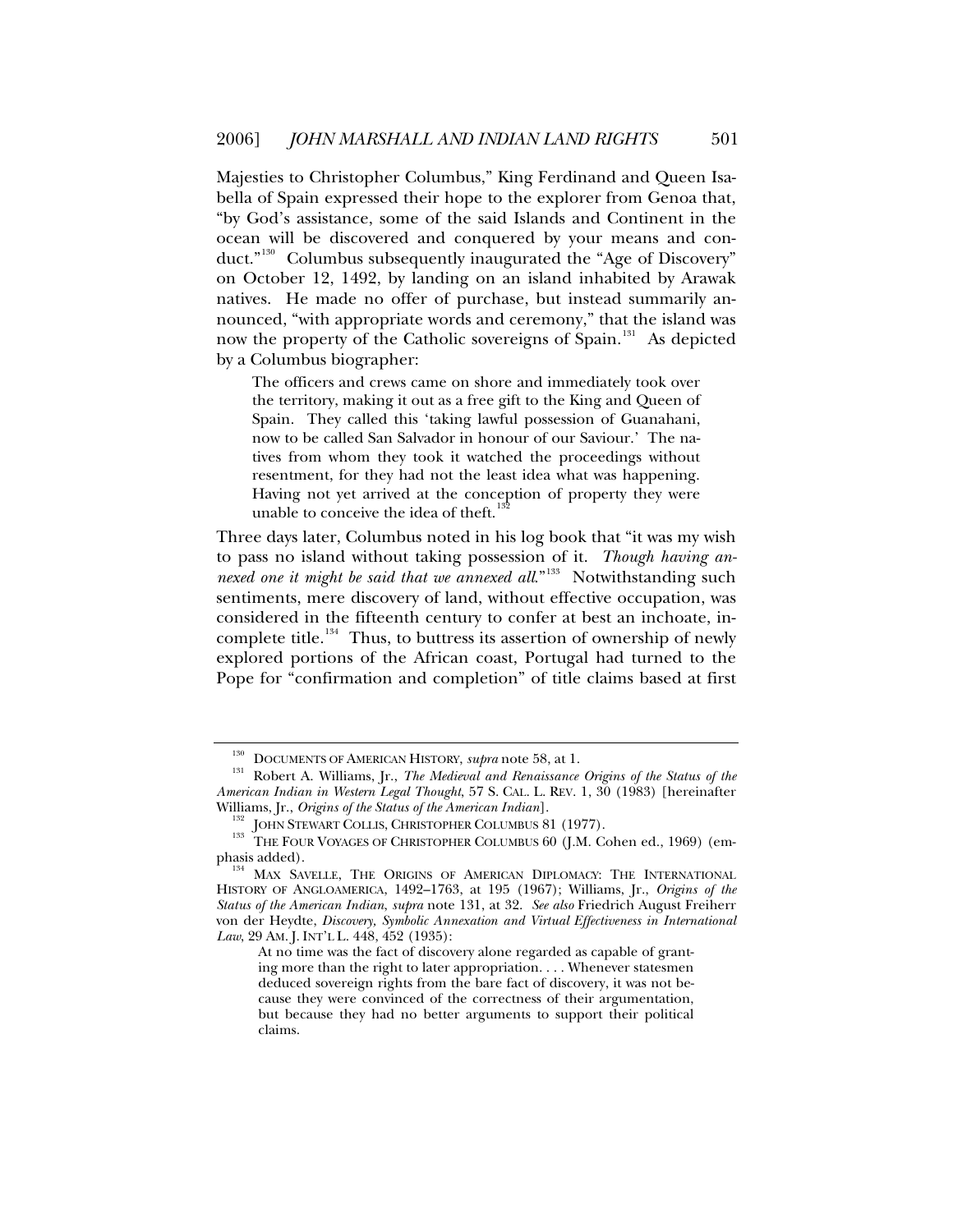Majesties to Christopher Columbus," King Ferdinand and Queen Isabella of Spain expressed their hope to the explorer from Genoa that, "by God's assistance, some of the said Islands and Continent in the ocean will be discovered and conquered by your means and conduct."[130] Columbus subsequently inaugurated the "Age of Discovery" on October 12, 1492, by landing on an island inhabited by Arawak natives. He made no offer of purchase, but instead summarily announced, "with appropriate words and ceremony," that the island was now the property of the Catholic sovereigns of Spain.[131] As depicted by a Columbus biographer:

> The officers and crews came on shore and immediately took over the territory, making it out as a free gift to the King and Queen of Spain. They called this 'taking lawful possession of Guanahani, now to be called San Salvador in honour of our Saviour.' The natives from whom they took it watched the proceedings without resentment, for they had not the least idea what was happening. Having not yet arrived at the conception of property they were unable to conceive the idea of theft.[132]

Three days later, Columbus noted in his log book that "it was my wish to pass no island without taking possession of it. *Though having annexed one it might be said that we annexed all*."[133] Notwithstanding such sentiments, mere discovery of land, without effective occupation, was considered in the fifteenth century to confer at best an inchoate, incomplete title.[134] Thus, to buttress its assertion of ownership of newly explored portions of the African coast, Portugal had turned to the Pope for "confirmation and completion" of title claims based at first

---

[130] DOCUMENTS OF AMERICAN HISTORY, *supra* note 58, at 1.

[131] Robert A. Williams, Jr., *The Medieval and Renaissance Origins of the Status of the American Indian in Western Legal Thought*, 57 S. CAL. L. REV. 1, 30 (1983) [hereinafter Williams, Jr., *Origins of the Status of the American Indian*].

[132] JOHN STEWART COLLIS, CHRISTOPHER COLUMBUS 81 (1977).

[133] THE FOUR VOYAGES OF CHRISTOPHER COLUMBUS 60 (J.M. Cohen ed., 1969) (emphasis added).

[134] MAX SAVELLE, THE ORIGINS OF AMERICAN DIPLOMACY: THE INTERNATIONAL HISTORY OF ANGLOAMERICA, 1492–1763, at 195 (1967); Williams, Jr., *Origins of the Status of the American Indian*, *supra* note 131, at 32. *See also* Friedrich August Freiherr von der Heydte, *Discovery, Symbolic Annexation and Virtual Effectiveness in International Law*, 29 AM. J. INT'L L. 448, 452 (1935):

> At no time was the fact of discovery alone regarded as capable of granting more than the right to later appropriation. . . . Whenever statesmen deduced sovereign rights from the bare fact of discovery, it was not because they were convinced of the correctness of their argumentation, but because they had no better arguments to support their political claims.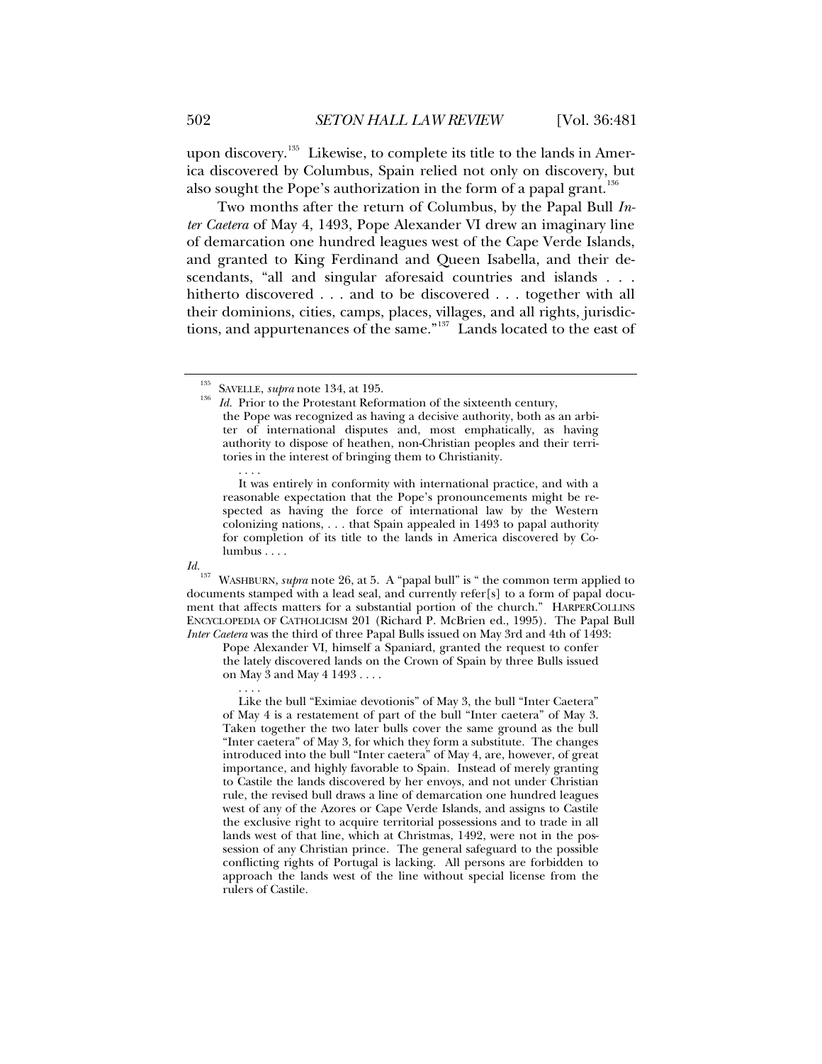upon discovery.[135] Likewise, to complete its title to the lands in America discovered by Columbus, Spain relied not only on discovery, but also sought the Pope's authorization in the form of a papal grant.[136]

Two months after the return of Columbus, by the Papal Bull *Inter Caetera* of May 4, 1493, Pope Alexander VI drew an imaginary line of demarcation one hundred leagues west of the Cape Verde Islands, and granted to King Ferdinand and Queen Isabella, and their descendants, "all and singular aforesaid countries and islands . . . hitherto discovered . . . and to be discovered . . . together with all their dominions, cities, camps, places, villages, and all rights, jurisdictions, and appurtenances of the same."[137] Lands located to the east of

---

[135] SAVELLE, *supra* note 134, at 195.

[136] *Id.* Prior to the Protestant Reformation of the sixteenth century,

> the Pope was recognized as having a decisive authority, both as an arbiter of international disputes and, most emphatically, as having authority to dispose of heathen, non-Christian peoples and their territories in the interest of bringing them to Christianity.
>
> . . . .
>
> It was entirely in conformity with international practice, and with a reasonable expectation that the Pope's pronouncements might be respected as having the force of international law by the Western colonizing nations, . . . that Spain appealed in 1493 to papal authority for completion of its title to the lands in America discovered by Columbus . . . .

*Id.*

[137] WASHBURN, *supra* note 26, at 5. A "papal bull" is " the common term applied to documents stamped with a lead seal, and currently refer[s] to a form of papal document that affects matters for a substantial portion of the church." HARPERCOLLINS ENCYCLOPEDIA OF CATHOLICISM 201 (Richard P. McBrien ed., 1995). The Papal Bull *Inter Caetera* was the third of three Papal Bulls issued on May 3rd and 4th of 1493:

> Pope Alexander VI, himself a Spaniard, granted the request to confer the lately discovered lands on the Crown of Spain by three Bulls issued on May 3 and May 4 1493 . . . .
>
> . . . .
>
> Like the bull "Eximiae devotionis" of May 3, the bull "Inter Caetera" of May 4 is a restatement of part of the bull "Inter caetera" of May 3. Taken together the two later bulls cover the same ground as the bull "Inter caetera" of May 3, for which they form a substitute. The changes introduced into the bull "Inter caetera" of May 4, are, however, of great importance, and highly favorable to Spain. Instead of merely granting to Castile the lands discovered by her envoys, and not under Christian rule, the revised bull draws a line of demarcation one hundred leagues west of any of the Azores or Cape Verde Islands, and assigns to Castile the exclusive right to acquire territorial possessions and to trade in all lands west of that line, which at Christmas, 1492, were not in the possession of any Christian prince. The general safeguard to the possible conflicting rights of Portugal is lacking. All persons are forbidden to approach the lands west of the line without special license from the rulers of Castile.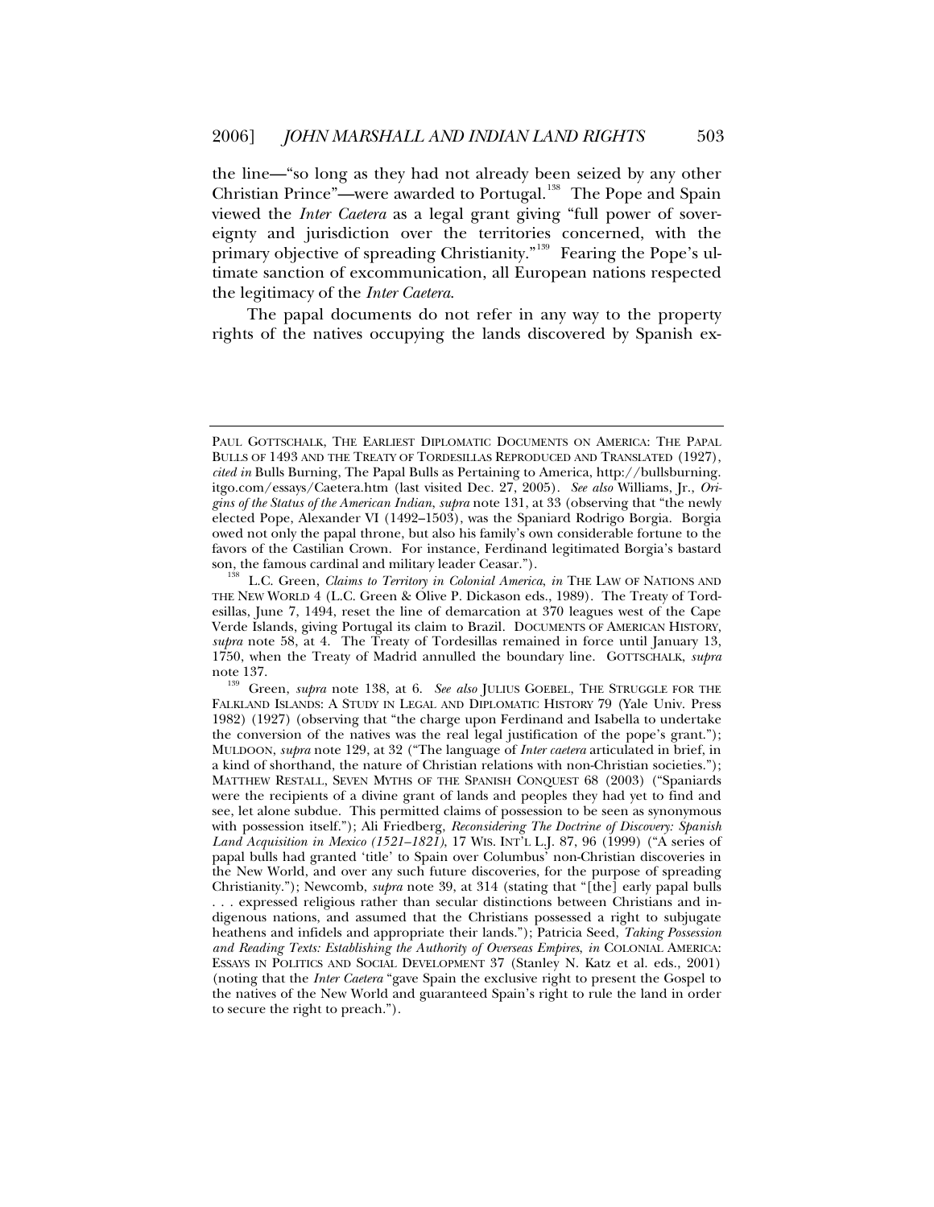the line—"so long as they had not already been seized by any other Christian Prince"—were awarded to Portugal.[138] The Pope and Spain viewed the *Inter Caetera* as a legal grant giving "full power of sovereignty and jurisdiction over the territories concerned, with the primary objective of spreading Christianity."[139] Fearing the Pope's ultimate sanction of excommunication, all European nations respected the legitimacy of the *Inter Caetera*.

The papal documents do not refer in any way to the property rights of the natives occupying the lands discovered by Spanish ex-

---

PAUL GOTTSCHALK, THE EARLIEST DIPLOMATIC DOCUMENTS ON AMERICA: THE PAPAL BULLS OF 1493 AND THE TREATY OF TORDESILLAS REPRODUCED AND TRANSLATED (1927), *cited in* Bulls Burning, The Papal Bulls as Pertaining to America, http://bullsburning.itgo.com/essays/Caetera.htm (last visited Dec. 27, 2005). *See also* Williams, Jr., *Origins of the Status of the American Indian*, *supra* note 131, at 33 (observing that "the newly elected Pope, Alexander VI (1492–1503), was the Spaniard Rodrigo Borgia. Borgia owed not only the papal throne, but also his family's own considerable fortune to the favors of the Castilian Crown. For instance, Ferdinand legitimated Borgia's bastard son, the famous cardinal and military leader Ceasar.").

[138] L.C. Green, *Claims to Territory in Colonial America*, *in* THE LAW OF NATIONS AND THE NEW WORLD 4 (L.C. Green & Olive P. Dickason eds., 1989). The Treaty of Tordesillas, June 7, 1494, reset the line of demarcation at 370 leagues west of the Cape Verde Islands, giving Portugal its claim to Brazil. DOCUMENTS OF AMERICAN HISTORY, *supra* note 58, at 4. The Treaty of Tordesillas remained in force until January 13, 1750, when the Treaty of Madrid annulled the boundary line. GOTTSCHALK, *supra* note 137.

[139] Green, *supra* note 138, at 6. *See also* JULIUS GOEBEL, THE STRUGGLE FOR THE FALKLAND ISLANDS: A STUDY IN LEGAL AND DIPLOMATIC HISTORY 79 (Yale Univ. Press 1982) (1927) (observing that "the charge upon Ferdinand and Isabella to undertake the conversion of the natives was the real legal justification of the pope's grant."); MULDOON, *supra* note 129, at 32 ("The language of *Inter caetera* articulated in brief, in a kind of shorthand, the nature of Christian relations with non-Christian societies."); MATTHEW RESTALL, SEVEN MYTHS OF THE SPANISH CONQUEST 68 (2003) ("Spaniards were the recipients of a divine grant of lands and peoples they had yet to find and see, let alone subdue. This permitted claims of possession to be seen as synonymous with possession itself."); Ali Friedberg, *Reconsidering The Doctrine of Discovery: Spanish Land Acquisition in Mexico (1521–1821)*, 17 WIS. INT'L L.J. 87, 96 (1999) ("A series of papal bulls had granted 'title' to Spain over Columbus' non-Christian discoveries in the New World, and over any such future discoveries, for the purpose of spreading Christianity."); Newcomb, *supra* note 39, at 314 (stating that "[the] early papal bulls . . . expressed religious rather than secular distinctions between Christians and indigenous nations, and assumed that the Christians possessed a right to subjugate heathens and infidels and appropriate their lands."); Patricia Seed, *Taking Possession and Reading Texts: Establishing the Authority of Overseas Empires*, *in* COLONIAL AMERICA: ESSAYS IN POLITICS AND SOCIAL DEVELOPMENT 37 (Stanley N. Katz et al. eds., 2001) (noting that the *Inter Caetera* "gave Spain the exclusive right to present the Gospel to the natives of the New World and guaranteed Spain's right to rule the land in order to secure the right to preach.").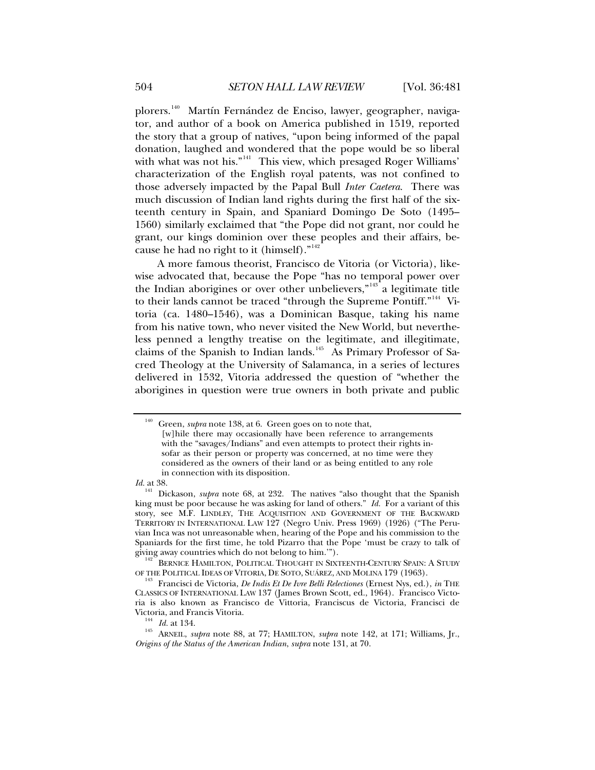plorers.[140] Martín Fernández de Enciso, lawyer, geographer, navigator, and author of a book on America published in 1519, reported the story that a group of natives, "upon being informed of the papal donation, laughed and wondered that the pope would be so liberal with what was not his."[141] This view, which presaged Roger Williams' characterization of the English royal patents, was not confined to those adversely impacted by the Papal Bull *Inter Caetera*. There was much discussion of Indian land rights during the first half of the sixteenth century in Spain, and Spaniard Domingo De Soto (1495–1560) similarly exclaimed that "the Pope did not grant, nor could he grant, our kings dominion over these peoples and their affairs, because he had no right to it (himself)."[142]

A more famous theorist, Francisco de Vitoria (or Victoria), likewise advocated that, because the Pope "has no temporal power over the Indian aborigines or over other unbelievers,"[143] a legitimate title to their lands cannot be traced "through the Supreme Pontiff."[144] Vitoria (ca. 1480–1546), was a Dominican Basque, taking his name from his native town, who never visited the New World, but nevertheless penned a lengthy treatise on the legitimate, and illegitimate, claims of the Spanish to Indian lands.[145] As Primary Professor of Sacred Theology at the University of Salamanca, in a series of lectures delivered in 1532, Vitoria addressed the question of "whether the aborigines in question were true owners in both private and public

---

[140] Green, *supra* note 138, at 6. Green goes on to note that,

> [w]hile there may occasionally have been reference to arrangements with the "savages/Indians" and even attempts to protect their rights insofar as their person or property was concerned, at no time were they considered as the owners of their land or as being entitled to any role in connection with its disposition.

*Id.* at 38.

[141] Dickason, *supra* note 68, at 232. The natives "also thought that the Spanish king must be poor because he was asking for land of others." *Id.* For a variant of this story, see M.F. LINDLEY, THE ACQUISITION AND GOVERNMENT OF THE BACKWARD TERRITORY IN INTERNATIONAL LAW 127 (Negro Univ. Press 1969) (1926) ("The Peruvian Inca was not unreasonable when, hearing of the Pope and his commission to the Spaniards for the first time, he told Pizarro that the Pope 'must be crazy to talk of giving away countries which do not belong to him.'").

[142] BERNICE HAMILTON, POLITICAL THOUGHT IN SIXTEENTH-CENTURY SPAIN: A STUDY OF THE POLITICAL IDEAS OF VITORIA, DE SOTO, SUÁREZ, AND MOLINA 179 (1963).

[143] Francisci de Victoria, *De Indis Et De Ivre Belli Relectiones* (Ernest Nys, ed.), *in* THE CLASSICS OF INTERNATIONAL LAW 137 (James Brown Scott, ed., 1964). Francisco Victoria is also known as Francisco de Vittoria, Franciscus de Victoria, Francisci de Victoria, and Francis Vitoria.

[144] *Id.* at 134.

[145] ARNEIL, *supra* note 88, at 77; HAMILTON, *supra* note 142, at 171; Williams, Jr., *Origins of the Status of the American Indian*, *supra* note 131, at 70.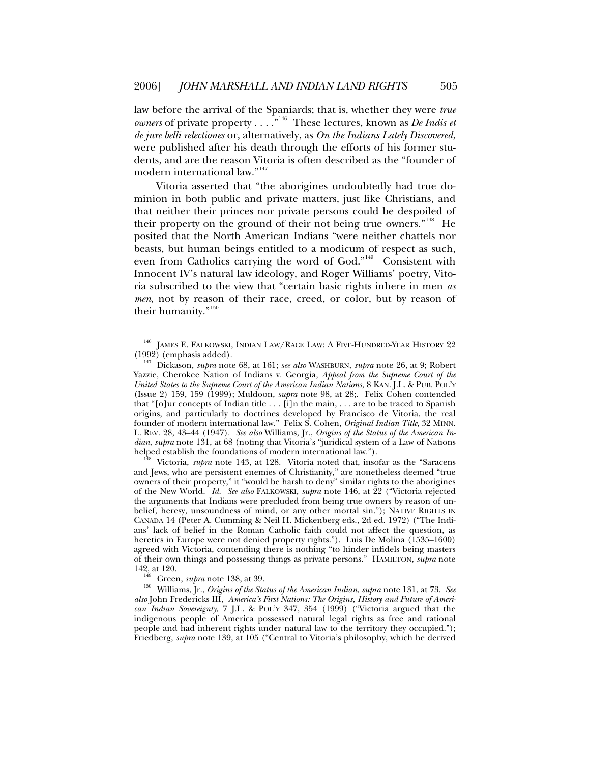law before the arrival of the Spaniards; that is, whether they were *true owners* of private property . . . ."[146] These lectures, known as *De Indis et de jure belli relectiones* or, alternatively, as *On the Indians Lately Discovered*, were published after his death through the efforts of his former students, and are the reason Vitoria is often described as the "founder of modern international law."[147]

Vitoria asserted that "the aborigines undoubtedly had true dominion in both public and private matters, just like Christians, and that neither their princes nor private persons could be despoiled of their property on the ground of their not being true owners."[148] He posited that the North American Indians "were neither chattels nor beasts, but human beings entitled to a modicum of respect as such, even from Catholics carrying the word of God."[149] Consistent with Innocent IV's natural law ideology, and Roger Williams' poetry, Vitoria subscribed to the view that "certain basic rights inhere in men *as men*, not by reason of their race, creed, or color, but by reason of their humanity."[150]

---

[146] JAMES E. FALKOWSKI, INDIAN LAW/RACE LAW: A FIVE-HUNDRED-YEAR HISTORY 22 (1992) (emphasis added).

[147] Dickason, *supra* note 68, at 161; *see also* WASHBURN, *supra* note 26, at 9; Robert Yazzie, Cherokee Nation of Indians v. Georgia, *Appeal from the Supreme Court of the United States to the Supreme Court of the American Indian Nations*, 8 KAN. J.L. & PUB. POL'Y (Issue 2) 159, 159 (1999); Muldoon, *supra* note 98, at 28;. Felix Cohen contended that "[o]ur concepts of Indian title . . . [i]n the main, . . . are to be traced to Spanish origins, and particularly to doctrines developed by Francisco de Vitoria, the real founder of modern international law." Felix S. Cohen, *Original Indian Title*, 32 MINN. L. REV. 28, 43–44 (1947). *See also* Williams, Jr., *Origins of the Status of the American Indian*, *supra* note 131, at 68 (noting that Vitoria's "juridical system of a Law of Nations helped establish the foundations of modern international law.").

[148] Victoria, *supra* note 143, at 128. Vitoria noted that, insofar as the "Saracens and Jews, who are persistent enemies of Christianity," are nonetheless deemed "true owners of their property," it "would be harsh to deny" similar rights to the aborigines of the New World. *Id.* *See also* FALKOWSKI, *supra* note 146, at 22 ("Victoria rejected the arguments that Indians were precluded from being true owners by reason of unbelief, heresy, unsoundness of mind, or any other mortal sin."); NATIVE RIGHTS IN CANADA 14 (Peter A. Cumming & Neil H. Mickenberg eds., 2d ed. 1972) ("The Indians' lack of belief in the Roman Catholic faith could not affect the question, as heretics in Europe were not denied property rights."). Luis De Molina (1535–1600) agreed with Victoria, contending there is nothing "to hinder infidels being masters of their own things and possessing things as private persons." HAMILTON, *supra* note 142, at 120.

[149] Green, *supra* note 138, at 39.

[150] Williams, Jr., *Origins of the Status of the American Indian*, *supra* note 131, at 73. *See also* John Fredericks III, *America's First Nations: The Origins, History and Future of American Indian Sovereignty*, 7 J.L. & POL'Y 347, 354 (1999) ("Victoria argued that the indigenous people of America possessed natural legal rights as free and rational people and had inherent rights under natural law to the territory they occupied."); Friedberg, *supra* note 139, at 105 ("Central to Vitoria's philosophy, which he derived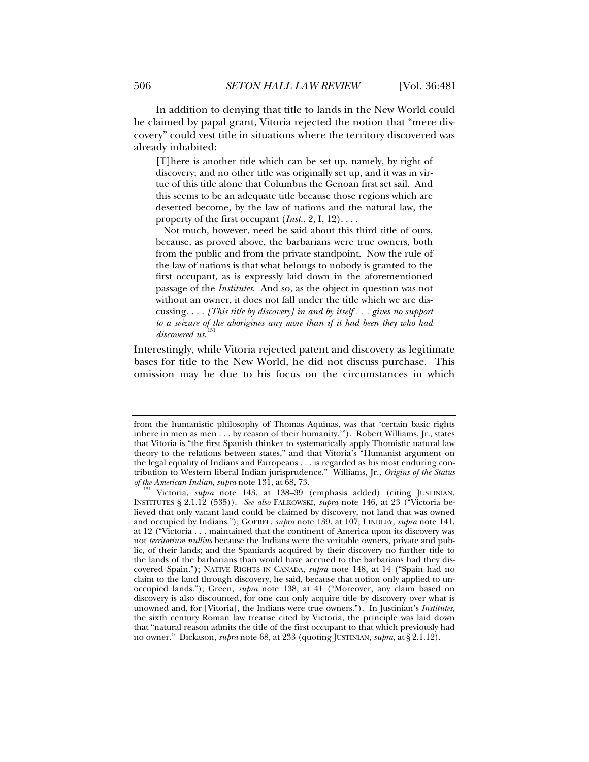In addition to denying that title to lands in the New World could be claimed by papal grant, Vitoria rejected the notion that "mere discovery" could vest title in situations where the territory discovered was already inhabited:

> [T]here is another title which can be set up, namely, by right of discovery; and no other title was originally set up, and it was in virtue of this title alone that Columbus the Genoan first set sail. And this seems to be an adequate title because those regions which are deserted become, by the law of nations and the natural law, the property of the first occupant (*Inst.*, 2, I, 12). . . .
>
> Not much, however, need be said about this third title of ours, because, as proved above, the barbarians were true owners, both from the public and from the private standpoint. Now the rule of the law of nations is that what belongs to nobody is granted to the first occupant, as is expressly laid down in the aforementioned passage of the *Institutes*. And so, as the object in question was not without an owner, it does not fall under the title which we are discussing. . . . *[This title by discovery] in and by itself . . . gives no support to a seizure of the aborigines any more than if it had been they who had discovered us*.[151]

Interestingly, while Vitoria rejected patent and discovery as legitimate bases for title to the New World, he did not discuss purchase. This omission may be due to his focus on the circumstances in which

---

from the humanistic philosophy of Thomas Aquinas, was that 'certain basic rights inhere in men as men . . . by reason of their humanity.'"). Robert Williams, Jr., states that Vitoria is "the first Spanish thinker to systematically apply Thomistic natural law theory to the relations between states," and that Vitoria's "Humanist argument on the legal equality of Indians and Europeans . . . is regarded as his most enduring contribution to Western liberal Indian jurisprudence." Williams, Jr., *Origins of the Status of the American Indian*, *supra* note 131, at 68, 73.

[151] Victoria, *supra* note 143, at 138–39 (emphasis added) (citing JUSTINIAN, INSTITUTES § 2.1.12 (535)). *See also* FALKOWSKI, *supra* note 146, at 23 ("Victoria believed that only vacant land could be claimed by discovery, not land that was owned and occupied by Indians."); GOEBEL, *supra* note 139, at 107; LINDLEY, *supra* note 141, at 12 ("Victoria . . . maintained that the continent of America upon its discovery was not *territorium nullius* because the Indians were the veritable owners, private and public, of their lands; and the Spaniards acquired by their discovery no further title to the lands of the barbarians than would have accrued to the barbarians had they discovered Spain."); NATIVE RIGHTS IN CANADA, *supra* note 148, at 14 ("Spain had no claim to the land through discovery, he said, because that notion only applied to unoccupied lands."); Green, *supra* note 138, at 41 ("Moreover, any claim based on discovery is also discounted, for one can only acquire title by discovery over what is unowned and, for [Vitoria], the Indians were true owners."). In Justinian's *Institutes*, the sixth century Roman law treatise cited by Victoria, the principle was laid down that "natural reason admits the title of the first occupant to that which previously had no owner." Dickason, *supra* note 68, at 233 (quoting JUSTINIAN, *supra*, at § 2.1.12).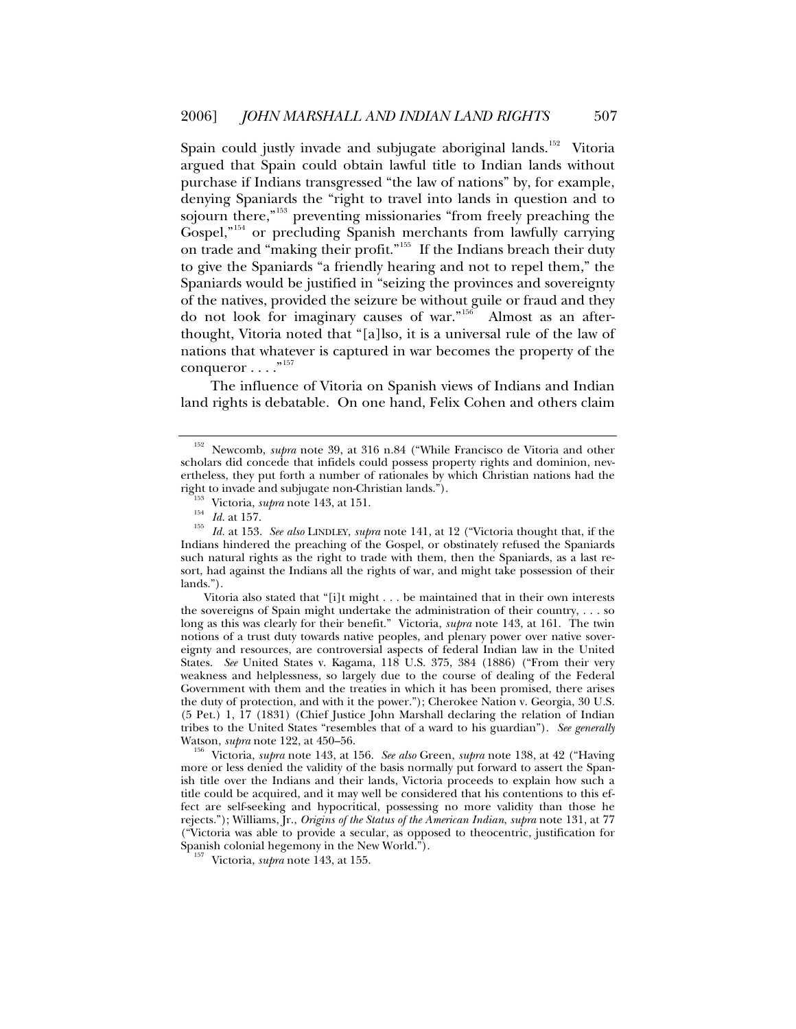Spain could justly invade and subjugate aboriginal lands.[152] Vitoria argued that Spain could obtain lawful title to Indian lands without purchase if Indians transgressed "the law of nations" by, for example, denying Spaniards the "right to travel into lands in question and to sojourn there,"[153] preventing missionaries "from freely preaching the Gospel,"[154] or precluding Spanish merchants from lawfully carrying on trade and "making their profit."[155] If the Indians breach their duty to give the Spaniards "a friendly hearing and not to repel them," the Spaniards would be justified in "seizing the provinces and sovereignty of the natives, provided the seizure be without guile or fraud and they do not look for imaginary causes of war."[156] Almost as an afterthought, Vitoria noted that "[a]lso, it is a universal rule of the law of nations that whatever is captured in war becomes the property of the conqueror . . . ."[157]

The influence of Vitoria on Spanish views of Indians and Indian land rights is debatable. On one hand, Felix Cohen and others claim

---

[152] Newcomb, *supra* note 39, at 316 n.84 ("While Francisco de Vitoria and other scholars did concede that infidels could possess property rights and dominion, nevertheless, they put forth a number of rationales by which Christian nations had the right to invade and subjugate non-Christian lands.").

[153] Victoria, *supra* note 143, at 151.

[154] *Id.* at 157.

[155] *Id.* at 153. *See also* LINDLEY, *supra* note 141, at 12 ("Victoria thought that, if the Indians hindered the preaching of the Gospel, or obstinately refused the Spaniards such natural rights as the right to trade with them, then the Spaniards, as a last resort, had against the Indians all the rights of war, and might take possession of their lands.").

Vitoria also stated that "[i]t might . . . be maintained that in their own interests the sovereigns of Spain might undertake the administration of their country, . . . so long as this was clearly for their benefit." Victoria, *supra* note 143, at 161. The twin notions of a trust duty towards native peoples, and plenary power over native sovereignty and resources, are controversial aspects of federal Indian law in the United States. *See* United States v. Kagama, 118 U.S. 375, 384 (1886) ("From their very weakness and helplessness, so largely due to the course of dealing of the Federal Government with them and the treaties in which it has been promised, there arises the duty of protection, and with it the power."); Cherokee Nation v. Georgia, 30 U.S. (5 Pet.) 1, 17 (1831) (Chief Justice John Marshall declaring the relation of Indian tribes to the United States "resembles that of a ward to his guardian"). *See generally* Watson, *supra* note 122, at 450–56.

[156] Victoria, *supra* note 143, at 156. *See also* Green, *supra* note 138, at 42 ("Having more or less denied the validity of the basis normally put forward to assert the Spanish title over the Indians and their lands, Victoria proceeds to explain how such a title could be acquired, and it may well be considered that his contentions to this effect are self-seeking and hypocritical, possessing no more validity than those he rejects."); Williams, Jr., *Origins of the Status of the American Indian*, *supra* note 131, at 77 ("Victoria was able to provide a secular, as opposed to theocentric, justification for Spanish colonial hegemony in the New World.").

[157] Victoria, *supra* note 143, at 155.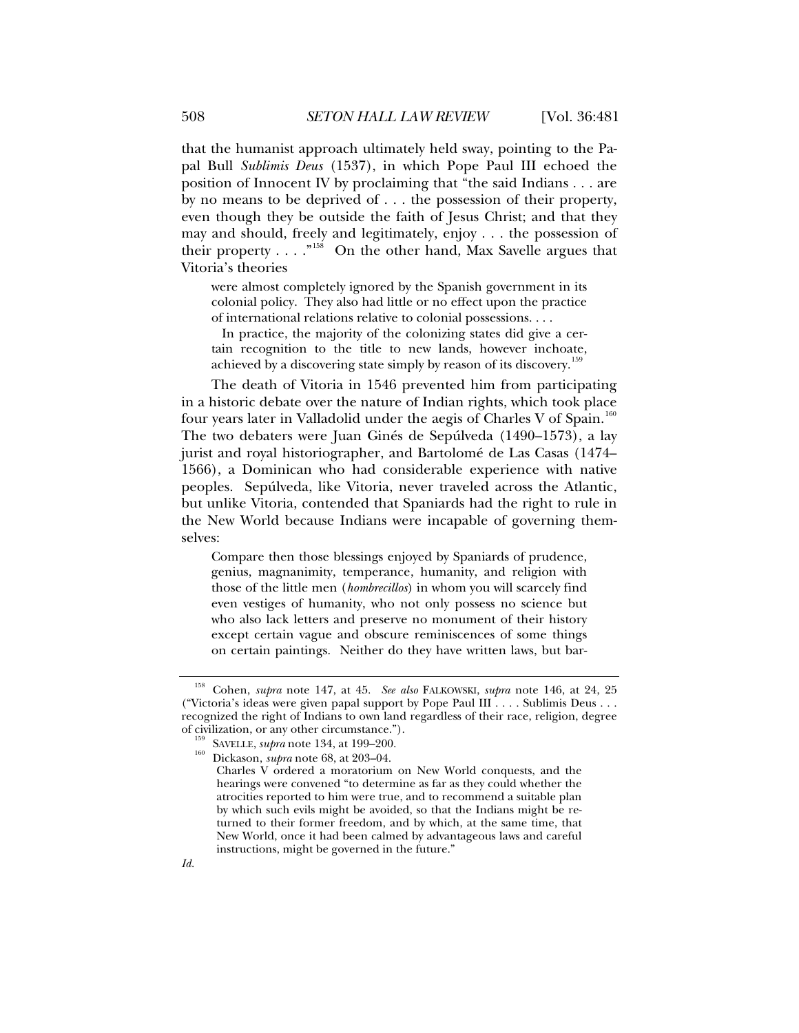that the humanist approach ultimately held sway, pointing to the Papal Bull *Sublimis Deus* (1537), in which Pope Paul III echoed the position of Innocent IV by proclaiming that "the said Indians . . . are by no means to be deprived of . . . the possession of their property, even though they be outside the faith of Jesus Christ; and that they may and should, freely and legitimately, enjoy . . . the possession of their property . . . ."[158] On the other hand, Max Savelle argues that Vitoria's theories

> were almost completely ignored by the Spanish government in its colonial policy. They also had little or no effect upon the practice of international relations relative to colonial possessions. . . .
>
> In practice, the majority of the colonizing states did give a certain recognition to the title to new lands, however inchoate, achieved by a discovering state simply by reason of its discovery.[159]

The death of Vitoria in 1546 prevented him from participating in a historic debate over the nature of Indian rights, which took place four years later in Valladolid under the aegis of Charles V of Spain.[160] The two debaters were Juan Ginés de Sepúlveda (1490–1573), a lay jurist and royal historiographer, and Bartolomé de Las Casas (1474–1566), a Dominican who had considerable experience with native peoples. Sepúlveda, like Vitoria, never traveled across the Atlantic, but unlike Vitoria, contended that Spaniards had the right to rule in the New World because Indians were incapable of governing themselves:

> Compare then those blessings enjoyed by Spaniards of prudence, genius, magnanimity, temperance, humanity, and religion with those of the little men (*hombrecillos*) in whom you will scarcely find even vestiges of humanity, who not only possess no science but who also lack letters and preserve no monument of their history except certain vague and obscure reminiscences of some things on certain paintings. Neither do they have written laws, but bar-

---

[158] Cohen, *supra* note 147, at 45. *See also* FALKOWSKI, *supra* note 146, at 24, 25 ("Victoria's ideas were given papal support by Pope Paul III . . . . Sublimis Deus . . . recognized the right of Indians to own land regardless of their race, religion, degree of civilization, or any other circumstance.").

[159] SAVELLE, *supra* note 134, at 199–200.

[160] Dickason, *supra* note 68, at 203–04.

> Charles V ordered a moratorium on New World conquests, and the hearings were convened "to determine as far as they could whether the atrocities reported to him were true, and to recommend a suitable plan by which such evils might be avoided, so that the Indians might be returned to their former freedom, and by which, at the same time, that New World, once it had been calmed by advantageous laws and careful instructions, might be governed in the future."

*Id.*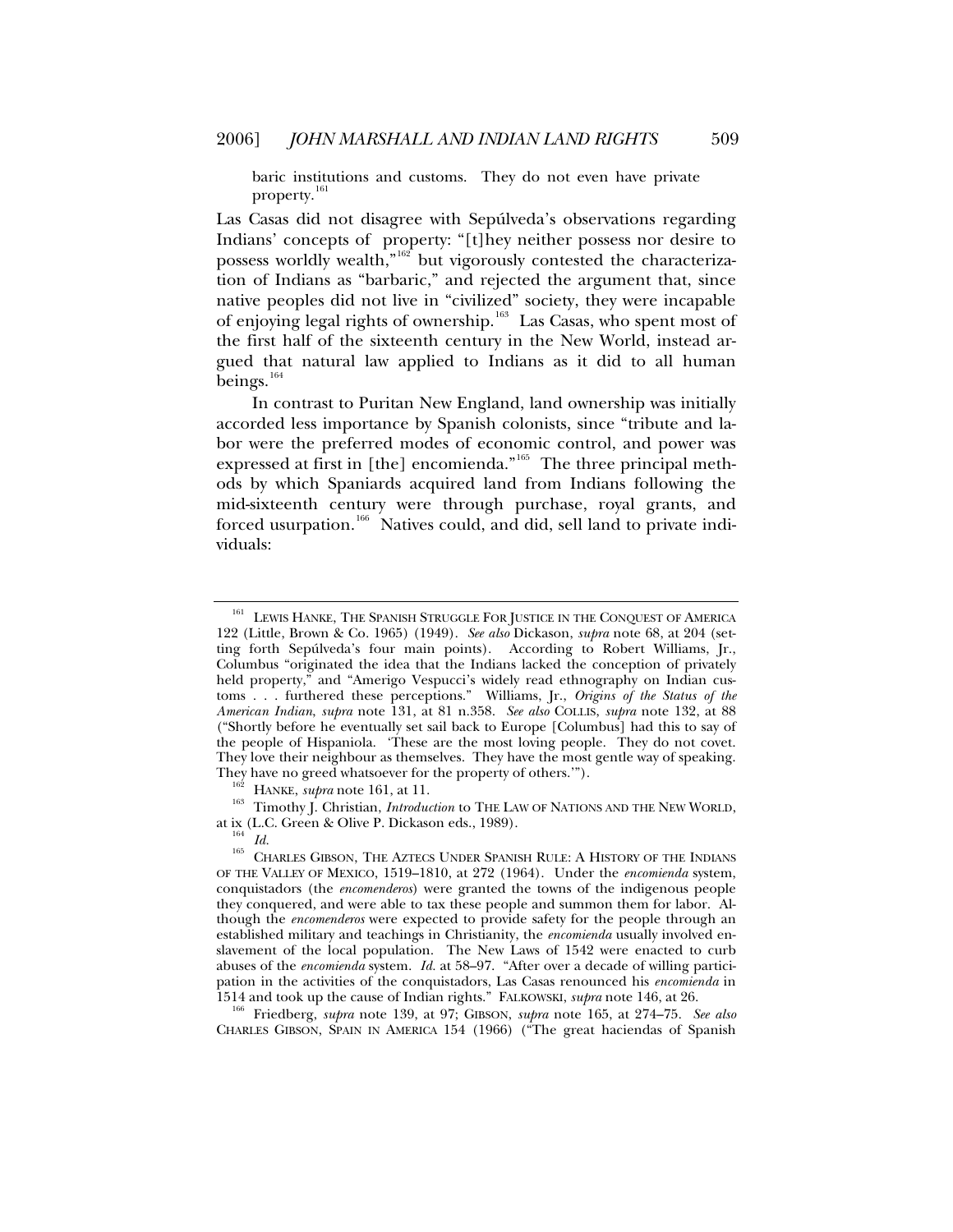baric institutions and customs. They do not even have private property.[161]

Las Casas did not disagree with Sepúlveda's observations regarding Indians' concepts of property: "[t]hey neither possess nor desire to possess worldly wealth,"[162] but vigorously contested the characterization of Indians as "barbaric," and rejected the argument that, since native peoples did not live in "civilized" society, they were incapable of enjoying legal rights of ownership.[163] Las Casas, who spent most of the first half of the sixteenth century in the New World, instead argued that natural law applied to Indians as it did to all human beings.[164]

In contrast to Puritan New England, land ownership was initially accorded less importance by Spanish colonists, since "tribute and labor were the preferred modes of economic control, and power was expressed at first in [the] encomienda."[165] The three principal methods by which Spaniards acquired land from Indians following the mid-sixteenth century were through purchase, royal grants, and forced usurpation.[166] Natives could, and did, sell land to private individuals:

---

[161] LEWIS HANKE, THE SPANISH STRUGGLE FOR JUSTICE IN THE CONQUEST OF AMERICA 122 (Little, Brown & Co. 1965) (1949). *See also* Dickason, *supra* note 68, at 204 (setting forth Sepúlveda's four main points). According to Robert Williams, Jr., Columbus "originated the idea that the Indians lacked the conception of privately held property," and "Amerigo Vespucci's widely read ethnography on Indian customs . . . furthered these perceptions." Williams, Jr., *Origins of the Status of the American Indian*, *supra* note 131, at 81 n.358. *See also* COLLIS, *supra* note 132, at 88 ("Shortly before he eventually set sail back to Europe [Columbus] had this to say of the people of Hispaniola. 'These are the most loving people. They do not covet. They love their neighbour as themselves. They have the most gentle way of speaking. They have no greed whatsoever for the property of others.'").

[162] HANKE, *supra* note 161, at 11.

[163] Timothy J. Christian, *Introduction* to THE LAW OF NATIONS AND THE NEW WORLD, at ix (L.C. Green & Olive P. Dickason eds., 1989).

[164] *Id.*

[165] CHARLES GIBSON, THE AZTECS UNDER SPANISH RULE: A HISTORY OF THE INDIANS OF THE VALLEY OF MEXICO, 1519–1810, at 272 (1964). Under the *encomienda* system, conquistadors (the *encomenderos*) were granted the towns of the indigenous people they conquered, and were able to tax these people and summon them for labor. Although the *encomenderos* were expected to provide safety for the people through an established military and teachings in Christianity, the *encomienda* usually involved enslavement of the local population. The New Laws of 1542 were enacted to curb abuses of the *encomienda* system. *Id.* at 58–97. "After over a decade of willing participation in the activities of the conquistadors, Las Casas renounced his *encomienda* in 1514 and took up the cause of Indian rights." FALKOWSKI, *supra* note 146, at 26.

[166] Friedberg, *supra* note 139, at 97; GIBSON, *supra* note 165, at 274–75. *See also* CHARLES GIBSON, SPAIN IN AMERICA 154 (1966) ("The great haciendas of Spanish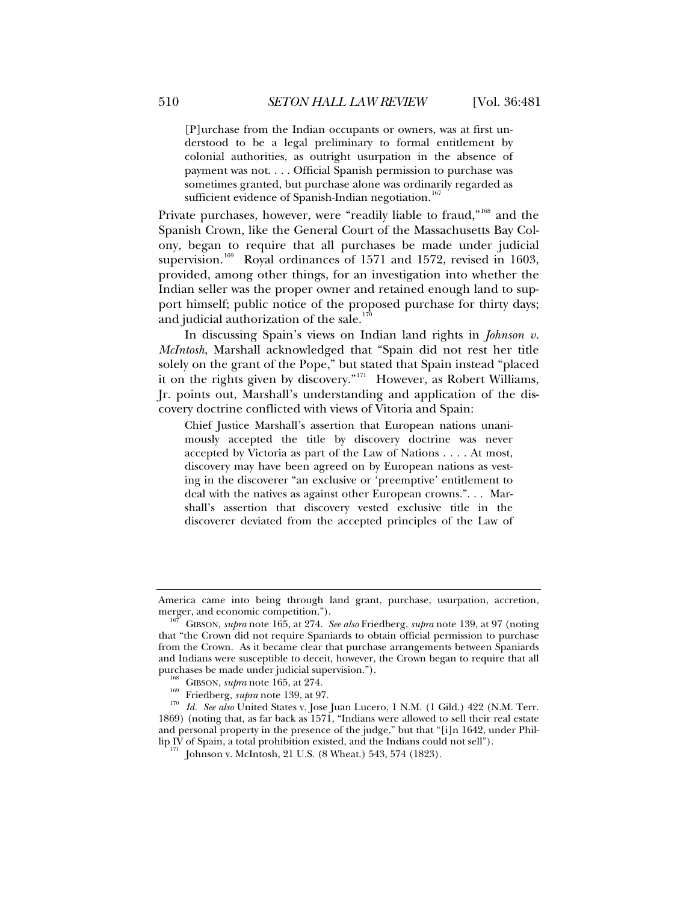> [P]urchase from the Indian occupants or owners, was at first understood to be a legal preliminary to formal entitlement by colonial authorities, as outright usurpation in the absence of payment was not. . . . Official Spanish permission to purchase was sometimes granted, but purchase alone was ordinarily regarded as sufficient evidence of Spanish-Indian negotiation.[167]

Private purchases, however, were "readily liable to fraud,"[168] and the Spanish Crown, like the General Court of the Massachusetts Bay Colony, began to require that all purchases be made under judicial supervision.[169] Royal ordinances of 1571 and 1572, revised in 1603, provided, among other things, for an investigation into whether the Indian seller was the proper owner and retained enough land to support himself; public notice of the proposed purchase for thirty days; and judicial authorization of the sale.[170]

In discussing Spain's views on Indian land rights in *Johnson v. McIntosh*, Marshall acknowledged that "Spain did not rest her title solely on the grant of the Pope," but stated that Spain instead "placed it on the rights given by discovery."[171] However, as Robert Williams, Jr. points out, Marshall's understanding and application of the discovery doctrine conflicted with views of Vitoria and Spain:

> Chief Justice Marshall's assertion that European nations unanimously accepted the title by discovery doctrine was never accepted by Victoria as part of the Law of Nations . . . . At most, discovery may have been agreed on by European nations as vesting in the discoverer "an exclusive or 'preemptive' entitlement to deal with the natives as against other European crowns.". . . Marshall's assertion that discovery vested exclusive title in the discoverer deviated from the accepted principles of the Law of

---

America came into being through land grant, purchase, usurpation, accretion, merger, and economic competition.").

[167] GIBSON, *supra* note 165, at 274. *See also* Friedberg, *supra* note 139, at 97 (noting that "the Crown did not require Spaniards to obtain official permission to purchase from the Crown. As it became clear that purchase arrangements between Spaniards and Indians were susceptible to deceit, however, the Crown began to require that all purchases be made under judicial supervision.").

[168] GIBSON, *supra* note 165, at 274.

[169] Friedberg, *supra* note 139, at 97.

[170] *Id. See also* United States v. Jose Juan Lucero, 1 N.M. (1 Gild.) 422 (N.M. Terr. 1869) (noting that, as far back as 1571, "Indians were allowed to sell their real estate and personal property in the presence of the judge," but that "[i]n 1642, under Phillip IV of Spain, a total prohibition existed, and the Indians could not sell").

[171] Johnson v. McIntosh, 21 U.S. (8 Wheat.) 543, 574 (1823).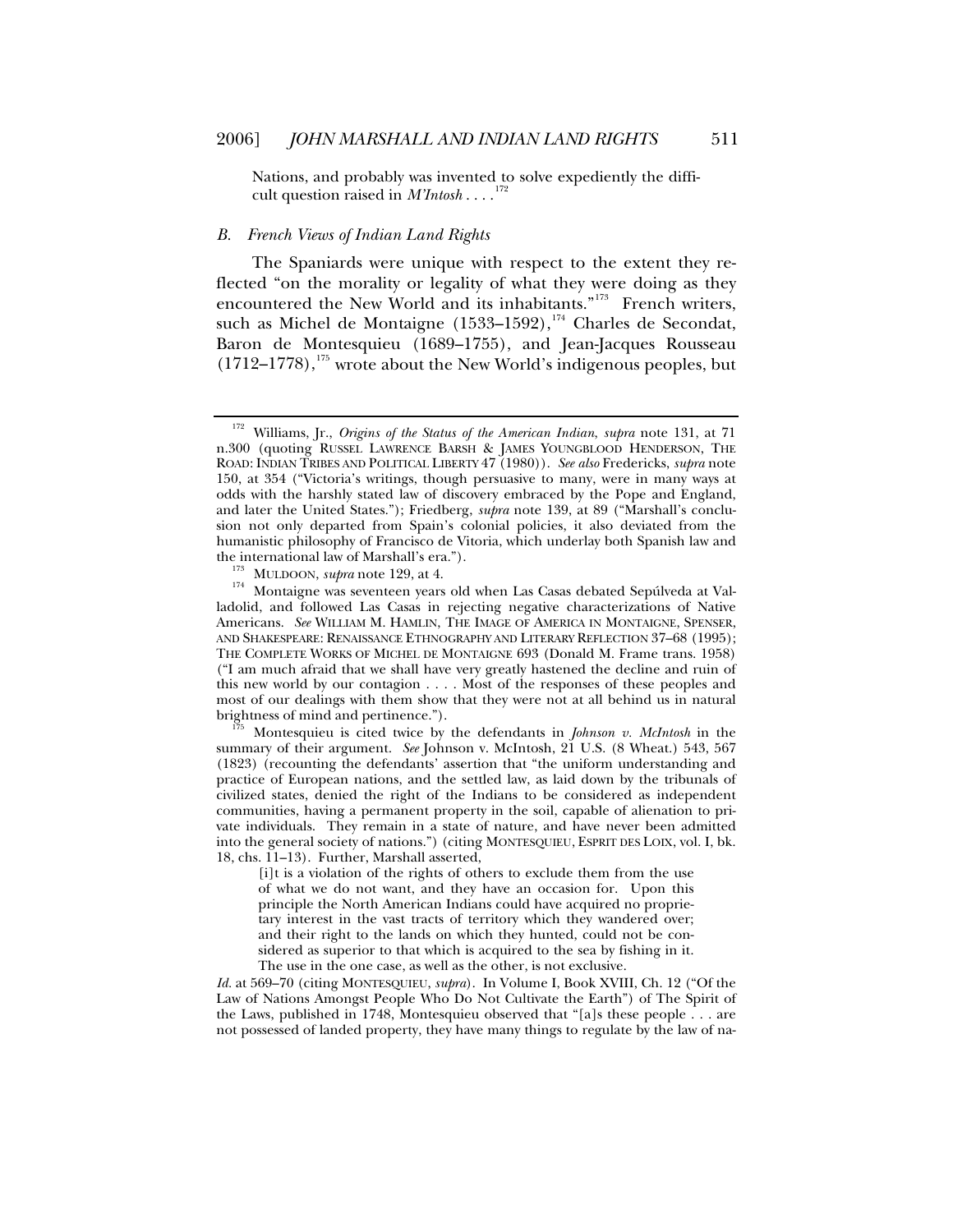Nations, and probably was invented to solve expediently the difficult question raised in *M'Intosh* . . . .[172]

### *B. French Views of Indian Land Rights*

The Spaniards were unique with respect to the extent they reflected "on the morality or legality of what they were doing as they encountered the New World and its inhabitants."[173] French writers, such as Michel de Montaigne (1533–1592),[174] Charles de Secondat, Baron de Montesquieu (1689–1755), and Jean-Jacques Rousseau (1712–1778),[175] wrote about the New World's indigenous peoples, but

---

[172] Williams, Jr., *Origins of the Status of the American Indian*, *supra* note 131, at 71 n.300 (quoting RUSSEL LAWRENCE BARSH & JAMES YOUNGBLOOD HENDERSON, THE ROAD: INDIAN TRIBES AND POLITICAL LIBERTY 47 (1980)). *See also* Fredericks, *supra* note 150, at 354 ("Victoria's writings, though persuasive to many, were in many ways at odds with the harshly stated law of discovery embraced by the Pope and England, and later the United States."); Friedberg, *supra* note 139, at 89 ("Marshall's conclusion not only departed from Spain's colonial policies, it also deviated from the humanistic philosophy of Francisco de Vitoria, which underlay both Spanish law and the international law of Marshall's era.").

[173] MULDOON, *supra* note 129, at 4.

[174] Montaigne was seventeen years old when Las Casas debated Sepúlveda at Valladolid, and followed Las Casas in rejecting negative characterizations of Native Americans. *See* WILLIAM M. HAMLIN, THE IMAGE OF AMERICA IN MONTAIGNE, SPENSER, AND SHAKESPEARE: RENAISSANCE ETHNOGRAPHY AND LITERARY REFLECTION 37–68 (1995); THE COMPLETE WORKS OF MICHEL DE MONTAIGNE 693 (Donald M. Frame trans. 1958) ("I am much afraid that we shall have very greatly hastened the decline and ruin of this new world by our contagion . . . . Most of the responses of these peoples and most of our dealings with them show that they were not at all behind us in natural brightness of mind and pertinence.").

[175] Montesquieu is cited twice by the defendants in *Johnson v. McIntosh* in the summary of their argument. *See* Johnson v. McIntosh, 21 U.S. (8 Wheat.) 543, 567 (1823) (recounting the defendants' assertion that "the uniform understanding and practice of European nations, and the settled law, as laid down by the tribunals of civilized states, denied the right of the Indians to be considered as independent communities, having a permanent property in the soil, capable of alienation to private individuals. They remain in a state of nature, and have never been admitted into the general society of nations.") (citing MONTESQUIEU, ESPRIT DES LOIX, vol. I, bk. 18, chs. 11–13). Further, Marshall asserted,

> [i]t is a violation of the rights of others to exclude them from the use of what we do not want, and they have an occasion for. Upon this principle the North American Indians could have acquired no proprietary interest in the vast tracts of territory which they wandered over; and their right to the lands on which they hunted, could not be considered as superior to that which is acquired to the sea by fishing in it. The use in the one case, as well as the other, is not exclusive.

*Id.* at 569–70 (citing MONTESQUIEU, *supra*). In Volume I, Book XVIII, Ch. 12 ("Of the Law of Nations Amongst People Who Do Not Cultivate the Earth") of The Spirit of the Laws, published in 1748, Montesquieu observed that "[a]s these people . . . are not possessed of landed property, they have many things to regulate by the law of na-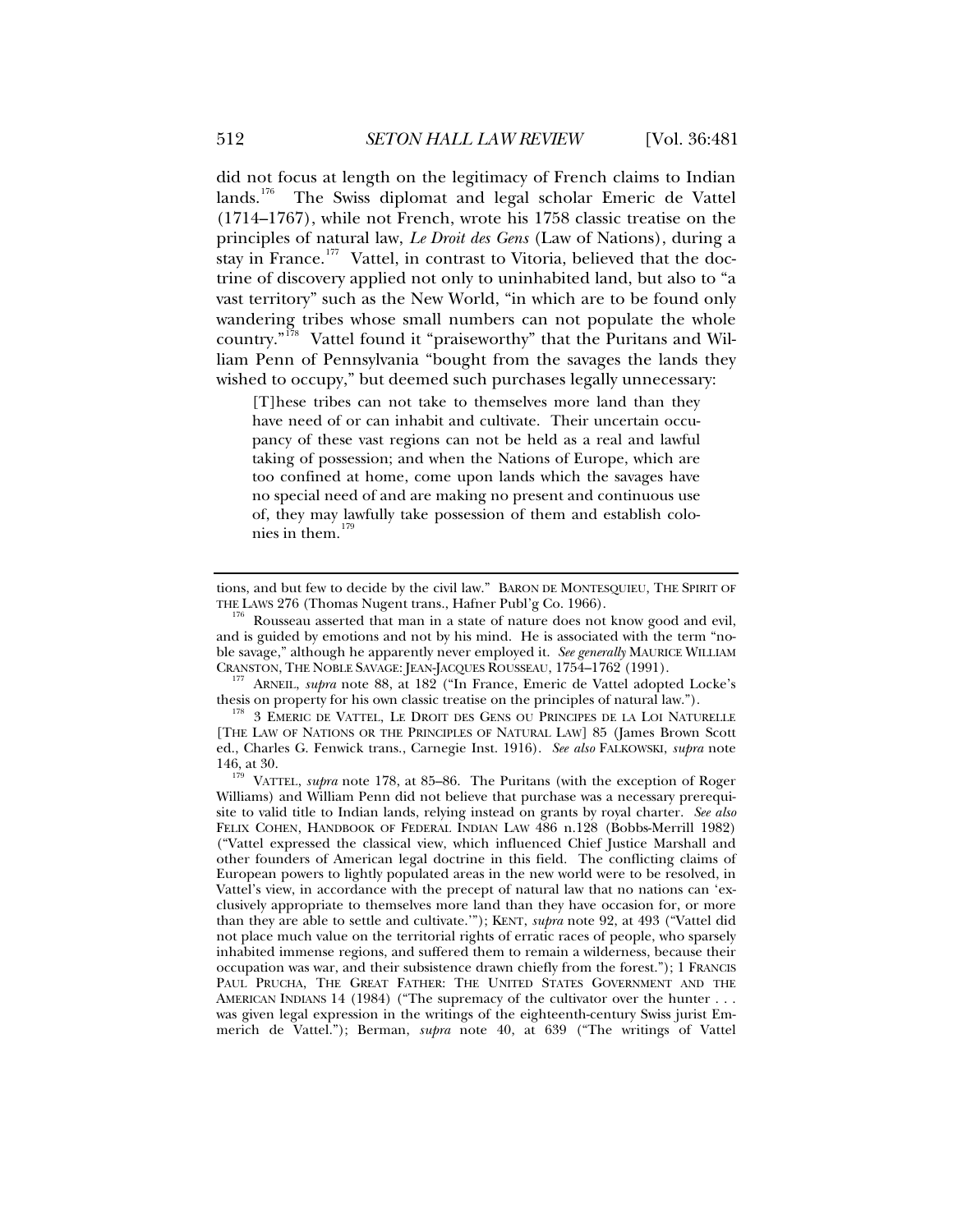did not focus at length on the legitimacy of French claims to Indian lands.[176] The Swiss diplomat and legal scholar Emeric de Vattel (1714–1767), while not French, wrote his 1758 classic treatise on the principles of natural law, *Le Droit des Gens* (Law of Nations), during a stay in France.[177] Vattel, in contrast to Vitoria, believed that the doctrine of discovery applied not only to uninhabited land, but also to "a vast territory" such as the New World, "in which are to be found only wandering tribes whose small numbers can not populate the whole country."[178] Vattel found it "praiseworthy" that the Puritans and William Penn of Pennsylvania "bought from the savages the lands they wished to occupy," but deemed such purchases legally unnecessary:

> [T]hese tribes can not take to themselves more land than they have need of or can inhabit and cultivate. Their uncertain occupancy of these vast regions can not be held as a real and lawful taking of possession; and when the Nations of Europe, which are too confined at home, come upon lands which the savages have no special need of and are making no present and continuous use of, they may lawfully take possession of them and establish colonies in them.[179]

---

tions, and but few to decide by the civil law." BARON DE MONTESQUIEU, THE SPIRIT OF THE LAWS 276 (Thomas Nugent trans., Hafner Publ'g Co. 1966).

[176] Rousseau asserted that man in a state of nature does not know good and evil, and is guided by emotions and not by his mind. He is associated with the term "noble savage," although he apparently never employed it. *See generally* MAURICE WILLIAM CRANSTON, THE NOBLE SAVAGE: JEAN-JACQUES ROUSSEAU, 1754–1762 (1991).

[177] ARNEIL, *supra* note 88, at 182 ("In France, Emeric de Vattel adopted Locke's thesis on property for his own classic treatise on the principles of natural law.").

[178] 3 EMERIC DE VATTEL, LE DROIT DES GENS OU PRINCIPES DE LA LOI NATURELLE [THE LAW OF NATIONS OR THE PRINCIPLES OF NATURAL LAW] 85 (James Brown Scott ed., Charles G. Fenwick trans., Carnegie Inst. 1916). *See also* FALKOWSKI, *supra* note 146, at 30.

[179] VATTEL, *supra* note 178, at 85–86. The Puritans (with the exception of Roger Williams) and William Penn did not believe that purchase was a necessary prerequisite to valid title to Indian lands, relying instead on grants by royal charter. *See also* FELIX COHEN, HANDBOOK OF FEDERAL INDIAN LAW 486 n.128 (Bobbs-Merrill 1982) ("Vattel expressed the classical view, which influenced Chief Justice Marshall and other founders of American legal doctrine in this field. The conflicting claims of European powers to lightly populated areas in the new world were to be resolved, in Vattel's view, in accordance with the precept of natural law that no nations can 'exclusively appropriate to themselves more land than they have occasion for, or more than they are able to settle and cultivate.'"); KENT, *supra* note 92, at 493 ("Vattel did not place much value on the territorial rights of erratic races of people, who sparsely inhabited immense regions, and suffered them to remain a wilderness, because their occupation was war, and their subsistence drawn chiefly from the forest."); 1 FRANCIS PAUL PRUCHA, THE GREAT FATHER: THE UNITED STATES GOVERNMENT AND THE AMERICAN INDIANS 14 (1984) ("The supremacy of the cultivator over the hunter . . . was given legal expression in the writings of the eighteenth-century Swiss jurist Emmerich de Vattel."); Berman, *supra* note 40, at 639 ("The writings of Vattel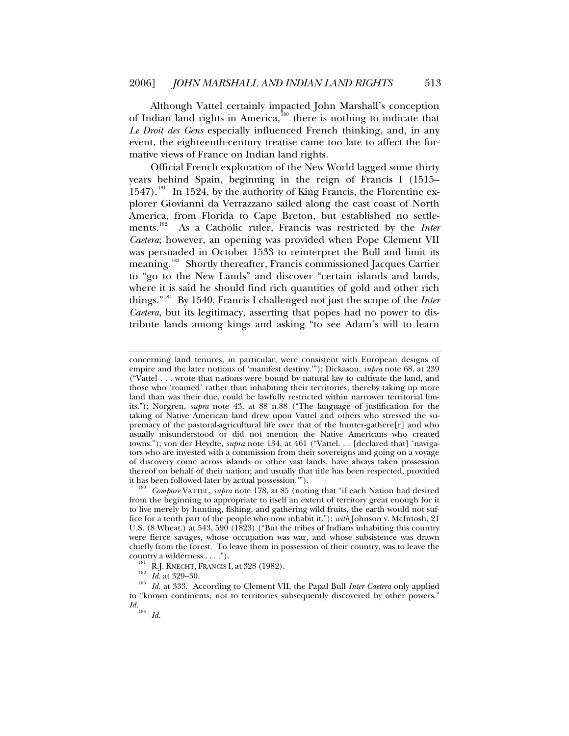Although Vattel certainly impacted John Marshall's conception of Indian land rights in America,[180] there is nothing to indicate that *Le Droit des Gens* especially influenced French thinking, and, in any event, the eighteenth-century treatise came too late to affect the formative views of France on Indian land rights.

Official French exploration of the New World lagged some thirty years behind Spain, beginning in the reign of Francis I (1515–1547).[181] In 1524, by the authority of King Francis, the Florentine explorer Giovianni da Verrazzano sailed along the east coast of North America, from Florida to Cape Breton, but established no settlements.[182] As a Catholic ruler, Francis was restricted by the *Inter Caetera*; however, an opening was provided when Pope Clement VII was persuaded in October 1533 to reinterpret the Bull and limit its meaning.[183] Shortly thereafter, Francis commissioned Jacques Cartier to "go to the New Lands" and discover "certain islands and lands, where it is said he should find rich quantities of gold and other rich things."[184] By 1540, Francis I challenged not just the scope of the *Inter Caetera*, but its legitimacy, asserting that popes had no power to distribute lands among kings and asking "to see Adam's will to learn

---

concerning land tenures, in particular, were consistent with European designs of empire and the later notions of 'manifest destiny.'"); Dickason, *supra* note 68, at 239 ("Vattel . . . wrote that nations were bound by natural law to cultivate the land, and those who 'roamed' rather than inhabiting their territories, thereby taking up more land than was their due, could be lawfully restricted within narrower territorial limits."); Norgren, *supra* note 43, at 88 n.88 ("The language of justification for the taking of Native American land drew upon Vattel and others who stressed the supremacy of the pastoral-agricultural life over that of the hunter-gathere[r] and who usually misunderstood or did not mention the Native Americans who created towns."); von der Heydte, *supra* note 134, at 461 ("Vattel. . . [declared that] 'navigators who are invested with a commission from their sovereigns and going on a voyage of discovery come across islands or other vast lands, have always taken possession thereof on behalf of their nation; and usually that title has been respected, provided it has been followed later by actual possession.'").

[180] *Compare* VATTEL, *supra* note 178, at 85 (noting that "if each Nation had desired from the beginning to appropriate to itself an extent of territory great enough for it to live merely by hunting, fishing, and gathering wild fruits, the earth would not suffice for a tenth part of the people who now inhabit it."); *with* Johnson v. McIntosh, 21 U.S. (8 Wheat.) at 543, 590 (1823) ("But the tribes of Indians inhabiting this country were fierce savages, whose occupation was war, and whose subsistence was drawn chiefly from the forest. To leave them in possession of their country, was to leave the country a wilderness . . . .").

[181] R.J. KNECHT, FRANCIS I, at 328 (1982).

[182] *Id.* at 329–30.

[183] *Id.* at 333. According to Clement VII, the Papal Bull *Inter Caetera* only applied to "known continents, not to territories subsequently discovered by other powers." *Id.*

[184] *Id.*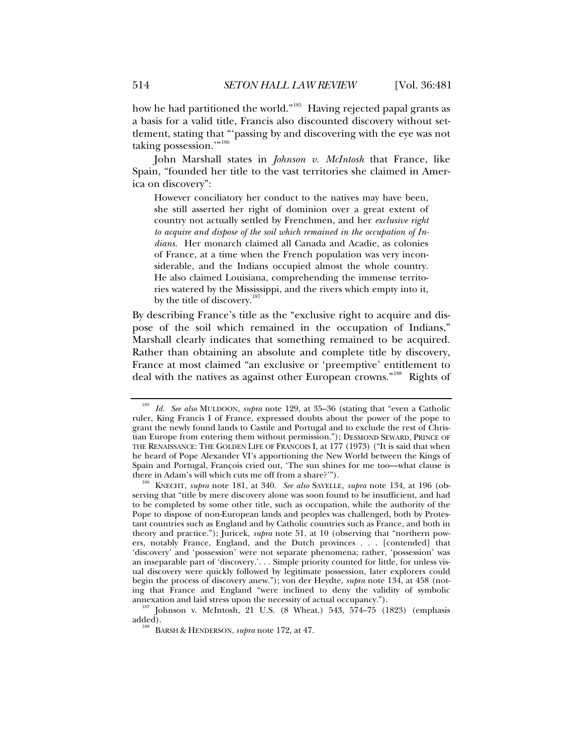how he had partitioned the world."[185] Having rejected papal grants as a basis for a valid title, Francis also discounted discovery without settlement, stating that "'passing by and discovering with the eye was not taking possession.'"[186]

John Marshall states in *Johnson v. McIntosh* that France, like Spain, "founded her title to the vast territories she claimed in America on discovery":

> However conciliatory her conduct to the natives may have been, she still asserted her right of dominion over a great extent of country not actually settled by Frenchmen, and her *exclusive right to acquire and dispose of the soil which remained in the occupation of Indians.* Her monarch claimed all Canada and Acadie, as colonies of France, at a time when the French population was very inconsiderable, and the Indians occupied almost the whole country. He also claimed Louisiana, comprehending the immense territories watered by the Mississippi, and the rivers which empty into it, by the title of discovery.[187]

By describing France's title as the "exclusive right to acquire and dispose of the soil which remained in the occupation of Indians," Marshall clearly indicates that something remained to be acquired. Rather than obtaining an absolute and complete title by discovery, France at most claimed "an exclusive or 'preemptive' entitlement to deal with the natives as against other European crowns."[188] Rights of

---

[185] *Id. See also* MULDOON, *supra* note 129, at 35–36 (stating that "even a Catholic ruler, King Francis I of France, expressed doubts about the power of the pope to grant the newly found lands to Castile and Portugal and to exclude the rest of Christian Europe from entering them without permission."); DESMOND SEWARD, PRINCE OF THE RENAISSANCE: THE GOLDEN LIFE OF FRANÇOIS I, at 177 (1973) ("It is said that when he heard of Pope Alexander VI's apportioning the New World between the Kings of Spain and Portugal, François cried out, 'The sun shines for me too—what clause is there in Adam's will which cuts me off from a share?'").

[186] KNECHT, *supra* note 181, at 340. *See also* SAVELLE, *supra* note 134, at 196 (observing that "title by mere discovery alone was soon found to be insufficient, and had to be completed by some other title, such as occupation, while the authority of the Pope to dispose of non-European lands and peoples was challenged, both by Protestant countries such as England and by Catholic countries such as France, and both in theory and practice."); Juricek, *supra* note 51, at 10 (observing that "northern powers, notably France, England, and the Dutch provinces . . . [contended] that 'discovery' and 'possession' were not separate phenomena; rather, 'possession' was an inseparable part of 'discovery.'. . . Simple priority counted for little, for unless visual discovery were quickly followed by legitimate possession, later explorers could begin the process of discovery anew."); von der Heydte, *supra* note 134, at 458 (noting that France and England "were inclined to deny the validity of symbolic annexation and laid stress upon the necessity of actual occupancy.").

[187] Johnson v. McIntosh, 21 U.S. (8 Wheat.) 543, 574–75 (1823) (emphasis added).

[188] BARSH & HENDERSON, *supra* note 172, at 47.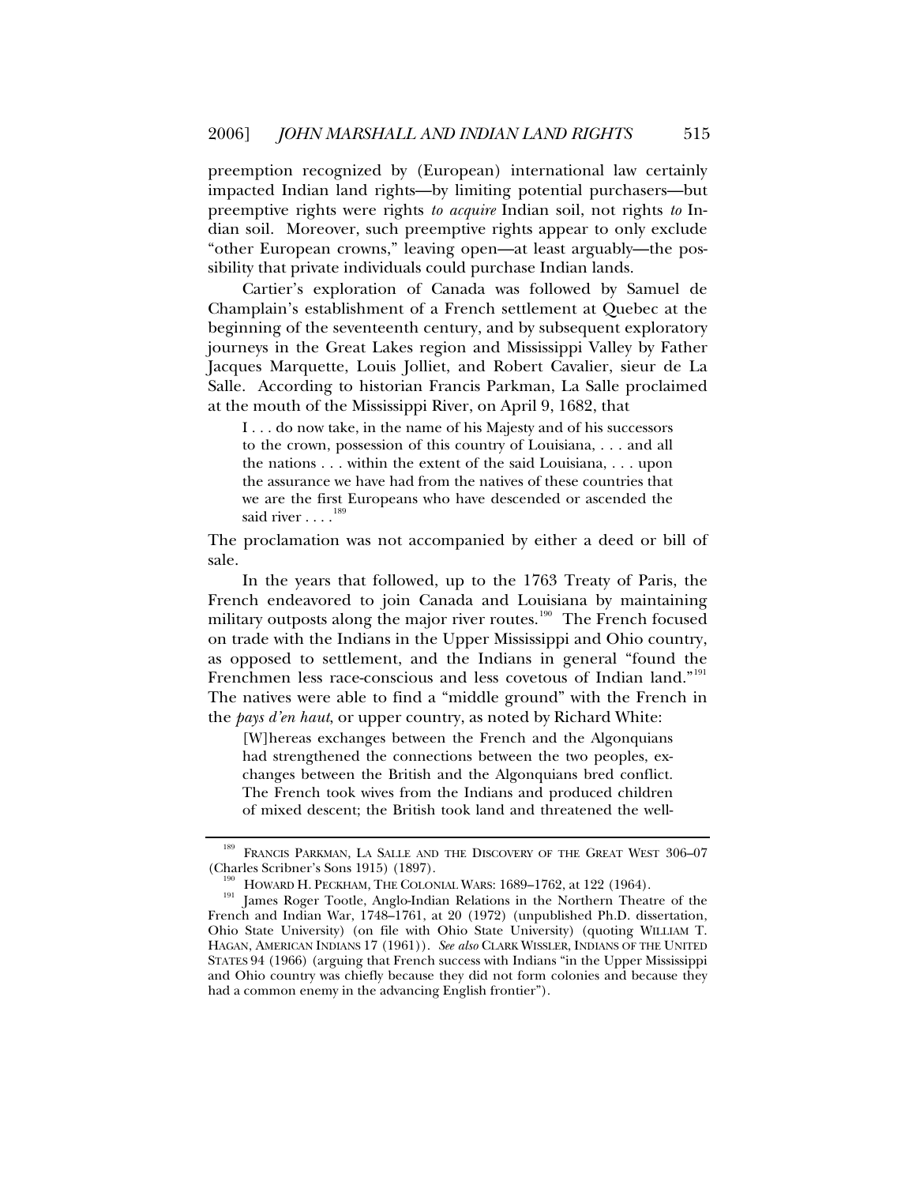preemption recognized by (European) international law certainly impacted Indian land rights—by limiting potential purchasers—but preemptive rights were rights *to acquire* Indian soil, not rights *to* Indian soil. Moreover, such preemptive rights appear to only exclude "other European crowns," leaving open—at least arguably—the possibility that private individuals could purchase Indian lands.

Cartier's exploration of Canada was followed by Samuel de Champlain's establishment of a French settlement at Quebec at the beginning of the seventeenth century, and by subsequent exploratory journeys in the Great Lakes region and Mississippi Valley by Father Jacques Marquette, Louis Jolliet, and Robert Cavalier, sieur de La Salle. According to historian Francis Parkman, La Salle proclaimed at the mouth of the Mississippi River, on April 9, 1682, that

> I . . . do now take, in the name of his Majesty and of his successors to the crown, possession of this country of Louisiana, . . . and all the nations . . . within the extent of the said Louisiana, . . . upon the assurance we have had from the natives of these countries that we are the first Europeans who have descended or ascended the said river . . . .[189]

The proclamation was not accompanied by either a deed or bill of sale.

In the years that followed, up to the 1763 Treaty of Paris, the French endeavored to join Canada and Louisiana by maintaining military outposts along the major river routes.[190] The French focused on trade with the Indians in the Upper Mississippi and Ohio country, as opposed to settlement, and the Indians in general "found the Frenchmen less race-conscious and less covetous of Indian land."[191] The natives were able to find a "middle ground" with the French in the *pays d'en haut*, or upper country, as noted by Richard White:

> [W]hereas exchanges between the French and the Algonquians had strengthened the connections between the two peoples, exchanges between the British and the Algonquians bred conflict. The French took wives from the Indians and produced children of mixed descent; the British took land and threatened the well-

---

[189] FRANCIS PARKMAN, LA SALLE AND THE DISCOVERY OF THE GREAT WEST 306–07 (Charles Scribner's Sons 1915) (1897).

[190] HOWARD H. PECKHAM, THE COLONIAL WARS: 1689–1762, at 122 (1964).

[191] James Roger Tootle, Anglo-Indian Relations in the Northern Theatre of the French and Indian War, 1748–1761, at 20 (1972) (unpublished Ph.D. dissertation, Ohio State University) (on file with Ohio State University) (quoting WILLIAM T. HAGAN, AMERICAN INDIANS 17 (1961)). *See also* CLARK WISSLER, INDIANS OF THE UNITED STATES 94 (1966) (arguing that French success with Indians "in the Upper Mississippi and Ohio country was chiefly because they did not form colonies and because they had a common enemy in the advancing English frontier").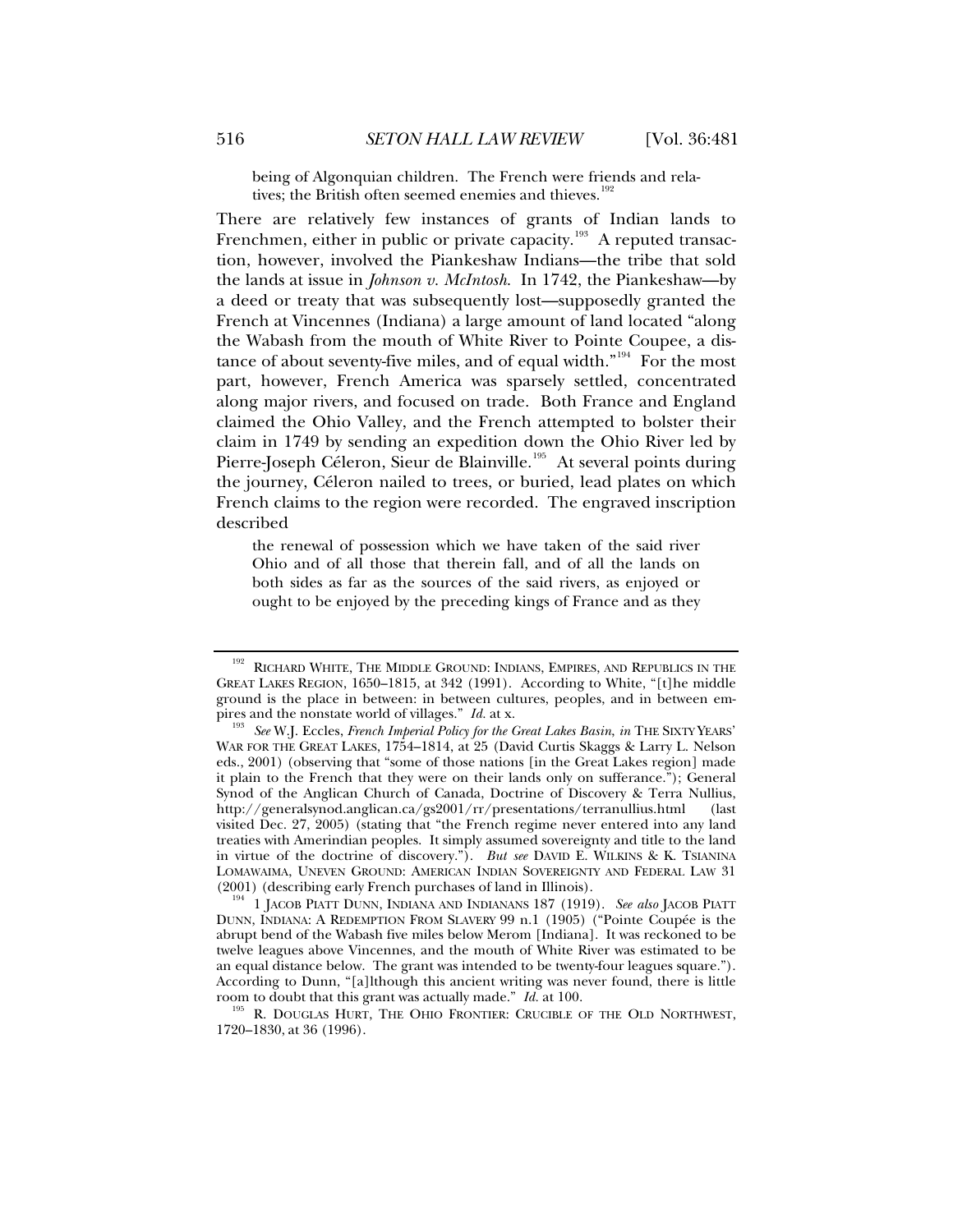> being of Algonquian children. The French were friends and relatives; the British often seemed enemies and thieves.[192]

There are relatively few instances of grants of Indian lands to Frenchmen, either in public or private capacity.[193] A reputed transaction, however, involved the Piankeshaw Indians—the tribe that sold the lands at issue in *Johnson v. McIntosh*. In 1742, the Piankeshaw—by a deed or treaty that was subsequently lost—supposedly granted the French at Vincennes (Indiana) a large amount of land located "along the Wabash from the mouth of White River to Pointe Coupee, a distance of about seventy-five miles, and of equal width."[194] For the most part, however, French America was sparsely settled, concentrated along major rivers, and focused on trade. Both France and England claimed the Ohio Valley, and the French attempted to bolster their claim in 1749 by sending an expedition down the Ohio River led by Pierre-Joseph Céleron, Sieur de Blainville.[195] At several points during the journey, Céleron nailed to trees, or buried, lead plates on which French claims to the region were recorded. The engraved inscription described

> the renewal of possession which we have taken of the said river Ohio and of all those that therein fall, and of all the lands on both sides as far as the sources of the said rivers, as enjoyed or ought to be enjoyed by the preceding kings of France and as they

---

[192] RICHARD WHITE, THE MIDDLE GROUND: INDIANS, EMPIRES, AND REPUBLICS IN THE GREAT LAKES REGION, 1650–1815, at 342 (1991). According to White, "[t]he middle ground is the place in between: in between cultures, peoples, and in between empires and the nonstate world of villages." *Id.* at x.

[193] *See* W.J. Eccles, *French Imperial Policy for the Great Lakes Basin*, *in* THE SIXTY YEARS' WAR FOR THE GREAT LAKES, 1754–1814, at 25 (David Curtis Skaggs & Larry L. Nelson eds., 2001) (observing that "some of those nations [in the Great Lakes region] made it plain to the French that they were on their lands only on sufferance."); General Synod of the Anglican Church of Canada, Doctrine of Discovery & Terra Nullius, http://generalsynod.anglican.ca/gs2001/rr/presentations/terranullius.html (last visited Dec. 27, 2005) (stating that "the French regime never entered into any land treaties with Amerindian peoples. It simply assumed sovereignty and title to the land in virtue of the doctrine of discovery."). *But see* DAVID E. WILKINS & K. TSIANINA LOMAWAIMA, UNEVEN GROUND: AMERICAN INDIAN SOVEREIGNTY AND FEDERAL LAW 31 (2001) (describing early French purchases of land in Illinois).

[194] 1 JACOB PIATT DUNN, INDIANA AND INDIANANS 187 (1919). *See also* JACOB PIATT DUNN, INDIANA: A REDEMPTION FROM SLAVERY 99 n.1 (1905) ("Pointe Coupée is the abrupt bend of the Wabash five miles below Merom [Indiana]. It was reckoned to be twelve leagues above Vincennes, and the mouth of White River was estimated to be an equal distance below. The grant was intended to be twenty-four leagues square."). According to Dunn, "[a]lthough this ancient writing was never found, there is little room to doubt that this grant was actually made." *Id.* at 100.

[195] R. DOUGLAS HURT, THE OHIO FRONTIER: CRUCIBLE OF THE OLD NORTHWEST, 1720–1830, at 36 (1996).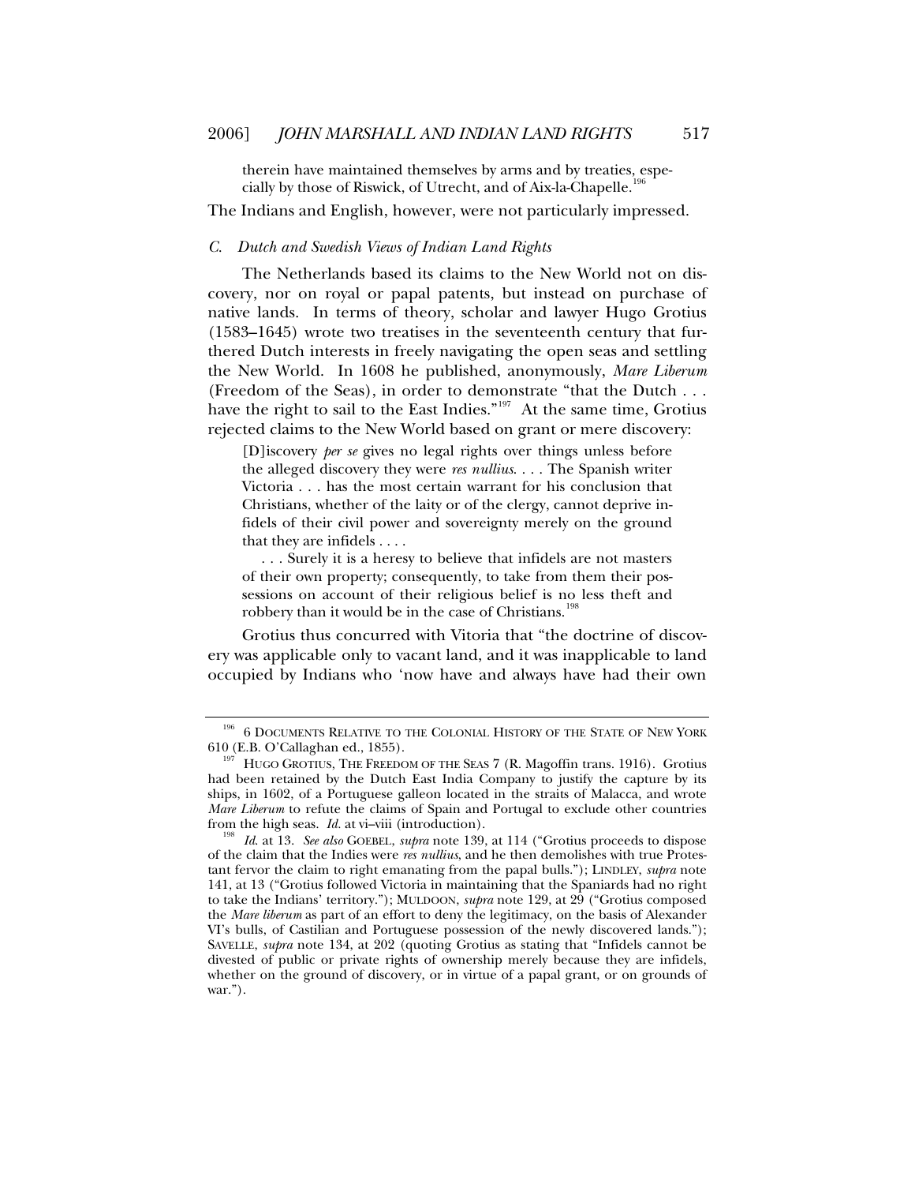therein have maintained themselves by arms and by treaties, especially by those of Riswick, of Utrecht, and of Aix-la-Chapelle.[196]

The Indians and English, however, were not particularly impressed.

### *C. Dutch and Swedish Views of Indian Land Rights*

The Netherlands based its claims to the New World not on discovery, nor on royal or papal patents, but instead on purchase of native lands. In terms of theory, scholar and lawyer Hugo Grotius (1583–1645) wrote two treatises in the seventeenth century that furthered Dutch interests in freely navigating the open seas and settling the New World. In 1608 he published, anonymously, *Mare Liberum* (Freedom of the Seas), in order to demonstrate "that the Dutch . . . have the right to sail to the East Indies."[197] At the same time, Grotius rejected claims to the New World based on grant or mere discovery:

> [D]iscovery *per se* gives no legal rights over things unless before the alleged discovery they were *res nullius*. . . . The Spanish writer Victoria . . . has the most certain warrant for his conclusion that Christians, whether of the laity or of the clergy, cannot deprive infidels of their civil power and sovereignty merely on the ground that they are infidels . . . .
>
> . . . Surely it is a heresy to believe that infidels are not masters of their own property; consequently, to take from them their possessions on account of their religious belief is no less theft and robbery than it would be in the case of Christians.[198]

Grotius thus concurred with Vitoria that "the doctrine of discovery was applicable only to vacant land, and it was inapplicable to land occupied by Indians who 'now have and always have had their own

---

[196] 6 DOCUMENTS RELATIVE TO THE COLONIAL HISTORY OF THE STATE OF NEW YORK 610 (E.B. O'Callaghan ed., 1855).

[197] HUGO GROTIUS, THE FREEDOM OF THE SEAS 7 (R. Magoffin trans. 1916). Grotius had been retained by the Dutch East India Company to justify the capture by its ships, in 1602, of a Portuguese galleon located in the straits of Malacca, and wrote *Mare Liberum* to refute the claims of Spain and Portugal to exclude other countries from the high seas. *Id.* at vi–viii (introduction).

[198] *Id.* at 13. *See also* GOEBEL, *supra* note 139, at 114 ("Grotius proceeds to dispose of the claim that the Indies were *res nullius*, and he then demolishes with true Protestant fervor the claim to right emanating from the papal bulls."); LINDLEY, *supra* note 141, at 13 ("Grotius followed Victoria in maintaining that the Spaniards had no right to take the Indians' territory."); MULDOON, *supra* note 129, at 29 ("Grotius composed the *Mare liberum* as part of an effort to deny the legitimacy, on the basis of Alexander VI's bulls, of Castilian and Portuguese possession of the newly discovered lands."); SAVELLE, *supra* note 134, at 202 (quoting Grotius as stating that "Infidels cannot be divested of public or private rights of ownership merely because they are infidels, whether on the ground of discovery, or in virtue of a papal grant, or on grounds of war.").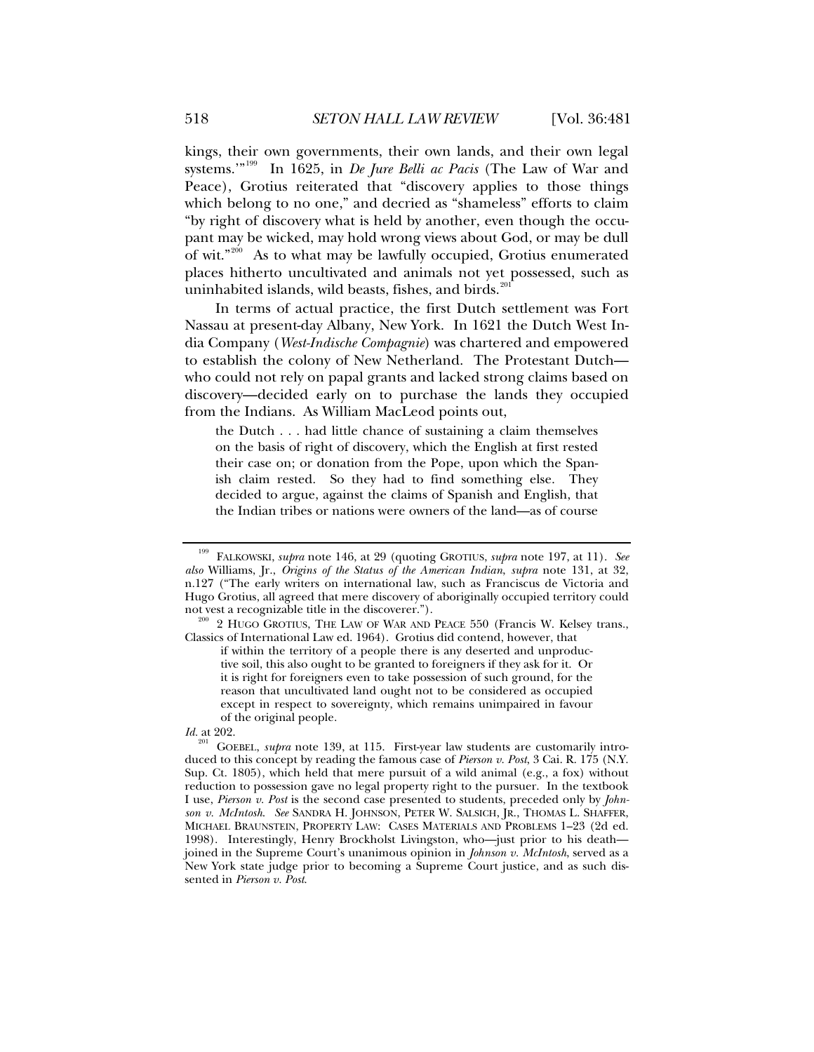kings, their own governments, their own lands, and their own legal systems.'"[199] In 1625, in *De Jure Belli ac Pacis* (The Law of War and Peace), Grotius reiterated that "discovery applies to those things which belong to no one," and decried as "shameless" efforts to claim "by right of discovery what is held by another, even though the occupant may be wicked, may hold wrong views about God, or may be dull of wit."[200] As to what may be lawfully occupied, Grotius enumerated places hitherto uncultivated and animals not yet possessed, such as uninhabited islands, wild beasts, fishes, and birds.[201]

In terms of actual practice, the first Dutch settlement was Fort Nassau at present-day Albany, New York. In 1621 the Dutch West India Company (*West-Indische Compagnie*) was chartered and empowered to establish the colony of New Netherland. The Protestant Dutch—who could not rely on papal grants and lacked strong claims based on discovery—decided early on to purchase the lands they occupied from the Indians. As William MacLeod points out,

> the Dutch . . . had little chance of sustaining a claim themselves on the basis of right of discovery, which the English at first rested their case on; or donation from the Pope, upon which the Spanish claim rested. So they had to find something else. They decided to argue, against the claims of Spanish and English, that the Indian tribes or nations were owners of the land—as of course

---

[199] FALKOWSKI, *supra* note 146, at 29 (quoting GROTIUS, *supra* note 197, at 11). *See also* Williams, Jr., *Origins of the Status of the American Indian*, *supra* note 131, at 32, n.127 ("The early writers on international law, such as Franciscus de Victoria and Hugo Grotius, all agreed that mere discovery of aboriginally occupied territory could not vest a recognizable title in the discoverer.").

[200] 2 HUGO GROTIUS, THE LAW OF WAR AND PEACE 550 (Francis W. Kelsey trans., Classics of International Law ed. 1964). Grotius did contend, however, that

> if within the territory of a people there is any deserted and unproductive soil, this also ought to be granted to foreigners if they ask for it. Or it is right for foreigners even to take possession of such ground, for the reason that uncultivated land ought not to be considered as occupied except in respect to sovereignty, which remains unimpaired in favour of the original people.

*Id.* at 202.

[201] GOEBEL, *supra* note 139, at 115. First-year law students are customarily introduced to this concept by reading the famous case of *Pierson v. Post*, 3 Cai. R. 175 (N.Y. Sup. Ct. 1805), which held that mere pursuit of a wild animal (e.g., a fox) without reduction to possession gave no legal property right to the pursuer. In the textbook I use, *Pierson v. Post* is the second case presented to students, preceded only by *Johnson v. McIntosh*. *See* SANDRA H. JOHNSON, PETER W. SALSICH, JR., THOMAS L. SHAFFER, MICHAEL BRAUNSTEIN, PROPERTY LAW: CASES MATERIALS AND PROBLEMS 1–23 (2d ed. 1998). Interestingly, Henry Brockholst Livingston, who—just prior to his death—joined in the Supreme Court's unanimous opinion in *Johnson v. McIntosh*, served as a New York state judge prior to becoming a Supreme Court justice, and as such dissented in *Pierson v. Post*.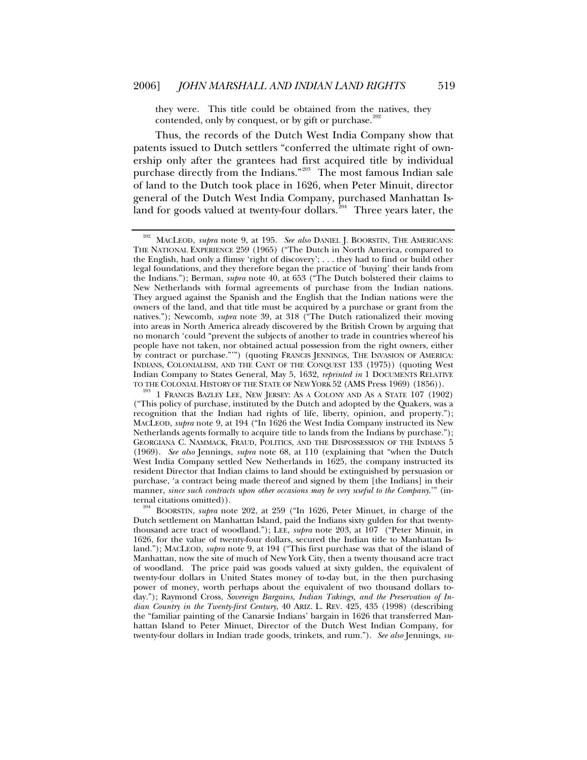they were. This title could be obtained from the natives, they contended, only by conquest, or by gift or purchase.[202]

Thus, the records of the Dutch West India Company show that patents issued to Dutch settlers "conferred the ultimate right of ownership only after the grantees had first acquired title by individual purchase directly from the Indians."[203] The most famous Indian sale of land to the Dutch took place in 1626, when Peter Minuit, director general of the Dutch West India Company, purchased Manhattan Island for goods valued at twenty-four dollars.[204] Three years later, the

---

[202] MACLEOD, *supra* note 9, at 195. *See also* DANIEL J. BOORSTIN, THE AMERICANS: THE NATIONAL EXPERIENCE 259 (1965) ("The Dutch in North America, compared to the English, had only a flimsy 'right of discovery'; . . . they had to find or build other legal foundations, and they therefore began the practice of 'buying' their lands from the Indians."); Berman, *supra* note 40, at 653 ("The Dutch bolstered their claims to New Netherlands with formal agreements of purchase from the Indian nations. They argued against the Spanish and the English that the Indian nations were the owners of the land, and that title must be acquired by a purchase or grant from the natives."); Newcomb, *supra* note 39, at 318 ("The Dutch rationalized their moving into areas in North America already discovered by the British Crown by arguing that no monarch 'could "prevent the subjects of another to trade in countries whereof his people have not taken, nor obtained actual possession from the right owners, either by contract or purchase."'") (quoting FRANCIS JENNINGS, THE INVASION OF AMERICA: INDIANS, COLONIALISM, AND THE CANT OF THE CONQUEST 133 (1975)) (quoting West Indian Company to States General, May 5, 1632, *reprinted in* 1 DOCUMENTS RELATIVE TO THE COLONIAL HISTORY OF THE STATE OF NEW YORK 52 (AMS Press 1969) (1856)).

[203] 1 FRANCIS BAZLEY LEE, NEW JERSEY: AS A COLONY AND AS A STATE 107 (1902) ("This policy of purchase, instituted by the Dutch and adopted by the Quakers, was a recognition that the Indian had rights of life, liberty, opinion, and property."); MACLEOD, *supra* note 9, at 194 ("In 1626 the West India Company instructed its New Netherlands agents formally to acquire title to lands from the Indians by purchase."); GEORGIANA C. NAMMACK, FRAUD, POLITICS, AND THE DISPOSSESSION OF THE INDIANS 5 (1969). *See also* Jennings, *supra* note 68, at 110 (explaining that "when the Dutch West India Company settled New Netherlands in 1625, the company instructed its resident Director that Indian claims to land should be extinguished by persuasion or purchase, 'a contract being made thereof and signed by them [the Indians] in their manner, *since such contracts upon other occasions may be very useful to the Company*.'" (internal citations omitted)).

[204] BOORSTIN, *supra* note 202, at 259 ("In 1626, Peter Minuet, in charge of the Dutch settlement on Manhattan Island, paid the Indians sixty gulden for that twenty-thousand acre tract of woodland."); LEE, *supra* note 203, at 107 ("Peter Minuit, in 1626, for the value of twenty-four dollars, secured the Indian title to Manhattan Island."); MACLEOD, *supra* note 9, at 194 ("This first purchase was that of the island of Manhattan, now the site of much of New York City, then a twenty thousand acre tract of woodland. The price paid was goods valued at sixty gulden, the equivalent of twenty-four dollars in United States money of to-day but, in the then purchasing power of money, worth perhaps about the equivalent of two thousand dollars today."); Raymond Cross, *Sovereign Bargains, Indian Takings, and the Preservation of Indian Country in the Twenty-first Century*, 40 ARIZ. L. REV. 425, 435 (1998) (describing the "familiar painting of the Canarsie Indians' bargain in 1626 that transferred Manhattan Island to Peter Minuet, Director of the Dutch West Indian Company, for twenty-four dollars in Indian trade goods, trinkets, and rum."). *See also* Jennings, *su-*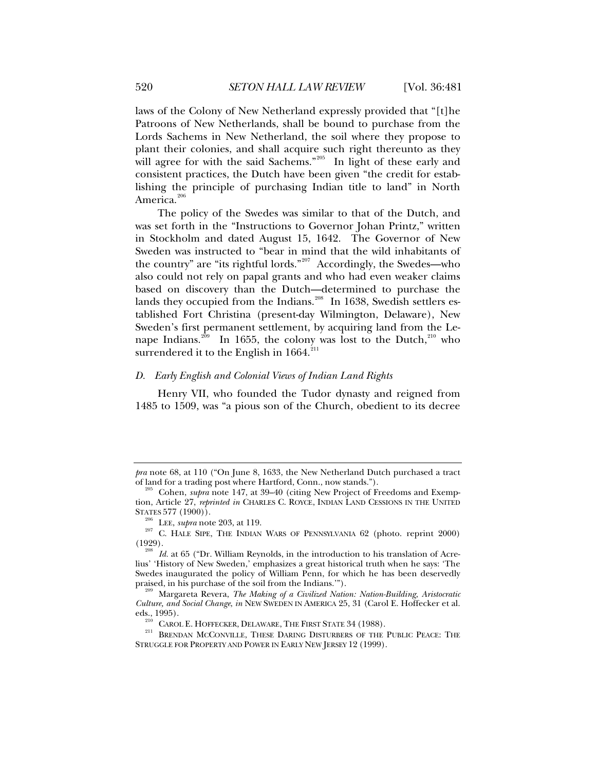laws of the Colony of New Netherland expressly provided that "[t]he Patroons of New Netherlands, shall be bound to purchase from the Lords Sachems in New Netherland, the soil where they propose to plant their colonies, and shall acquire such right thereunto as they will agree for with the said Sachems."[205] In light of these early and consistent practices, the Dutch have been given "the credit for establishing the principle of purchasing Indian title to land" in North America.[206]

The policy of the Swedes was similar to that of the Dutch, and was set forth in the "Instructions to Governor Johan Printz," written in Stockholm and dated August 15, 1642. The Governor of New Sweden was instructed to "bear in mind that the wild inhabitants of the country" are "its rightful lords."[207] Accordingly, the Swedes—who also could not rely on papal grants and who had even weaker claims based on discovery than the Dutch—determined to purchase the lands they occupied from the Indians.[208] In 1638, Swedish settlers established Fort Christina (present-day Wilmington, Delaware), New Sweden's first permanent settlement, by acquiring land from the Lenape Indians.[209] In 1655, the colony was lost to the Dutch,[210] who surrendered it to the English in 1664.[211]

### D. *Early English and Colonial Views of Indian Land Rights*

Henry VII, who founded the Tudor dynasty and reigned from 1485 to 1509, was "a pious son of the Church, obedient to its decree

---

*pra* note 68, at 110 ("On June 8, 1633, the New Netherland Dutch purchased a tract of land for a trading post where Hartford, Conn., now stands.").

[205] Cohen, *supra* note 147, at 39–40 (citing New Project of Freedoms and Exemption, Article 27, *reprinted in* CHARLES C. ROYCE, INDIAN LAND CESSIONS IN THE UNITED STATES 577 (1900)).

[206] LEE, *supra* note 203, at 119.

[207] C. HALE SIPE, THE INDIAN WARS OF PENNSYLVANIA 62 (photo. reprint 2000) (1929).

[208] *Id.* at 65 ("Dr. William Reynolds, in the introduction to his translation of Acrelius' 'History of New Sweden,' emphasizes a great historical truth when he says: 'The Swedes inaugurated the policy of William Penn, for which he has been deservedly praised, in his purchase of the soil from the Indians.'").

[209] Margareta Revera, *The Making of a Civilized Nation: Nation-Building, Aristocratic Culture, and Social Change*, *in* NEW SWEDEN IN AMERICA 25, 31 (Carol E. Hoffecker et al. eds., 1995).

[210] CAROL E. HOFFECKER, DELAWARE, THE FIRST STATE 34 (1988).

[211] BRENDAN MCCONVILLE, THESE DARING DISTURBERS OF THE PUBLIC PEACE: THE STRUGGLE FOR PROPERTY AND POWER IN EARLY NEW JERSEY 12 (1999).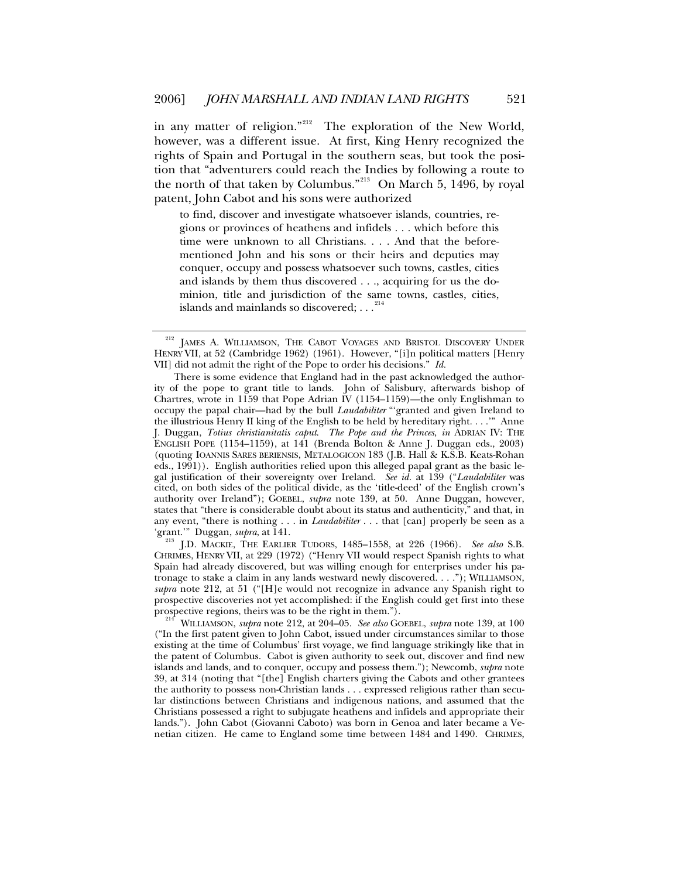in any matter of religion."[212] The exploration of the New World, however, was a different issue. At first, King Henry recognized the rights of Spain and Portugal in the southern seas, but took the position that "adventurers could reach the Indies by following a route to the north of that taken by Columbus."[213] On March 5, 1496, by royal patent, John Cabot and his sons were authorized

> to find, discover and investigate whatsoever islands, countries, regions or provinces of heathens and infidels . . . which before this time were unknown to all Christians. . . . And that the before-mentioned John and his sons or their heirs and deputies may conquer, occupy and possess whatsoever such towns, castles, cities and islands by them thus discovered . . ., acquiring for us the dominion, title and jurisdiction of the same towns, castles, cities, islands and mainlands so discovered; . . .[214]

---

[212] JAMES A. WILLIAMSON, THE CABOT VOYAGES AND BRISTOL DISCOVERY UNDER HENRY VII, at 52 (Cambridge 1962) (1961). However, "[i]n political matters [Henry VII] did not admit the right of the Pope to order his decisions." *Id.*

There is some evidence that England had in the past acknowledged the authority of the pope to grant title to lands. John of Salisbury, afterwards bishop of Chartres, wrote in 1159 that Pope Adrian IV (1154–1159)—the only Englishman to occupy the papal chair—had by the bull *Laudabiliter* "'granted and given Ireland to the illustrious Henry II king of the English to be held by hereditary right. . . .'" Anne J. Duggan, *Totius christianitatis caput. The Pope and the Princes*, *in* ADRIAN IV: THE ENGLISH POPE (1154–1159), at 141 (Brenda Bolton & Anne J. Duggan eds., 2003) (quoting IOANNIS SARES BERIENSIS, METALOGICON 183 (J.B. Hall & K.S.B. Keats-Rohan eds., 1991)). English authorities relied upon this alleged papal grant as the basic legal justification of their sovereignty over Ireland. *See id.* at 139 ("*Laudabiliter* was cited, on both sides of the political divide, as the 'title-deed' of the English crown's authority over Ireland"); GOEBEL, *supra* note 139, at 50. Anne Duggan, however, states that "there is considerable doubt about its status and authenticity," and that, in any event, "there is nothing . . . in *Laudabiliter* . . . that [can] properly be seen as a 'grant.'" Duggan, *supra*, at 141.

[213] J.D. MACKIE, THE EARLIER TUDORS, 1485–1558, at 226 (1966). *See also* S.B. CHRIMES, HENRY VII, at 229 (1972) ("Henry VII would respect Spanish rights to what Spain had already discovered, but was willing enough for enterprises under his patronage to stake a claim in any lands westward newly discovered. . . ."); WILLIAMSON, *supra* note 212, at 51 ("[H]e would not recognize in advance any Spanish right to prospective discoveries not yet accomplished: if the English could get first into these prospective regions, theirs was to be the right in them.").

[214] WILLIAMSON, *supra* note 212, at 204–05. *See also* GOEBEL, *supra* note 139, at 100 ("In the first patent given to John Cabot, issued under circumstances similar to those existing at the time of Columbus' first voyage, we find language strikingly like that in the patent of Columbus. Cabot is given authority to seek out, discover and find new islands and lands, and to conquer, occupy and possess them."); Newcomb, *supra* note 39, at 314 (noting that "[the] English charters giving the Cabots and other grantees the authority to possess non-Christian lands . . . expressed religious rather than secular distinctions between Christians and indigenous nations, and assumed that the Christians possessed a right to subjugate heathens and infidels and appropriate their lands."). John Cabot (Giovanni Caboto) was born in Genoa and later became a Venetian citizen. He came to England some time between 1484 and 1490. CHRIMES,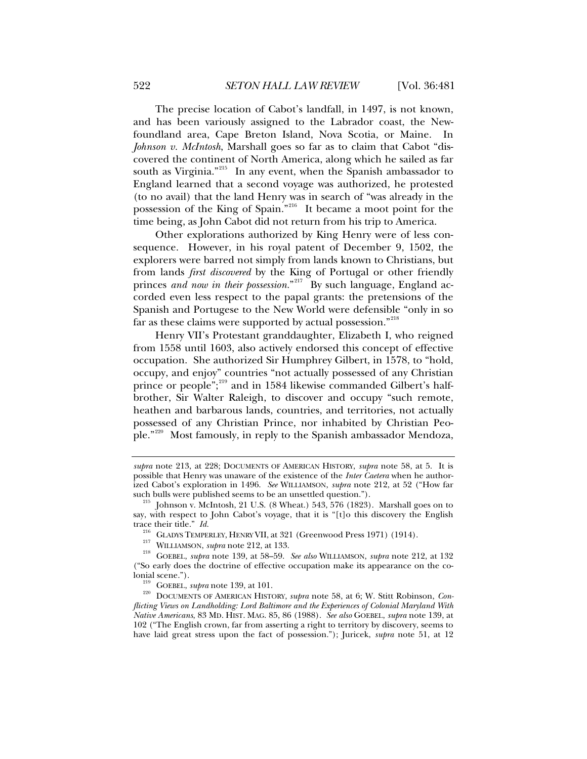The precise location of Cabot's landfall, in 1497, is not known, and has been variously assigned to the Labrador coast, the Newfoundland area, Cape Breton Island, Nova Scotia, or Maine. In *Johnson v. McIntosh*, Marshall goes so far as to claim that Cabot "discovered the continent of North America, along which he sailed as far south as Virginia."[215] In any event, when the Spanish ambassador to England learned that a second voyage was authorized, he protested (to no avail) that the land Henry was in search of "was already in the possession of the King of Spain."[216] It became a moot point for the time being, as John Cabot did not return from his trip to America.

Other explorations authorized by King Henry were of less consequence. However, in his royal patent of December 9, 1502, the explorers were barred not simply from lands known to Christians, but from lands *first discovered* by the King of Portugal or other friendly princes *and now in their possession*."[217] By such language, England accorded even less respect to the papal grants: the pretensions of the Spanish and Portugese to the New World were defensible "only in so far as these claims were supported by actual possession."[218]

Henry VII's Protestant granddaughter, Elizabeth I, who reigned from 1558 until 1603, also actively endorsed this concept of effective occupation. She authorized Sir Humphrey Gilbert, in 1578, to "hold, occupy, and enjoy" countries "not actually possessed of any Christian prince or people";[219] and in 1584 likewise commanded Gilbert's half-brother, Sir Walter Raleigh, to discover and occupy "such remote, heathen and barbarous lands, countries, and territories, not actually possessed of any Christian Prince, nor inhabited by Christian People."[220] Most famously, in reply to the Spanish ambassador Mendoza,

---

*supra* note 213, at 228; DOCUMENTS OF AMERICAN HISTORY, *supra* note 58, at 5. It is possible that Henry was unaware of the existence of the *Inter Caetera* when he authorized Cabot's exploration in 1496. *See* WILLIAMSON, *supra* note 212, at 52 ("How far such bulls were published seems to be an unsettled question.").

[215] Johnson v. McIntosh, 21 U.S. (8 Wheat.) 543, 576 (1823). Marshall goes on to say, with respect to John Cabot's voyage, that it is "[t]o this discovery the English trace their title." *Id.*

[216] GLADYS TEMPERLEY, HENRY VII, at 321 (Greenwood Press 1971) (1914).

[217] WILLIAMSON, *supra* note 212, at 133.

[218] GOEBEL, *supra* note 139, at 58–59. *See also* WILLIAMSON, *supra* note 212, at 132 ("So early does the doctrine of effective occupation make its appearance on the colonial scene.").

[219] GOEBEL, *supra* note 139, at 101.

[220] DOCUMENTS OF AMERICAN HISTORY, *supra* note 58, at 6; W. Stitt Robinson, *Conflicting Views on Landholding: Lord Baltimore and the Experiences of Colonial Maryland With Native Americans*, 83 MD. HIST. MAG. 85, 86 (1988). *See also* GOEBEL, *supra* note 139, at 102 ("The English crown, far from asserting a right to territory by discovery, seems to have laid great stress upon the fact of possession."); Juricek, *supra* note 51, at 12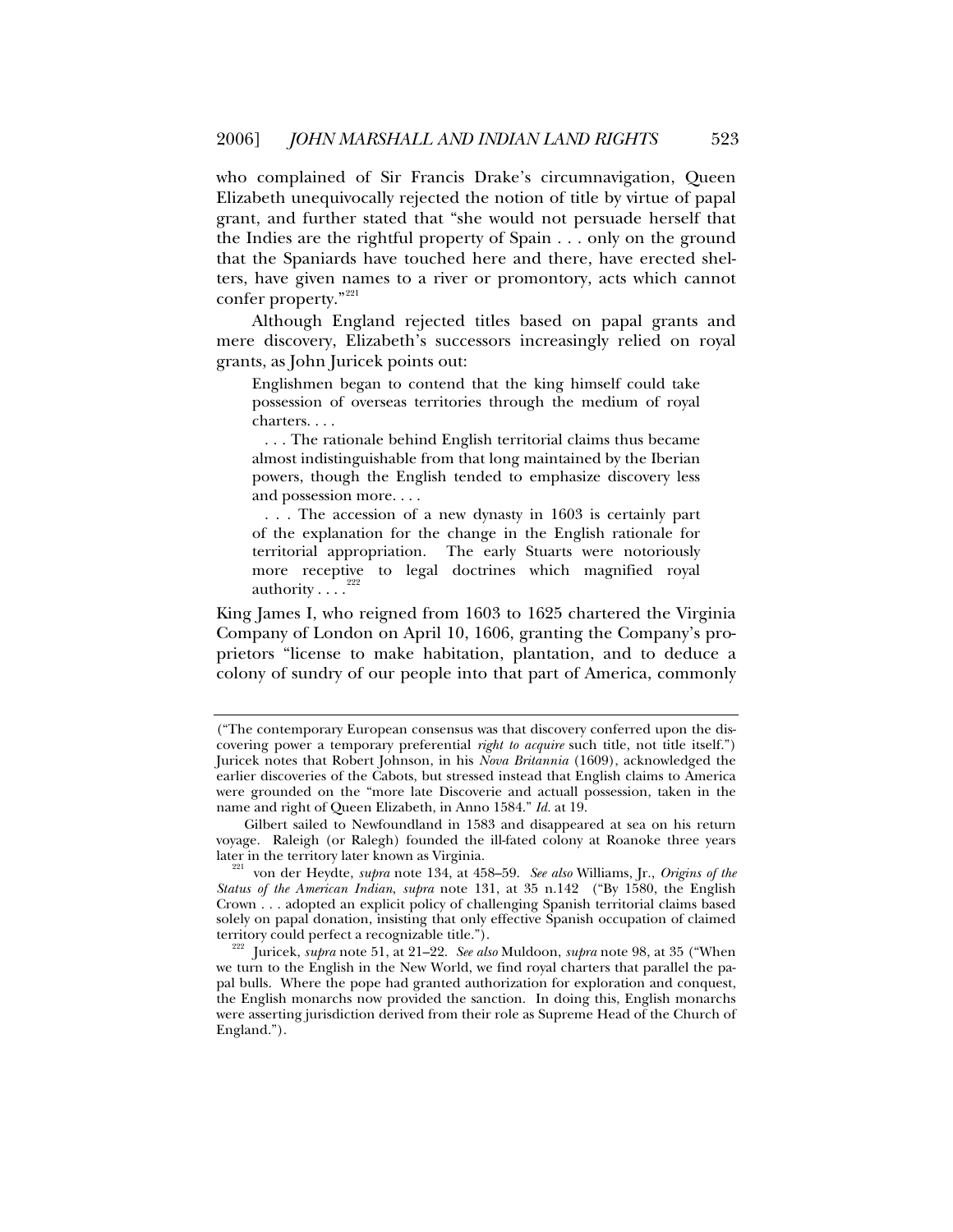who complained of Sir Francis Drake's circumnavigation, Queen Elizabeth unequivocally rejected the notion of title by virtue of papal grant, and further stated that "she would not persuade herself that the Indies are the rightful property of Spain . . . only on the ground that the Spaniards have touched here and there, have erected shelters, have given names to a river or promontory, acts which cannot confer property."[221]

Although England rejected titles based on papal grants and mere discovery, Elizabeth's successors increasingly relied on royal grants, as John Juricek points out:

> Englishmen began to contend that the king himself could take possession of overseas territories through the medium of royal charters. . . .
>
> . . . The rationale behind English territorial claims thus became almost indistinguishable from that long maintained by the Iberian powers, though the English tended to emphasize discovery less and possession more. . . .
>
> . . . The accession of a new dynasty in 1603 is certainly part of the explanation for the change in the English rationale for territorial appropriation. The early Stuarts were notoriously more receptive to legal doctrines which magnified royal authority . . . .[222]

King James I, who reigned from 1603 to 1625 chartered the Virginia Company of London on April 10, 1606, granting the Company's proprietors "license to make habitation, plantation, and to deduce a colony of sundry of our people into that part of America, commonly

---

("The contemporary European consensus was that discovery conferred upon the discovering power a temporary preferential *right to acquire* such title, not title itself.") Juricek notes that Robert Johnson, in his *Nova Britannia* (1609), acknowledged the earlier discoveries of the Cabots, but stressed instead that English claims to America were grounded on the "more late Discoverie and actuall possession, taken in the name and right of Queen Elizabeth, in Anno 1584." *Id.* at 19.

Gilbert sailed to Newfoundland in 1583 and disappeared at sea on his return voyage. Raleigh (or Ralegh) founded the ill-fated colony at Roanoke three years later in the territory later known as Virginia.

[221] von der Heydte, *supra* note 134, at 458–59. *See also* Williams, Jr., *Origins of the Status of the American Indian*, *supra* note 131, at 35 n.142 ("By 1580, the English Crown . . . adopted an explicit policy of challenging Spanish territorial claims based solely on papal donation, insisting that only effective Spanish occupation of claimed territory could perfect a recognizable title.").

[222] Juricek, *supra* note 51, at 21–22. *See also* Muldoon, *supra* note 98, at 35 ("When we turn to the English in the New World, we find royal charters that parallel the papal bulls. Where the pope had granted authorization for exploration and conquest, the English monarchs now provided the sanction. In doing this, English monarchs were asserting jurisdiction derived from their role as Supreme Head of the Church of England.").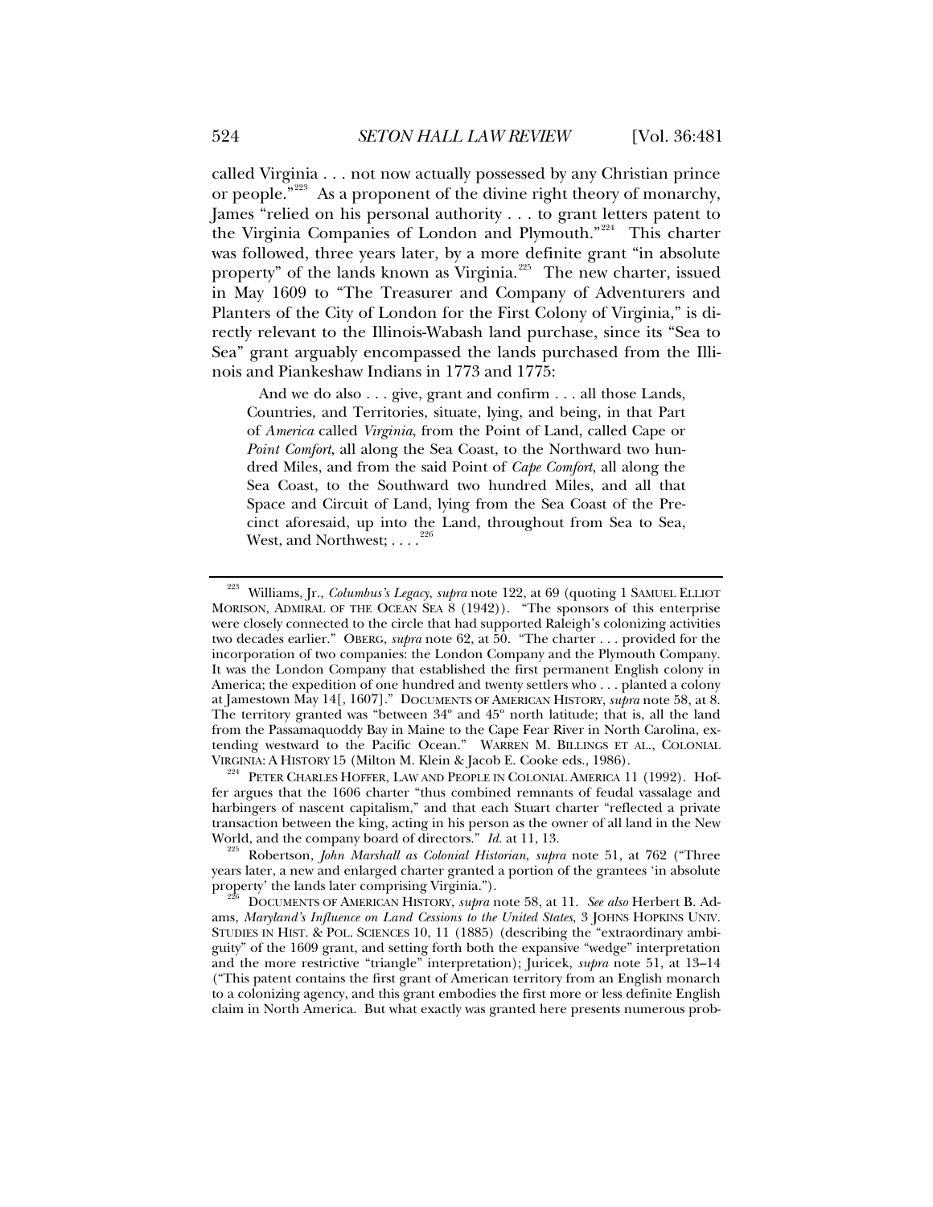called Virginia . . . not now actually possessed by any Christian prince or people."[223] As a proponent of the divine right theory of monarchy, James "relied on his personal authority . . . to grant letters patent to the Virginia Companies of London and Plymouth."[224] This charter was followed, three years later, by a more definite grant "in absolute property" of the lands known as Virginia.[225] The new charter, issued in May 1609 to "The Treasurer and Company of Adventurers and Planters of the City of London for the First Colony of Virginia," is directly relevant to the Illinois-Wabash land purchase, since its "Sea to Sea" grant arguably encompassed the lands purchased from the Illinois and Piankeshaw Indians in 1773 and 1775:

> And we do also . . . give, grant and confirm . . . all those Lands, Countries, and Territories, situate, lying, and being, in that Part of *America* called *Virginia*, from the Point of Land, called Cape or *Point Comfort*, all along the Sea Coast, to the Northward two hundred Miles, and from the said Point of *Cape Comfort*, all along the Sea Coast, to the Southward two hundred Miles, and all that Space and Circuit of Land, lying from the Sea Coast of the Precinct aforesaid, up into the Land, throughout from Sea to Sea, West, and Northwest; . . . .[226]

---

[223] Williams, Jr., *Columbus's Legacy*, *supra* note 122, at 69 (quoting 1 SAMUEL ELLIOT MORISON, ADMIRAL OF THE OCEAN SEA 8 (1942)). "The sponsors of this enterprise were closely connected to the circle that had supported Raleigh's colonizing activities two decades earlier." OBERG, *supra* note 62, at 50. "The charter . . . provided for the incorporation of two companies: the London Company and the Plymouth Company. It was the London Company that established the first permanent English colony in America; the expedition of one hundred and twenty settlers who . . . planted a colony at Jamestown May 14[, 1607]." DOCUMENTS OF AMERICAN HISTORY, *supra* note 58, at 8. The territory granted was "between 34º and 45º north latitude; that is, all the land from the Passamaquoddy Bay in Maine to the Cape Fear River in North Carolina, extending westward to the Pacific Ocean." WARREN M. BILLINGS ET AL., COLONIAL VIRGINIA: A HISTORY 15 (Milton M. Klein & Jacob E. Cooke eds., 1986).

[224] PETER CHARLES HOFFER, LAW AND PEOPLE IN COLONIAL AMERICA 11 (1992). Hoffer argues that the 1606 charter "thus combined remnants of feudal vassalage and harbingers of nascent capitalism," and that each Stuart charter "reflected a private transaction between the king, acting in his person as the owner of all land in the New World, and the company board of directors." *Id.* at 11, 13.

[225] Robertson, *John Marshall as Colonial Historian*, *supra* note 51, at 762 ("Three years later, a new and enlarged charter granted a portion of the grantees 'in absolute property' the lands later comprising Virginia.").

[226] DOCUMENTS OF AMERICAN HISTORY, *supra* note 58, at 11. *See also* Herbert B. Adams, *Maryland's Influence on Land Cessions to the United States*, 3 JOHNS HOPKINS UNIV. STUDIES IN HIST. & POL. SCIENCES 10, 11 (1885) (describing the "extraordinary ambiguity" of the 1609 grant, and setting forth both the expansive "wedge" interpretation and the more restrictive "triangle" interpretation); Juricek, *supra* note 51, at 13–14 ("This patent contains the first grant of American territory from an English monarch to a colonizing agency, and this grant embodies the first more or less definite English claim in North America. But what exactly was granted here presents numerous prob-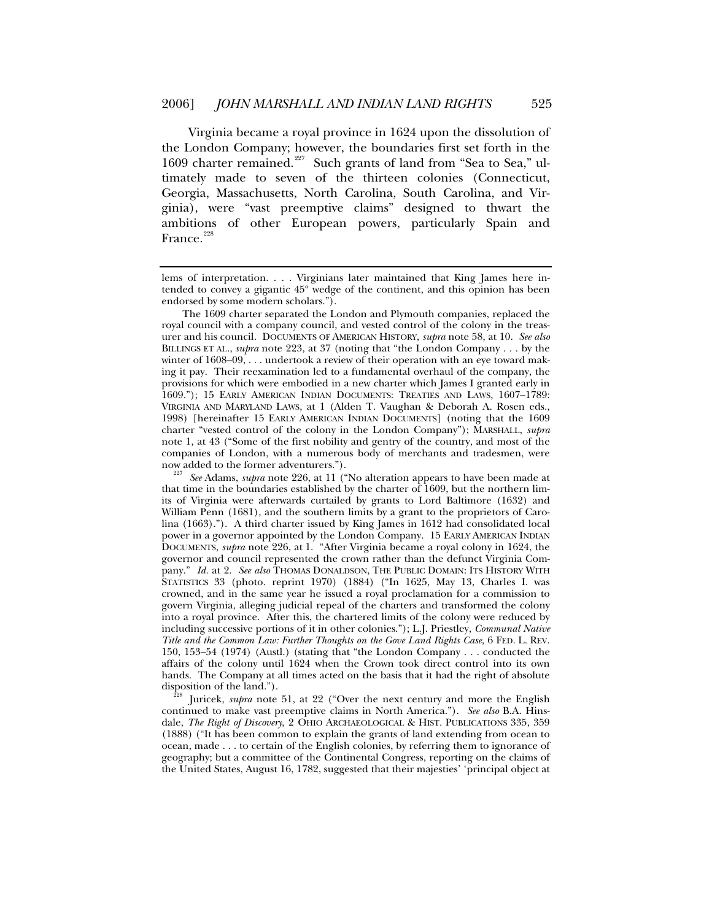Virginia became a royal province in 1624 upon the dissolution of the London Company; however, the boundaries first set forth in the 1609 charter remained.[227] Such grants of land from "Sea to Sea," ultimately made to seven of the thirteen colonies (Connecticut, Georgia, Massachusetts, North Carolina, South Carolina, and Virginia), were "vast preemptive claims" designed to thwart the ambitions of other European powers, particularly Spain and France.[228]

---

lems of interpretation. . . . Virginians later maintained that King James here intended to convey a gigantic 45° wedge of the continent, and this opinion has been endorsed by some modern scholars.").

The 1609 charter separated the London and Plymouth companies, replaced the royal council with a company council, and vested control of the colony in the treasurer and his council. DOCUMENTS OF AMERICAN HISTORY, *supra* note 58, at 10. *See also* BILLINGS ET AL., *supra* note 223, at 37 (noting that "the London Company . . . by the winter of 1608–09, . . . undertook a review of their operation with an eye toward making it pay. Their reexamination led to a fundamental overhaul of the company, the provisions for which were embodied in a new charter which James I granted early in 1609."); 15 EARLY AMERICAN INDIAN DOCUMENTS: TREATIES AND LAWS, 1607–1789: VIRGINIA AND MARYLAND LAWS, at 1 (Alden T. Vaughan & Deborah A. Rosen eds., 1998) [hereinafter 15 EARLY AMERICAN INDIAN DOCUMENTS] (noting that the 1609 charter "vested control of the colony in the London Company"); MARSHALL, *supra* note 1, at 43 ("Some of the first nobility and gentry of the country, and most of the companies of London, with a numerous body of merchants and tradesmen, were now added to the former adventurers.").

[227] *See* Adams, *supra* note 226, at 11 ("No alteration appears to have been made at that time in the boundaries established by the charter of 1609, but the northern limits of Virginia were afterwards curtailed by grants to Lord Baltimore (1632) and William Penn (1681), and the southern limits by a grant to the proprietors of Carolina (1663)."). A third charter issued by King James in 1612 had consolidated local power in a governor appointed by the London Company. 15 EARLY AMERICAN INDIAN DOCUMENTS, *supra* note 226, at 1. "After Virginia became a royal colony in 1624, the governor and council represented the crown rather than the defunct Virginia Company." *Id.* at 2. *See also* THOMAS DONALDSON, THE PUBLIC DOMAIN: ITS HISTORY WITH STATISTICS 33 (photo. reprint 1970) (1884) ("In 1625, May 13, Charles I. was crowned, and in the same year he issued a royal proclamation for a commission to govern Virginia, alleging judicial repeal of the charters and transformed the colony into a royal province. After this, the chartered limits of the colony were reduced by including successive portions of it in other colonies."); L.J. Priestley, *Communal Native Title and the Common Law: Further Thoughts on the Gove Land Rights Case*, 6 FED. L. REV. 150, 153–54 (1974) (Austl.) (stating that "the London Company . . . conducted the affairs of the colony until 1624 when the Crown took direct control into its own hands. The Company at all times acted on the basis that it had the right of absolute disposition of the land.").

[228] Juricek, *supra* note 51, at 22 ("Over the next century and more the English continued to make vast preemptive claims in North America."). *See also* B.A. Hinsdale, *The Right of Discovery*, 2 OHIO ARCHAEOLOGICAL & HIST. PUBLICATIONS 335, 359 (1888) ("It has been common to explain the grants of land extending from ocean to ocean, made . . . to certain of the English colonies, by referring them to ignorance of geography; but a committee of the Continental Congress, reporting on the claims of the United States, August 16, 1782, suggested that their majesties' 'principal object at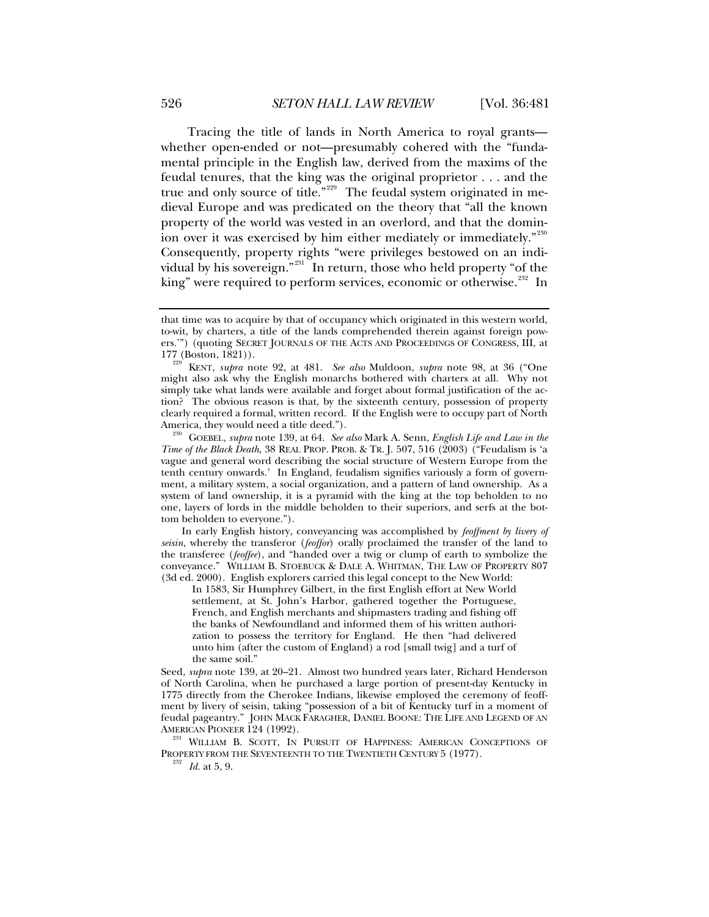Tracing the title of lands in North America to royal grants—whether open-ended or not—presumably cohered with the "fundamental principle in the English law, derived from the maxims of the feudal tenures, that the king was the original proprietor . . . and the true and only source of title."[229] The feudal system originated in medieval Europe and was predicated on the theory that "all the known property of the world was vested in an overlord, and that the dominion over it was exercised by him either mediately or immediately."[230] Consequently, property rights "were privileges bestowed on an individual by his sovereign."[231] In return, those who held property "of the king" were required to perform services, economic or otherwise.[232] In

---

that time was to acquire by that of occupancy which originated in this western world, to-wit, by charters, a title of the lands comprehended therein against foreign powers.'") (quoting SECRET JOURNALS OF THE ACTS AND PROCEEDINGS OF CONGRESS, III, at 177 (Boston, 1821)).

[229] KENT, *supra* note 92, at 481. *See also* Muldoon, *supra* note 98, at 36 ("One might also ask why the English monarchs bothered with charters at all. Why not simply take what lands were available and forget about formal justification of the action? The obvious reason is that, by the sixteenth century, possession of property clearly required a formal, written record. If the English were to occupy part of North America, they would need a title deed.").

[230] GOEBEL, *supra* note 139, at 64. *See also* Mark A. Senn, *English Life and Law in the Time of the Black Death*, 38 REAL PROP. PROB. & TR. J. 507, 516 (2003) ("Feudalism is 'a vague and general word describing the social structure of Western Europe from the tenth century onwards.' In England, feudalism signifies variously a form of government, a military system, a social organization, and a pattern of land ownership. As a system of land ownership, it is a pyramid with the king at the top beholden to no one, layers of lords in the middle beholden to their superiors, and serfs at the bottom beholden to everyone.").

In early English history, conveyancing was accomplished by *feoffment by livery of seisin*, whereby the transferor (*feoffor*) orally proclaimed the transfer of the land to the transferee (*feoffee*), and "handed over a twig or clump of earth to symbolize the conveyance." WILLIAM B. STOEBUCK & DALE A. WHITMAN, THE LAW OF PROPERTY 807 (3d ed. 2000). English explorers carried this legal concept to the New World:

> In 1583, Sir Humphrey Gilbert, in the first English effort at New World settlement, at St. John's Harbor, gathered together the Portuguese, French, and English merchants and shipmasters trading and fishing off the banks of Newfoundland and informed them of his written authorization to possess the territory for England. He then "had delivered unto him (after the custom of England) a rod [small twig] and a turf of the same soil."

Seed, *supra* note 139, at 20–21. Almost two hundred years later, Richard Henderson of North Carolina, when he purchased a large portion of present-day Kentucky in 1775 directly from the Cherokee Indians, likewise employed the ceremony of feoffment by livery of seisin, taking "possession of a bit of Kentucky turf in a moment of feudal pageantry." JOHN MACK FARAGHER, DANIEL BOONE: THE LIFE AND LEGEND OF AN AMERICAN PIONEER 124 (1992).

[231] WILLIAM B. SCOTT, IN PURSUIT OF HAPPINESS: AMERICAN CONCEPTIONS OF PROPERTY FROM THE SEVENTEENTH TO THE TWENTIETH CENTURY 5 (1977).

[232] *Id.* at 5, 9.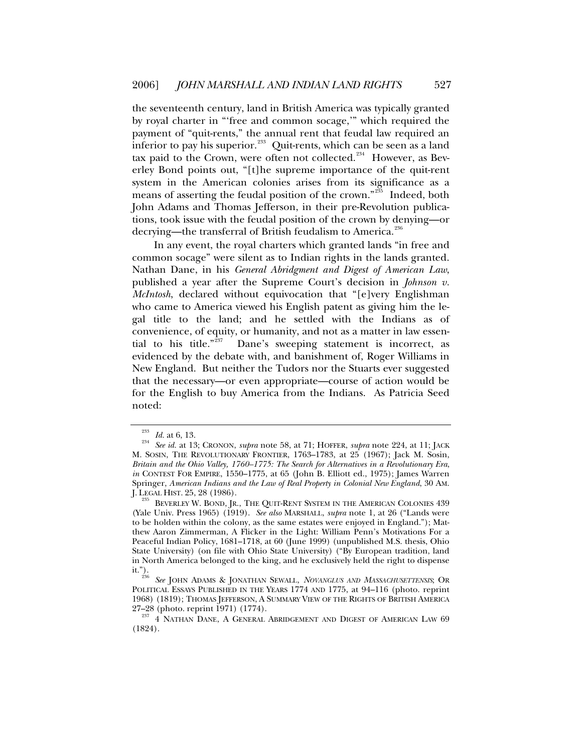the seventeenth century, land in British America was typically granted by royal charter in "'free and common socage,'" which required the payment of "quit-rents," the annual rent that feudal law required an inferior to pay his superior.[233] Quit-rents, which can be seen as a land tax paid to the Crown, were often not collected.[234] However, as Beverley Bond points out, "[t]he supreme importance of the quit-rent system in the American colonies arises from its significance as a means of asserting the feudal position of the crown."[235] Indeed, both John Adams and Thomas Jefferson, in their pre-Revolution publications, took issue with the feudal position of the crown by denying—or decrying—the transferral of British feudalism to America.[236]

In any event, the royal charters which granted lands "in free and common socage" were silent as to Indian rights in the lands granted. Nathan Dane, in his *General Abridgment and Digest of American Law*, published a year after the Supreme Court's decision in *Johnson v. McIntosh*, declared without equivocation that "[e]very Englishman who came to America viewed his English patent as giving him the legal title to the land; and he settled with the Indians as of convenience, of equity, or humanity, and not as a matter in law essential to his title."[237] Dane's sweeping statement is incorrect, as evidenced by the debate with, and banishment of, Roger Williams in New England. But neither the Tudors nor the Stuarts ever suggested that the necessary—or even appropriate—course of action would be for the English to buy America from the Indians. As Patricia Seed noted:

---

[233] *Id.* at 6, 13.

[234] *See id.* at 13; CRONON, *supra* note 58, at 71; HOFFER, *supra* note 224, at 11; JACK M. SOSIN, THE REVOLUTIONARY FRONTIER, 1763–1783, at 25 (1967); Jack M. Sosin, *Britain and the Ohio Valley, 1760–1775: The Search for Alternatives in a Revolutionary Era*, *in* CONTEST FOR EMPIRE, 1550–1775, at 65 (John B. Elliott ed., 1975); James Warren Springer, *American Indians and the Law of Real Property in Colonial New England*, 30 AM. J. LEGAL HIST. 25, 28 (1986).

[235] BEVERLEY W. BOND, JR., THE QUIT-RENT SYSTEM IN THE AMERICAN COLONIES 439 (Yale Univ. Press 1965) (1919). *See also* MARSHALL, *supra* note 1, at 26 ("Lands were to be holden within the colony, as the same estates were enjoyed in England."); Matthew Aaron Zimmerman, A Flicker in the Light: William Penn's Motivations For a Peaceful Indian Policy, 1681–1718, at 60 (June 1999) (unpublished M.S. thesis, Ohio State University) (on file with Ohio State University) ("By European tradition, land in North America belonged to the king, and he exclusively held the right to dispense it.").

[236] *See* JOHN ADAMS & JONATHAN SEWALL, *NOVANGLUS AND MASSACHUSETTENSIS*; OR POLITICAL ESSAYS PUBLISHED IN THE YEARS 1774 AND 1775, at 94–116 (photo. reprint 1968) (1819); THOMAS JEFFERSON, A SUMMARY VIEW OF THE RIGHTS OF BRITISH AMERICA 27–28 (photo. reprint 1971) (1774).

[237] 4 NATHAN DANE, A GENERAL ABRIDGEMENT AND DIGEST OF AMERICAN LAW 69 (1824).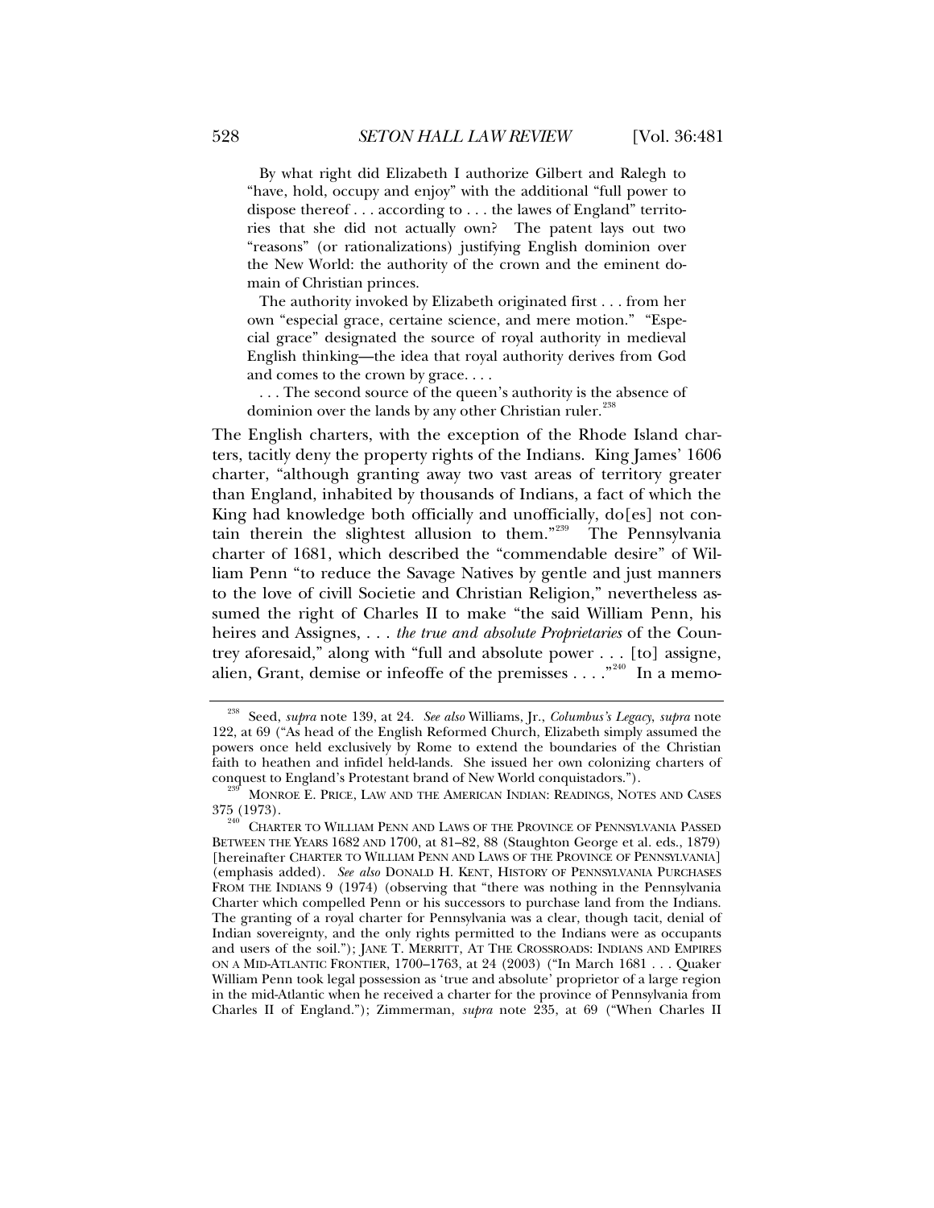By what right did Elizabeth I authorize Gilbert and Ralegh to "have, hold, occupy and enjoy" with the additional "full power to dispose thereof . . . according to . . . the lawes of England" territories that she did not actually own? The patent lays out two "reasons" (or rationalizations) justifying English dominion over the New World: the authority of the crown and the eminent domain of Christian princes.

The authority invoked by Elizabeth originated first . . . from her own "especial grace, certaine science, and mere motion." "Especial grace" designated the source of royal authority in medieval English thinking—the idea that royal authority derives from God and comes to the crown by grace. . . .

. . . The second source of the queen's authority is the absence of dominion over the lands by any other Christian ruler.[238]

The English charters, with the exception of the Rhode Island charters, tacitly deny the property rights of the Indians. King James' 1606 charter, "although granting away two vast areas of territory greater than England, inhabited by thousands of Indians, a fact of which the King had knowledge both officially and unofficially, do[es] not contain therein the slightest allusion to them."[239] The Pennsylvania charter of 1681, which described the "commendable desire" of William Penn "to reduce the Savage Natives by gentle and just manners to the love of civill Societie and Christian Religion," nevertheless assumed the right of Charles II to make "the said William Penn, his heires and Assignes, . . . *the true and absolute Proprietaries* of the Countrey aforesaid," along with "full and absolute power . . . [to] assigne, alien, Grant, demise or infeoffe of the premisses . . . ."[240] In a memo-

---

[238] Seed, *supra* note 139, at 24. *See also* Williams, Jr., *Columbus's Legacy*, *supra* note 122, at 69 ("As head of the English Reformed Church, Elizabeth simply assumed the powers once held exclusively by Rome to extend the boundaries of the Christian faith to heathen and infidel held-lands. She issued her own colonizing charters of conquest to England's Protestant brand of New World conquistadors.").

[239] MONROE E. PRICE, LAW AND THE AMERICAN INDIAN: READINGS, NOTES AND CASES 375 (1973).

[240] CHARTER TO WILLIAM PENN AND LAWS OF THE PROVINCE OF PENNSYLVANIA PASSED BETWEEN THE YEARS 1682 AND 1700, at 81–82, 88 (Staughton George et al. eds., 1879) [hereinafter CHARTER TO WILLIAM PENN AND LAWS OF THE PROVINCE OF PENNSYLVANIA] (emphasis added). *See also* DONALD H. KENT, HISTORY OF PENNSYLVANIA PURCHASES FROM THE INDIANS 9 (1974) (observing that "there was nothing in the Pennsylvania Charter which compelled Penn or his successors to purchase land from the Indians. The granting of a royal charter for Pennsylvania was a clear, though tacit, denial of Indian sovereignty, and the only rights permitted to the Indians were as occupants and users of the soil."); JANE T. MERRITT, AT THE CROSSROADS: INDIANS AND EMPIRES ON A MID-ATLANTIC FRONTIER, 1700–1763, at 24 (2003) ("In March 1681 . . . Quaker William Penn took legal possession as 'true and absolute' proprietor of a large region in the mid-Atlantic when he received a charter for the province of Pennsylvania from Charles II of England."); Zimmerman, *supra* note 235, at 69 ("When Charles II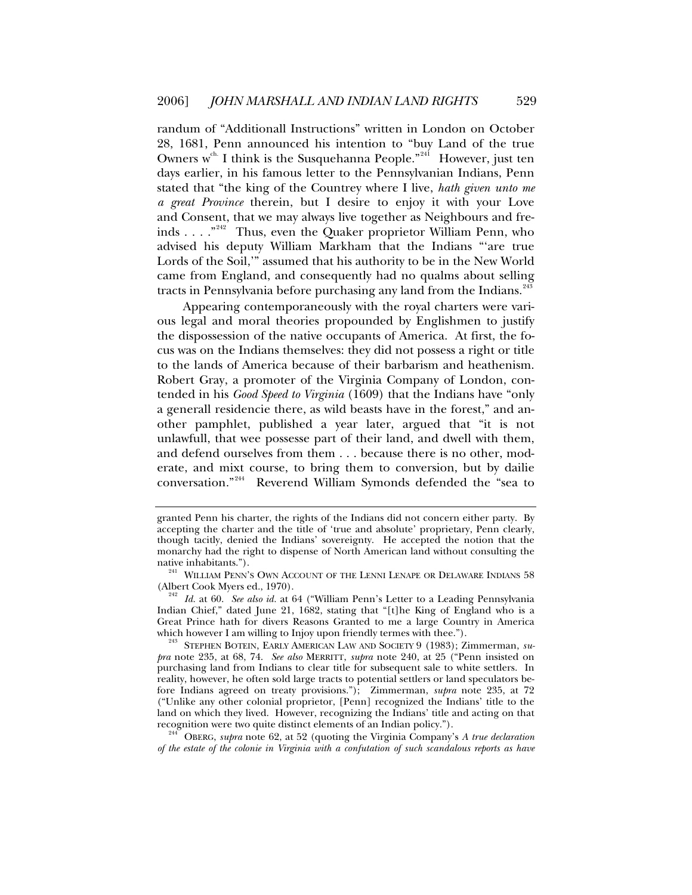randum of "Additionall Instructions" written in London on October 28, 1681, Penn announced his intention to "buy Land of the true Owners w^ch. I think is the Susquehanna People."[241] However, just ten days earlier, in his famous letter to the Pennsylvanian Indians, Penn stated that "the king of the Countrey where I live, *hath given unto me a great Province* therein, but I desire to enjoy it with your Love and Consent, that we may always live together as Neighbours and freinds . . . ."[242] Thus, even the Quaker proprietor William Penn, who advised his deputy William Markham that the Indians "'are true Lords of the Soil,'" assumed that his authority to be in the New World came from England, and consequently had no qualms about selling tracts in Pennsylvania before purchasing any land from the Indians.[243]

Appearing contemporaneously with the royal charters were various legal and moral theories propounded by Englishmen to justify the dispossession of the native occupants of America. At first, the focus was on the Indians themselves: they did not possess a right or title to the lands of America because of their barbarism and heathenism. Robert Gray, a promoter of the Virginia Company of London, contended in his *Good Speed to Virginia* (1609) that the Indians have "only a generall residencie there, as wild beasts have in the forest," and another pamphlet, published a year later, argued that "it is not unlawfull, that wee possesse part of their land, and dwell with them, and defend ourselves from them . . . because there is no other, moderate, and mixt course, to bring them to conversion, but by dailie conversation."[244] Reverend William Symonds defended the "sea to

---

granted Penn his charter, the rights of the Indians did not concern either party. By accepting the charter and the title of 'true and absolute' proprietary, Penn clearly, though tacitly, denied the Indians' sovereignty. He accepted the notion that the monarchy had the right to dispense of North American land without consulting the native inhabitants.").

[241] WILLIAM PENN'S OWN ACCOUNT OF THE LENNI LENAPE OR DELAWARE INDIANS 58 (Albert Cook Myers ed., 1970).

[242] *Id.* at 60. *See also id.* at 64 ("William Penn's Letter to a Leading Pennsylvania Indian Chief," dated June 21, 1682, stating that "[t]he King of England who is a Great Prince hath for divers Reasons Granted to me a large Country in America which however I am willing to Injoy upon friendly termes with thee.").

[243] STEPHEN BOTEIN, EARLY AMERICAN LAW AND SOCIETY 9 (1983); Zimmerman, *supra* note 235, at 68, 74. *See also* MERRITT, *supra* note 240, at 25 ("Penn insisted on purchasing land from Indians to clear title for subsequent sale to white settlers. In reality, however, he often sold large tracts to potential settlers or land speculators before Indians agreed on treaty provisions."); Zimmerman, *supra* note 235, at 72 ("Unlike any other colonial proprietor, [Penn] recognized the Indians' title to the land on which they lived. However, recognizing the Indians' title and acting on that recognition were two quite distinct elements of an Indian policy.").

[244] OBERG, *supra* note 62, at 52 (quoting the Virginia Company's *A true declaration of the estate of the colonie in Virginia with a confutation of such scandalous reports as have*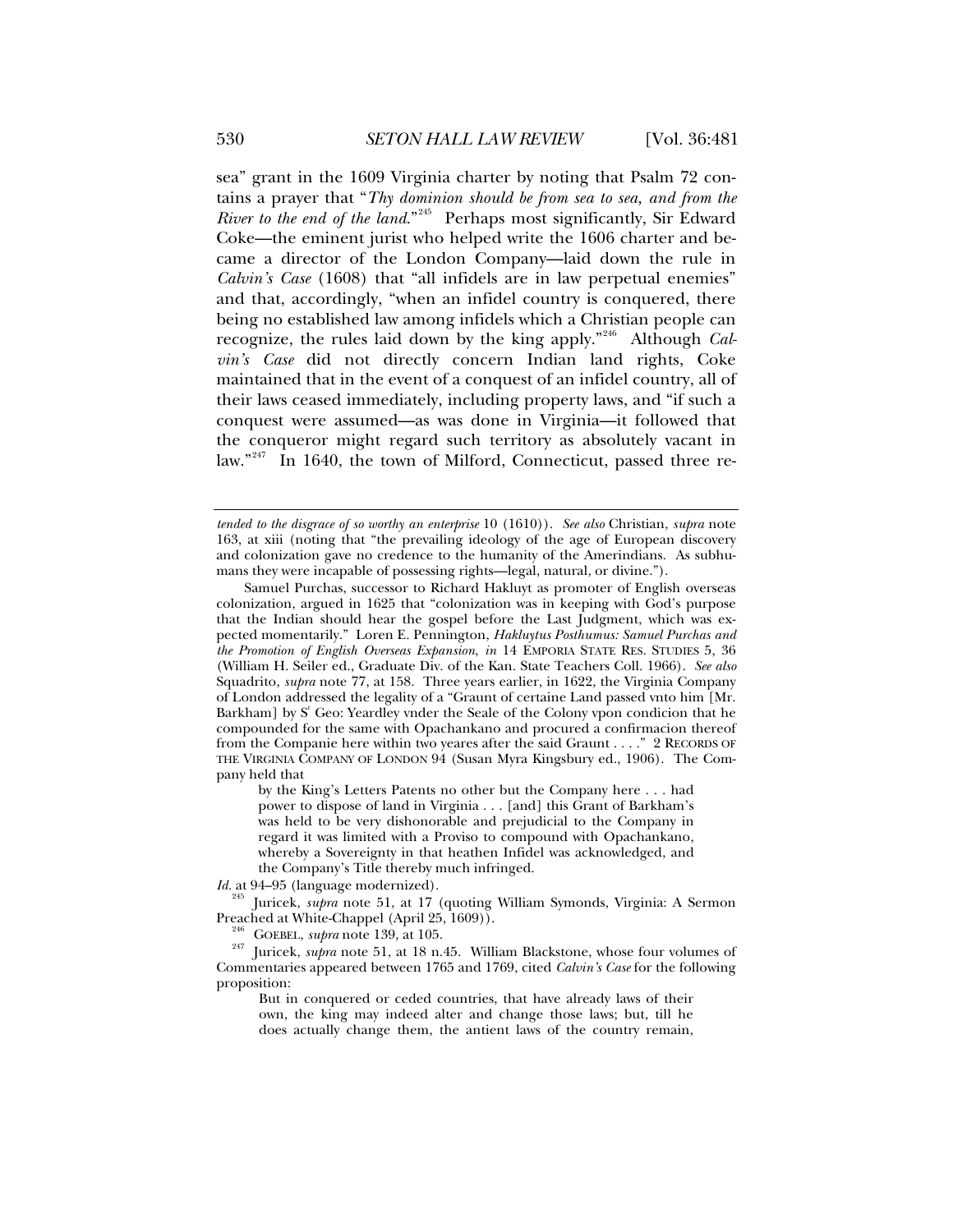sea" grant in the 1609 Virginia charter by noting that Psalm 72 contains a prayer that "*Thy dominion should be from sea to sea, and from the River to the end of the land*."[245] Perhaps most significantly, Sir Edward Coke—the eminent jurist who helped write the 1606 charter and became a director of the London Company—laid down the rule in *Calvin's Case* (1608) that "all infidels are in law perpetual enemies" and that, accordingly, "when an infidel country is conquered, there being no established law among infidels which a Christian people can recognize, the rules laid down by the king apply."[246] Although *Calvin's Case* did not directly concern Indian land rights, Coke maintained that in the event of a conquest of an infidel country, all of their laws ceased immediately, including property laws, and "if such a conquest were assumed—as was done in Virginia—it followed that the conqueror might regard such territory as absolutely vacant in law."[247] In 1640, the town of Milford, Connecticut, passed three re-

---

*tended to the disgrace of so worthy an enterprise* 10 (1610)). *See also* Christian, *supra* note 163, at xiii (noting that "the prevailing ideology of the age of European discovery and colonization gave no credence to the humanity of the Amerindians. As subhumans they were incapable of possessing rights—legal, natural, or divine.").

Samuel Purchas, successor to Richard Hakluyt as promoter of English overseas colonization, argued in 1625 that "colonization was in keeping with God's purpose that the Indian should hear the gospel before the Last Judgment, which was expected momentarily." Loren E. Pennington, *Hakluytus Posthumus: Samuel Purchas and the Promotion of English Overseas Expansion*, *in* 14 EMPORIA STATE RES. STUDIES 5, 36 (William H. Seiler ed., Graduate Div. of the Kan. State Teachers Coll. 1966). *See also* Squadrito, *supra* note 77, at 158. Three years earlier, in 1622, the Virginia Company of London addressed the legality of a "Graunt of certaine Land passed vnto him [Mr. Barkham] by S[r] Geo: Yeardley vnder the Seale of the Colony vpon condicion that he compounded for the same with Opachankano and procured a confirmacion thereof from the Companie here within two yeares after the said Graunt . . . ." 2 RECORDS OF THE VIRGINIA COMPANY OF LONDON 94 (Susan Myra Kingsbury ed., 1906). The Company held that

> by the King's Letters Patents no other but the Company here . . . had power to dispose of land in Virginia . . . [and] this Grant of Barkham's was held to be very dishonorable and prejudicial to the Company in regard it was limited with a Proviso to compound with Opachankano, whereby a Sovereignty in that heathen Infidel was acknowledged, and the Company's Title thereby much infringed.

*Id.* at 94–95 (language modernized).

[245] Juricek, *supra* note 51, at 17 (quoting William Symonds, Virginia: A Sermon Preached at White-Chappel (April 25, 1609)).

[246] GOEBEL, *supra* note 139, at 105.

[247] Juricek, *supra* note 51, at 18 n.45. William Blackstone, whose four volumes of Commentaries appeared between 1765 and 1769, cited *Calvin's Case* for the following proposition:

> But in conquered or ceded countries, that have already laws of their own, the king may indeed alter and change those laws; but, till he does actually change them, the antient laws of the country remain,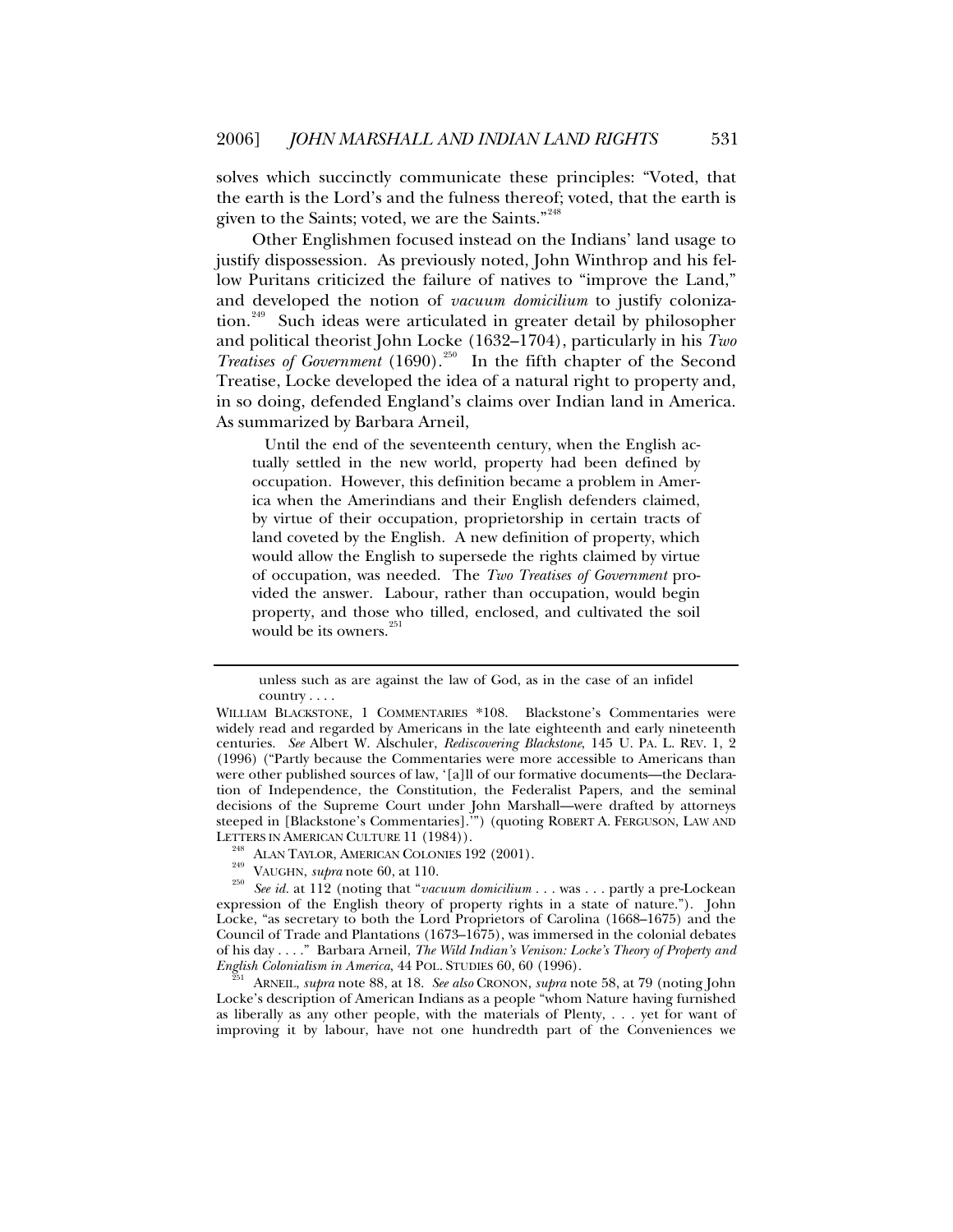solves which succinctly communicate these principles: "Voted, that the earth is the Lord's and the fulness thereof; voted, that the earth is given to the Saints; voted, we are the Saints."[248]

Other Englishmen focused instead on the Indians' land usage to justify dispossession. As previously noted, John Winthrop and his fellow Puritans criticized the failure of natives to "improve the Land," and developed the notion of *vacuum domicilium* to justify colonization.[249] Such ideas were articulated in greater detail by philosopher and political theorist John Locke (1632–1704), particularly in his *Two Treatises of Government* (1690).[250] In the fifth chapter of the Second Treatise, Locke developed the idea of a natural right to property and, in so doing, defended England's claims over Indian land in America. As summarized by Barbara Arneil,

> Until the end of the seventeenth century, when the English actually settled in the new world, property had been defined by occupation. However, this definition became a problem in America when the Amerindians and their English defenders claimed, by virtue of their occupation, proprietorship in certain tracts of land coveted by the English. A new definition of property, which would allow the English to supersede the rights claimed by virtue of occupation, was needed. The *Two Treatises of Government* provided the answer. Labour, rather than occupation, would begin property, and those who tilled, enclosed, and cultivated the soil would be its owners.[251]

---

> unless such as are against the law of God, as in the case of an infidel country . . . .

WILLIAM BLACKSTONE, 1 COMMENTARIES *108. Blackstone's Commentaries were widely read and regarded by Americans in the late eighteenth and early nineteenth centuries. *See* Albert W. Alschuler, *Rediscovering Blackstone*, 145 U. PA. L. REV. 1, 2 (1996) ("Partly because the Commentaries were more accessible to Americans than were other published sources of law, '[a]ll of our formative documents—the Declaration of Independence, the Constitution, the Federalist Papers, and the seminal decisions of the Supreme Court under John Marshall—were drafted by attorneys steeped in [Blackstone's Commentaries].'") (quoting ROBERT A. FERGUSON, LAW AND LETTERS IN AMERICAN CULTURE 11 (1984)).

[248] ALAN TAYLOR, AMERICAN COLONIES 192 (2001).

[249] VAUGHN, *supra* note 60, at 110.

[250] *See id.* at 112 (noting that "*vacuum domicilium* . . . was . . . partly a pre-Lockean expression of the English theory of property rights in a state of nature."). John Locke, "as secretary to both the Lord Proprietors of Carolina (1668–1675) and the Council of Trade and Plantations (1673–1675), was immersed in the colonial debates of his day . . . ." Barbara Arneil, *The Wild Indian's Venison: Locke's Theory of Property and English Colonialism in America*, 44 POL. STUDIES 60, 60 (1996).

[251] ARNEIL, *supra* note 88, at 18. *See also* CRONON, *supra* note 58, at 79 (noting John Locke's description of American Indians as a people "whom Nature having furnished as liberally as any other people, with the materials of Plenty, . . . yet for want of improving it by labour, have not one hundredth part of the Conveniences we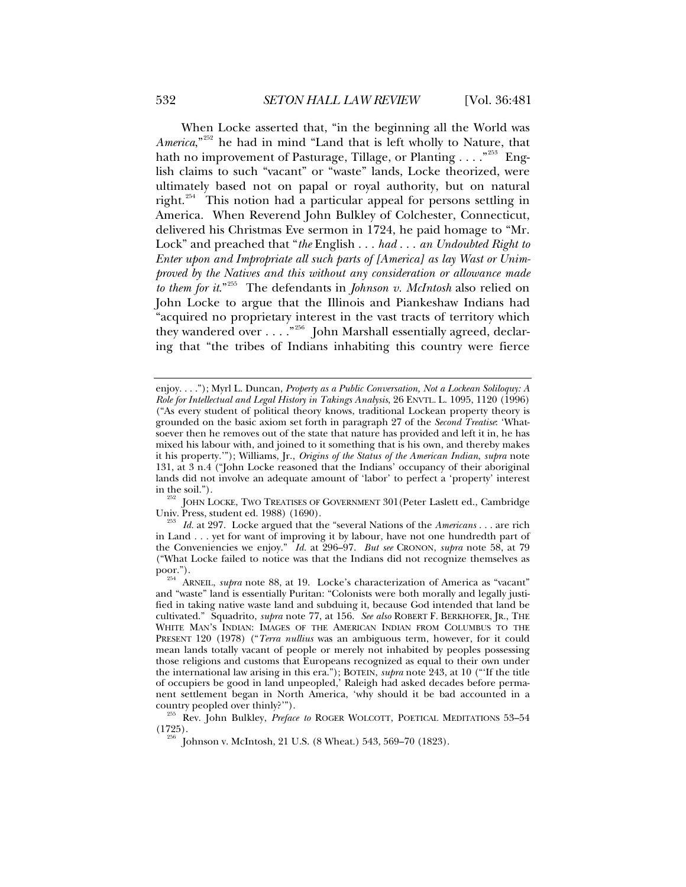When Locke asserted that, "in the beginning all the World was *America*,"[252] he had in mind "Land that is left wholly to Nature, that hath no improvement of Pasturage, Tillage, or Planting . . . ."[253] English claims to such "vacant" or "waste" lands, Locke theorized, were ultimately based not on papal or royal authority, but on natural right.[254] This notion had a particular appeal for persons settling in America. When Reverend John Bulkley of Colchester, Connecticut, delivered his Christmas Eve sermon in 1724, he paid homage to "Mr. Lock" and preached that "*the* English . . . *had* . . . *an Undoubted Right to Enter upon and Impropriate all such parts of [America] as lay Wast or Unimproved by the Natives and this without any consideration or allowance made to them for it*."[255] The defendants in *Johnson v. McIntosh* also relied on John Locke to argue that the Illinois and Piankeshaw Indians had "acquired no proprietary interest in the vast tracts of territory which they wandered over . . . ."[256] John Marshall essentially agreed, declaring that "the tribes of Indians inhabiting this country were fierce

---

enjoy. . . ."); Myrl L. Duncan, *Property as a Public Conversation, Not a Lockean Soliloquy: A Role for Intellectual and Legal History in Takings Analysis*, 26 ENVTL. L. 1095, 1120 (1996) ("As every student of political theory knows, traditional Lockean property theory is grounded on the basic axiom set forth in paragraph 27 of the *Second Treatise*: 'Whatsoever then he removes out of the state that nature has provided and left it in, he has mixed his labour with, and joined to it something that is his own, and thereby makes it his property.'"); Williams, Jr., *Origins of the Status of the American Indian*, *supra* note 131, at 3 n.4 ("John Locke reasoned that the Indians' occupancy of their aboriginal lands did not involve an adequate amount of 'labor' to perfect a 'property' interest in the soil.").

[252] JOHN LOCKE, TWO TREATISES OF GOVERNMENT 301(Peter Laslett ed., Cambridge Univ. Press, student ed. 1988) (1690).

[253] *Id.* at 297. Locke argued that the "several Nations of the *Americans* . . . are rich in Land . . . yet for want of improving it by labour, have not one hundredth part of the Conveniencies we enjoy." *Id.* at 296–97. *But see* CRONON, *supra* note 58, at 79 ("What Locke failed to notice was that the Indians did not recognize themselves as poor.").

[254] ARNEIL, *supra* note 88, at 19. Locke's characterization of America as "vacant" and "waste" land is essentially Puritan: "Colonists were both morally and legally justified in taking native waste land and subduing it, because God intended that land be cultivated." Squadrito, *supra* note 77, at 156. *See also* ROBERT F. BERKHOFER, JR., THE WHITE MAN'S INDIAN: IMAGES OF THE AMERICAN INDIAN FROM COLUMBUS TO THE PRESENT 120 (1978) ("*Terra nullius* was an ambiguous term, however, for it could mean lands totally vacant of people or merely not inhabited by peoples possessing those religions and customs that Europeans recognized as equal to their own under the international law arising in this era."); BOTEIN, *supra* note 243, at 10 ("'If the title of occupiers be good in land unpeopled,' Raleigh had asked decades before permanent settlement began in North America, 'why should it be bad accounted in a country peopled over thinly?'").

[255] Rev. John Bulkley, *Preface to* ROGER WOLCOTT, POETICAL MEDITATIONS 53–54 (1725).

[256] Johnson v. McIntosh, 21 U.S. (8 Wheat.) 543, 569–70 (1823).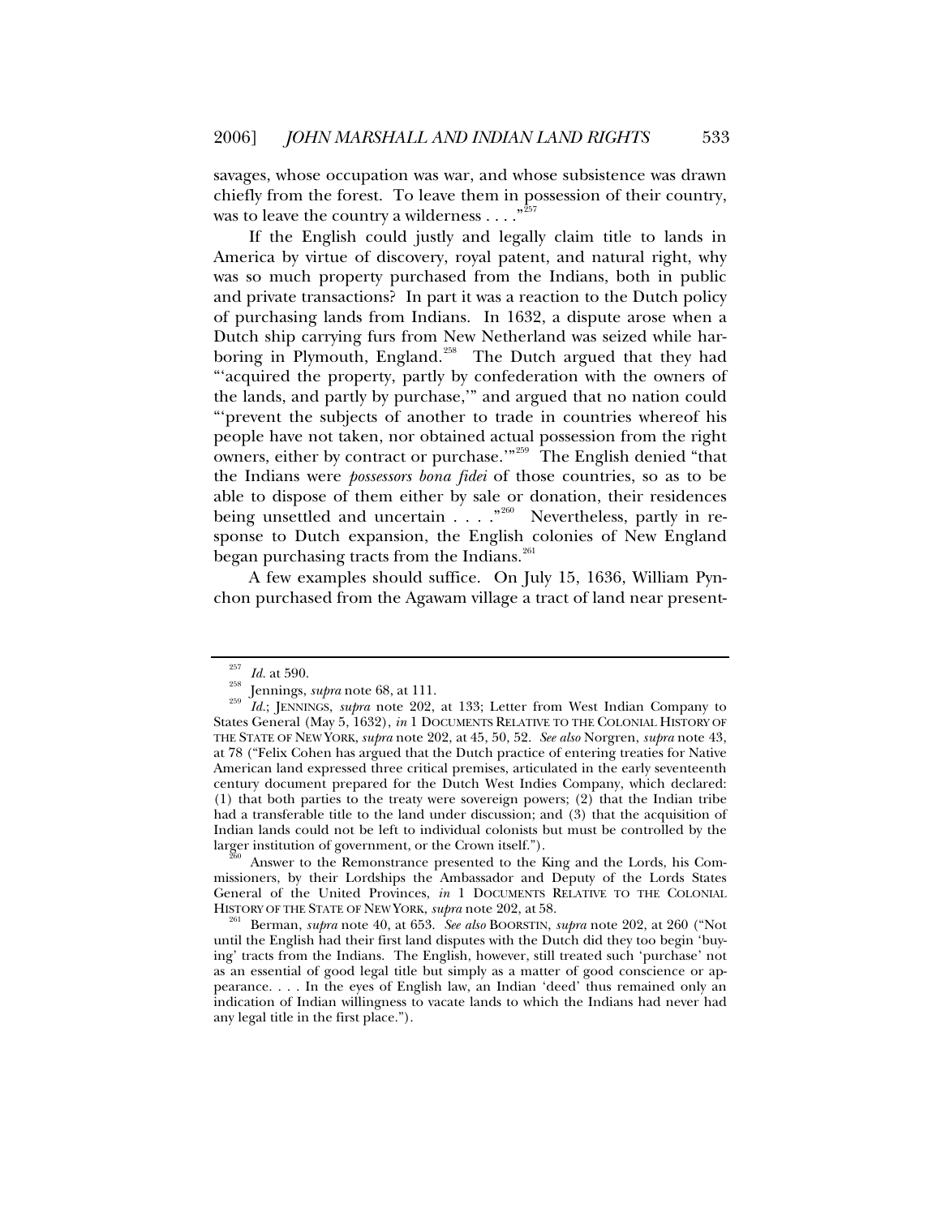savages, whose occupation was war, and whose subsistence was drawn chiefly from the forest. To leave them in possession of their country, was to leave the country a wilderness . . . ."[257]

If the English could justly and legally claim title to lands in America by virtue of discovery, royal patent, and natural right, why was so much property purchased from the Indians, both in public and private transactions? In part it was a reaction to the Dutch policy of purchasing lands from Indians. In 1632, a dispute arose when a Dutch ship carrying furs from New Netherland was seized while harboring in Plymouth, England.[258] The Dutch argued that they had "'acquired the property, partly by confederation with the owners of the lands, and partly by purchase,'" and argued that no nation could "'prevent the subjects of another to trade in countries whereof his people have not taken, nor obtained actual possession from the right owners, either by contract or purchase.'"[259] The English denied "that the Indians were *possessors bona fidei* of those countries, so as to be able to dispose of them either by sale or donation, their residences being unsettled and uncertain . . . ."[260] Nevertheless, partly in response to Dutch expansion, the English colonies of New England began purchasing tracts from the Indians.[261]

A few examples should suffice. On July 15, 1636, William Pynchon purchased from the Agawam village a tract of land near present-

---

[257] *Id.* at 590.

[258] Jennings, *supra* note 68, at 111.

[259] *Id.*; JENNINGS, *supra* note 202, at 133; Letter from West Indian Company to States General (May 5, 1632), *in* 1 DOCUMENTS RELATIVE TO THE COLONIAL HISTORY OF THE STATE OF NEW YORK, *supra* note 202, at 45, 50, 52. *See also* Norgren, *supra* note 43, at 78 ("Felix Cohen has argued that the Dutch practice of entering treaties for Native American land expressed three critical premises, articulated in the early seventeenth century document prepared for the Dutch West Indies Company, which declared: (1) that both parties to the treaty were sovereign powers; (2) that the Indian tribe had a transferable title to the land under discussion; and (3) that the acquisition of Indian lands could not be left to individual colonists but must be controlled by the larger institution of government, or the Crown itself.").

[260] Answer to the Remonstrance presented to the King and the Lords, his Commissioners, by their Lordships the Ambassador and Deputy of the Lords States General of the United Provinces, *in* 1 DOCUMENTS RELATIVE TO THE COLONIAL HISTORY OF THE STATE OF NEW YORK, *supra* note 202, at 58.

[261] Berman, *supra* note 40, at 653. *See also* BOORSTIN, *supra* note 202, at 260 ("Not until the English had their first land disputes with the Dutch did they too begin 'buying' tracts from the Indians. The English, however, still treated such 'purchase' not as an essential of good legal title but simply as a matter of good conscience or appearance. . . . In the eyes of English law, an Indian 'deed' thus remained only an indication of Indian willingness to vacate lands to which the Indians had never had any legal title in the first place.").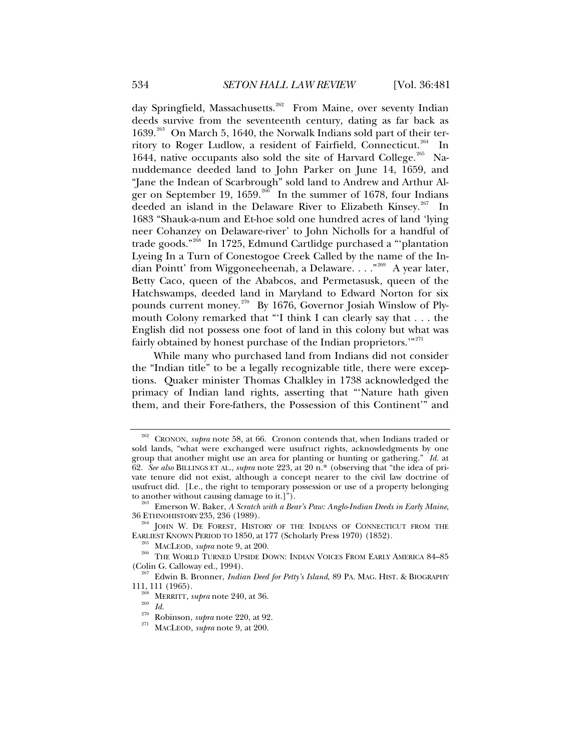day Springfield, Massachusetts.[262] From Maine, over seventy Indian deeds survive from the seventeenth century, dating as far back as 1639.[263] On March 5, 1640, the Norwalk Indians sold part of their territory to Roger Ludlow, a resident of Fairfield, Connecticut.[264] In 1644, native occupants also sold the site of Harvard College.[265] Nanuddemance deeded land to John Parker on June 14, 1659, and "Jane the Indean of Scarbrough" sold land to Andrew and Arthur Alger on September 19, 1659.[266] In the summer of 1678, four Indians deeded an island in the Delaware River to Elizabeth Kinsey.[267] In 1683 "Shauk-a-num and Et-hoe sold one hundred acres of land 'lying neer Cohanzey on Delaware-river' to John Nicholls for a handful of trade goods."[268] In 1725, Edmund Cartlidge purchased a "'plantation Lyeing In a Turn of Conestogoe Creek Called by the name of the Indian Pointt' from Wiggoneeheenah, a Delaware. . . ."[269] A year later, Betty Caco, queen of the Ababcos, and Permetasusk, queen of the Hatchswamps, deeded land in Maryland to Edward Norton for six pounds current money.[270] By 1676, Governor Josiah Winslow of Plymouth Colony remarked that "'I think I can clearly say that . . . the English did not possess one foot of land in this colony but what was fairly obtained by honest purchase of the Indian proprietors.'"[271]

While many who purchased land from Indians did not consider the "Indian title" to be a legally recognizable title, there were exceptions. Quaker minister Thomas Chalkley in 1738 acknowledged the primacy of Indian land rights, asserting that "'Nature hath given them, and their Fore-fathers, the Possession of this Continent'" and

---

[262] CRONON, *supra* note 58, at 66. Cronon contends that, when Indians traded or sold lands, "what were exchanged were usufruct rights, acknowledgments by one group that another might use an area for planting or hunting or gathering." *Id.* at 62. *See also* BILLINGS ET AL., *supra* note 223, at 20 n.* (observing that "the idea of private tenure did not exist, although a concept nearer to the civil law doctrine of usufruct did. [I.e., the right to temporary possession or use of a property belonging to another without causing damage to it.]").

[263] Emerson W. Baker, *A Scratch with a Bear's Paw: Anglo-Indian Deeds in Early Maine*, 36 ETHNOHISTORY 235, 236 (1989).

[264] JOHN W. DE FOREST, HISTORY OF THE INDIANS OF CONNECTICUT FROM THE EARLIEST KNOWN PERIOD TO 1850, at 177 (Scholarly Press 1970) (1852).

[265] MACLEOD, *supra* note 9, at 200.

[266] THE WORLD TURNED UPSIDE DOWN: INDIAN VOICES FROM EARLY AMERICA 84–85 (Colin G. Calloway ed., 1994).

[267] Edwin B. Bronner, *Indian Deed for Petty's Island*, 89 PA. MAG. HIST. & BIOGRAPHY 111, 111 (1965).

[268] MERRITT, *supra* note 240, at 36.

[269] *Id.*

[270] Robinson, *supra* note 220, at 92.

[271] MACLEOD, *supra* note 9, at 200.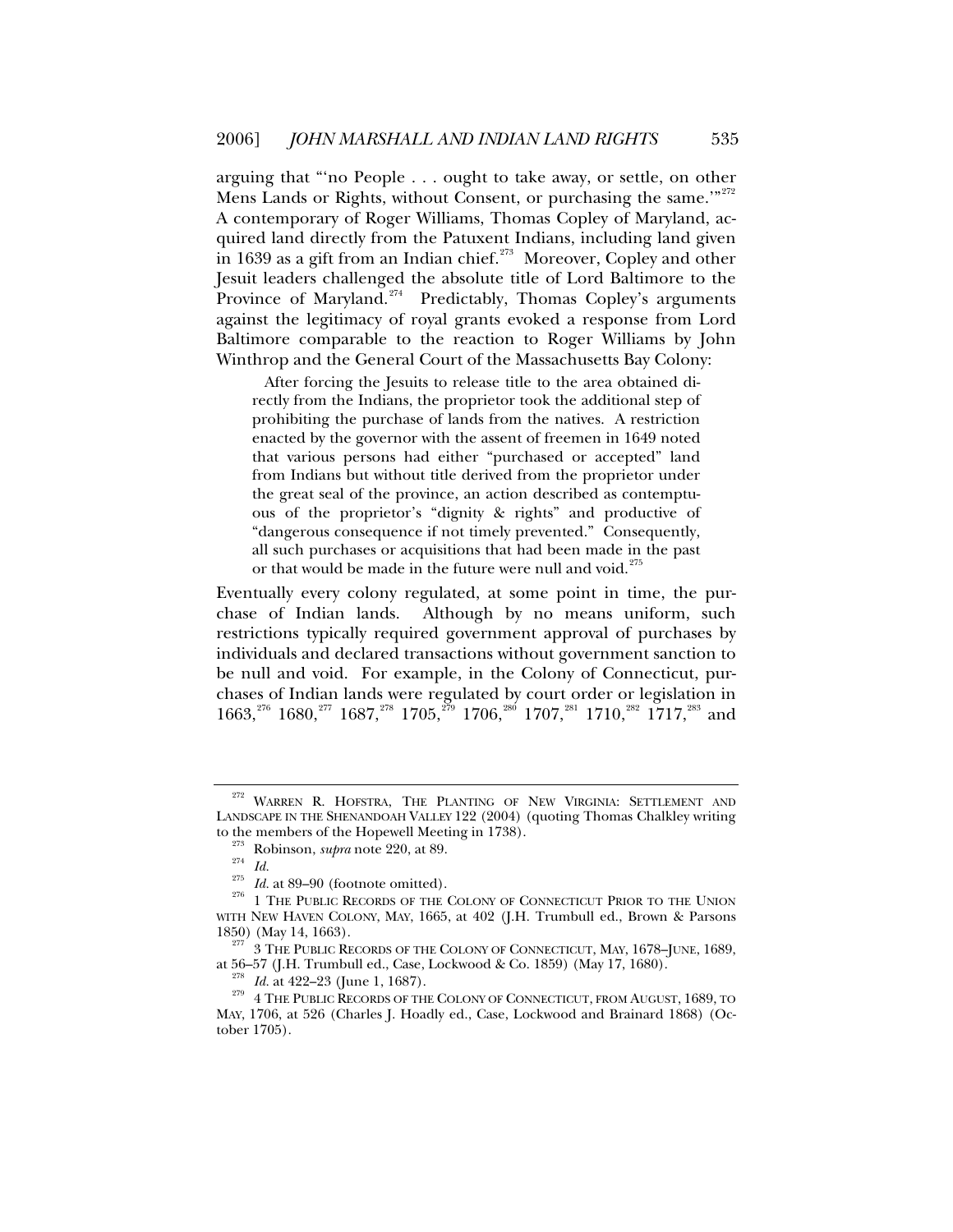arguing that "'no People . . . ought to take away, or settle, on other Mens Lands or Rights, without Consent, or purchasing the same.'"[272] A contemporary of Roger Williams, Thomas Copley of Maryland, acquired land directly from the Patuxent Indians, including land given in 1639 as a gift from an Indian chief.[273] Moreover, Copley and other Jesuit leaders challenged the absolute title of Lord Baltimore to the Province of Maryland.[274] Predictably, Thomas Copley's arguments against the legitimacy of royal grants evoked a response from Lord Baltimore comparable to the reaction to Roger Williams by John Winthrop and the General Court of the Massachusetts Bay Colony:

> After forcing the Jesuits to release title to the area obtained directly from the Indians, the proprietor took the additional step of prohibiting the purchase of lands from the natives. A restriction enacted by the governor with the assent of freemen in 1649 noted that various persons had either "purchased or accepted" land from Indians but without title derived from the proprietor under the great seal of the province, an action described as contemptuous of the proprietor's "dignity & rights" and productive of "dangerous consequence if not timely prevented." Consequently, all such purchases or acquisitions that had been made in the past or that would be made in the future were null and void.[275]

Eventually every colony regulated, at some point in time, the purchase of Indian lands. Although by no means uniform, such restrictions typically required government approval of purchases by individuals and declared transactions without government sanction to be null and void. For example, in the Colony of Connecticut, purchases of Indian lands were regulated by court order or legislation in 1663,[276] 1680,[277] 1687,[278] 1705,[279] 1706,[280] 1707,[281] 1710,[282] 1717,[283] and

---

[272] WARREN R. HOFSTRA, THE PLANTING OF NEW VIRGINIA: SETTLEMENT AND LANDSCAPE IN THE SHENANDOAH VALLEY 122 (2004) (quoting Thomas Chalkley writing to the members of the Hopewell Meeting in 1738).

[273] Robinson, *supra* note 220, at 89.

[274] *Id.*

[275] *Id.* at 89–90 (footnote omitted).

[276] 1 THE PUBLIC RECORDS OF THE COLONY OF CONNECTICUT PRIOR TO THE UNION WITH NEW HAVEN COLONY, MAY, 1665, at 402 (J.H. Trumbull ed., Brown & Parsons 1850) (May 14, 1663).

[277] 3 THE PUBLIC RECORDS OF THE COLONY OF CONNECTICUT, MAY, 1678–JUNE, 1689, at 56–57 (J.H. Trumbull ed., Case, Lockwood & Co. 1859) (May 17, 1680).

[278] *Id.* at 422–23 (June 1, 1687).

[279] 4 THE PUBLIC RECORDS OF THE COLONY OF CONNECTICUT, FROM AUGUST, 1689, TO MAY, 1706, at 526 (Charles J. Hoadly ed., Case, Lockwood and Brainard 1868) (October 1705).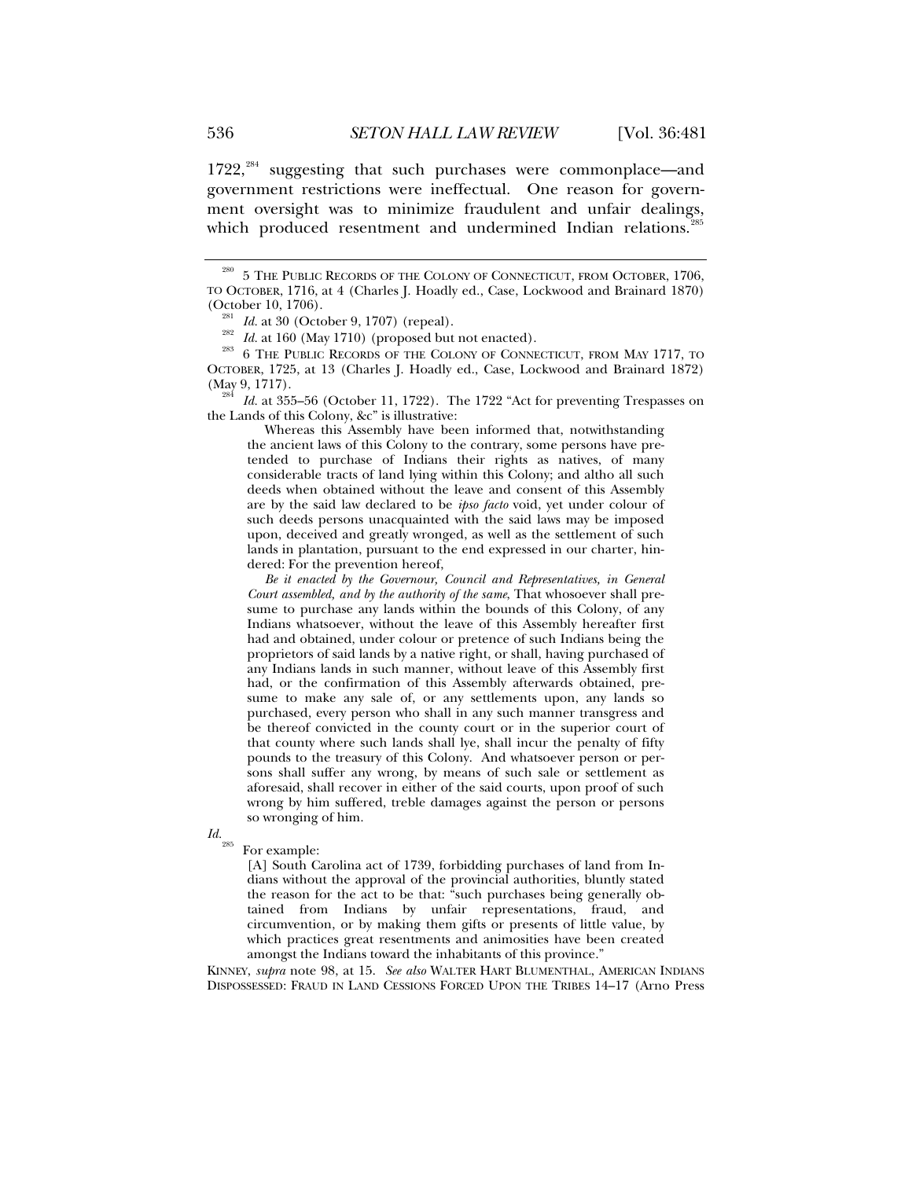1722,[284] suggesting that such purchases were commonplace—and government restrictions were ineffectual. One reason for government oversight was to minimize fraudulent and unfair dealings, which produced resentment and undermined Indian relations.[285]

---

[280] 5 THE PUBLIC RECORDS OF THE COLONY OF CONNECTICUT, FROM OCTOBER, 1706, TO OCTOBER, 1716, at 4 (Charles J. Hoadly ed., Case, Lockwood and Brainard 1870) (October 10, 1706).

[281] *Id.* at 30 (October 9, 1707) (repeal).

[282] *Id.* at 160 (May 1710) (proposed but not enacted).

[283] 6 THE PUBLIC RECORDS OF THE COLONY OF CONNECTICUT, FROM MAY 1717, TO OCTOBER, 1725, at 13 (Charles J. Hoadly ed., Case, Lockwood and Brainard 1872) (May 9, 1717).

[284] *Id.* at 355–56 (October 11, 1722). The 1722 "Act for preventing Trespasses on the Lands of this Colony, &c" is illustrative:

> Whereas this Assembly have been informed that, notwithstanding the ancient laws of this Colony to the contrary, some persons have pretended to purchase of Indians their rights as natives, of many considerable tracts of land lying within this Colony; and altho all such deeds when obtained without the leave and consent of this Assembly are by the said law declared to be *ipso facto* void, yet under colour of such deeds persons unacquainted with the said laws may be imposed upon, deceived and greatly wronged, as well as the settlement of such lands in plantation, pursuant to the end expressed in our charter, hindered: For the prevention hereof,
>
> *Be it enacted by the Governour, Council and Representatives, in General Court assembled, and by the authority of the same*, That whosoever shall presume to purchase any lands within the bounds of this Colony, of any Indians whatsoever, without the leave of this Assembly hereafter first had and obtained, under colour or pretence of such Indians being the proprietors of said lands by a native right, or shall, having purchased of any Indians lands in such manner, without leave of this Assembly first had, or the confirmation of this Assembly afterwards obtained, presume to make any sale of, or any settlements upon, any lands so purchased, every person who shall in any such manner transgress and be thereof convicted in the county court or in the superior court of that county where such lands shall lye, shall incur the penalty of fifty pounds to the treasury of this Colony. And whatsoever person or persons shall suffer any wrong, by means of such sale or settlement as aforesaid, shall recover in either of the said courts, upon proof of such wrong by him suffered, treble damages against the person or persons so wronging of him.

*Id.*

[285] For example:

> [A] South Carolina act of 1739, forbidding purchases of land from Indians without the approval of the provincial authorities, bluntly stated the reason for the act to be that: "such purchases being generally obtained from Indians by unfair representations, fraud, and circumvention, or by making them gifts or presents of little value, by which practices great resentments and animosities have been created amongst the Indians toward the inhabitants of this province."

KINNEY, *supra* note 98, at 15. *See also* WALTER HART BLUMENTHAL, AMERICAN INDIANS DISPOSSESSED: FRAUD IN LAND CESSIONS FORCED UPON THE TRIBES 14–17 (Arno Press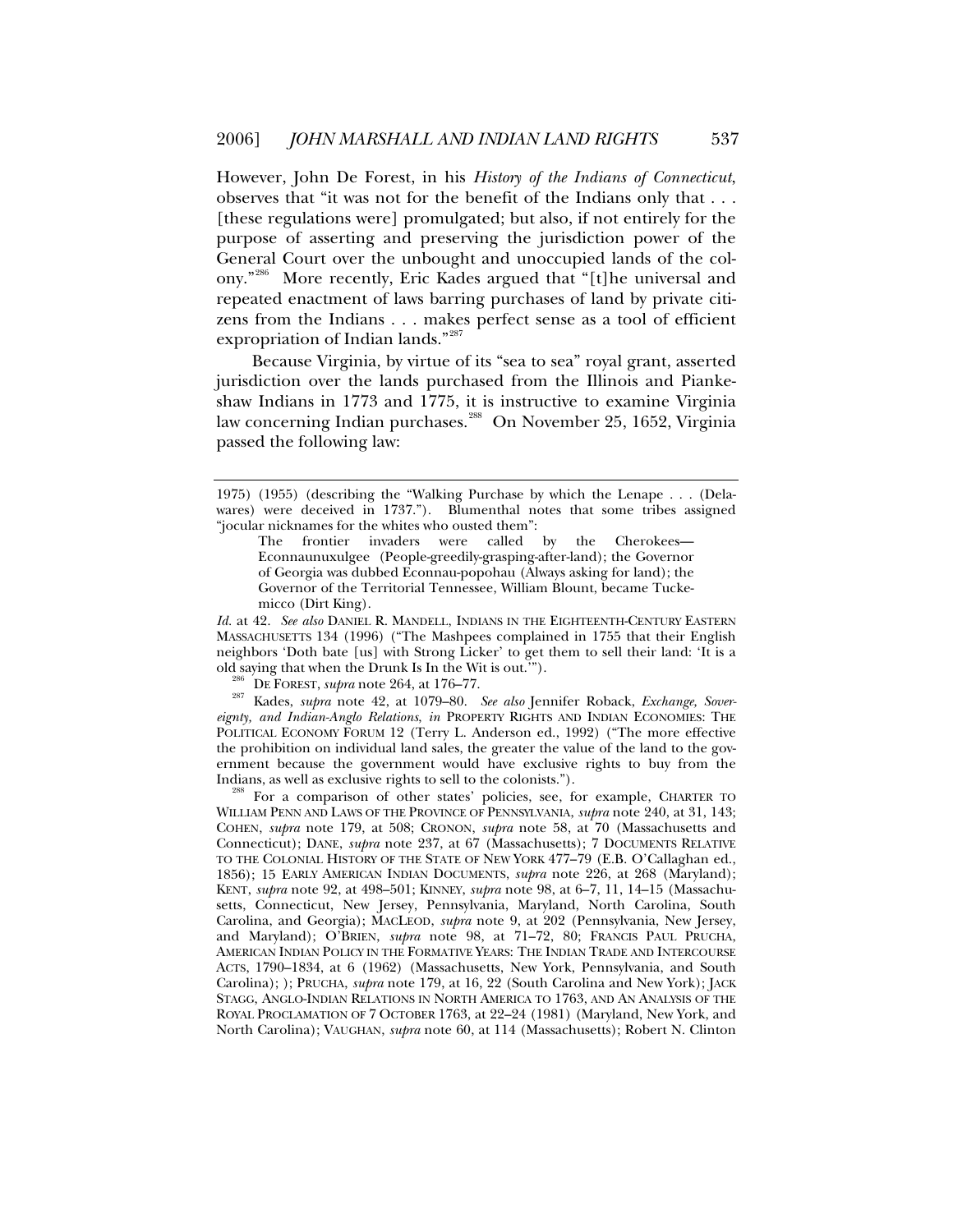However, John De Forest, in his *History of the Indians of Connecticut*, observes that "it was not for the benefit of the Indians only that . . . [these regulations were] promulgated; but also, if not entirely for the purpose of asserting and preserving the jurisdiction power of the General Court over the unbought and unoccupied lands of the colony."[286] More recently, Eric Kades argued that "[t]he universal and repeated enactment of laws barring purchases of land by private citizens from the Indians . . . makes perfect sense as a tool of efficient expropriation of Indian lands."[287]

Because Virginia, by virtue of its "sea to sea" royal grant, asserted jurisdiction over the lands purchased from the Illinois and Piankeshaw Indians in 1773 and 1775, it is instructive to examine Virginia law concerning Indian purchases.[288] On November 25, 1652, Virginia passed the following law:

---

1975) (1955) (describing the "Walking Purchase by which the Lenape . . . (Delawares) were deceived in 1737."). Blumenthal notes that some tribes assigned "jocular nicknames for the whites who ousted them":

> The frontier invaders were called by the Cherokees—Econnaunuxulgee (People-greedily-grasping-after-land); the Governor of Georgia was dubbed Econnau-popohau (Always asking for land); the Governor of the Territorial Tennessee, William Blount, became Tuckemicco (Dirt King).

*Id.* at 42. *See also* DANIEL R. MANDELL, INDIANS IN THE EIGHTEENTH-CENTURY EASTERN MASSACHUSETTS 134 (1996) ("The Mashpees complained in 1755 that their English neighbors 'Doth bate [us] with Strong Licker' to get them to sell their land: 'It is a old saying that when the Drunk Is In the Wit is out.'").

[286] DE FOREST, *supra* note 264, at 176–77.

[287] Kades, *supra* note 42, at 1079–80. *See also* Jennifer Roback, *Exchange, Sovereignty, and Indian-Anglo Relations*, *in* PROPERTY RIGHTS AND INDIAN ECONOMIES: THE POLITICAL ECONOMY FORUM 12 (Terry L. Anderson ed., 1992) ("The more effective the prohibition on individual land sales, the greater the value of the land to the government because the government would have exclusive rights to buy from the Indians, as well as exclusive rights to sell to the colonists.").

[288] For a comparison of other states' policies, see, for example, CHARTER TO WILLIAM PENN AND LAWS OF THE PROVINCE OF PENNSYLVANIA, *supra* note 240, at 31, 143; COHEN, *supra* note 179, at 508; CRONON, *supra* note 58, at 70 (Massachusetts and Connecticut); DANE, *supra* note 237, at 67 (Massachusetts); 7 DOCUMENTS RELATIVE TO THE COLONIAL HISTORY OF THE STATE OF NEW YORK 477–79 (E.B. O'Callaghan ed., 1856); 15 EARLY AMERICAN INDIAN DOCUMENTS, *supra* note 226, at 268 (Maryland); KENT, *supra* note 92, at 498–501; KINNEY, *supra* note 98, at 6–7, 11, 14–15 (Massachusetts, Connecticut, New Jersey, Pennsylvania, Maryland, North Carolina, South Carolina, and Georgia); MACLEOD, *supra* note 9, at 202 (Pennsylvania, New Jersey, and Maryland); O'BRIEN, *supra* note 98, at 71–72, 80; FRANCIS PAUL PRUCHA, AMERICAN INDIAN POLICY IN THE FORMATIVE YEARS: THE INDIAN TRADE AND INTERCOURSE ACTS, 1790–1834, at 6 (1962) (Massachusetts, New York, Pennsylvania, and South Carolina); ); PRUCHA, *supra* note 179, at 16, 22 (South Carolina and New York); JACK STAGG, ANGLO-INDIAN RELATIONS IN NORTH AMERICA TO 1763, AND AN ANALYSIS OF THE ROYAL PROCLAMATION OF 7 OCTOBER 1763, at 22–24 (1981) (Maryland, New York, and North Carolina); VAUGHAN, *supra* note 60, at 114 (Massachusetts); Robert N. Clinton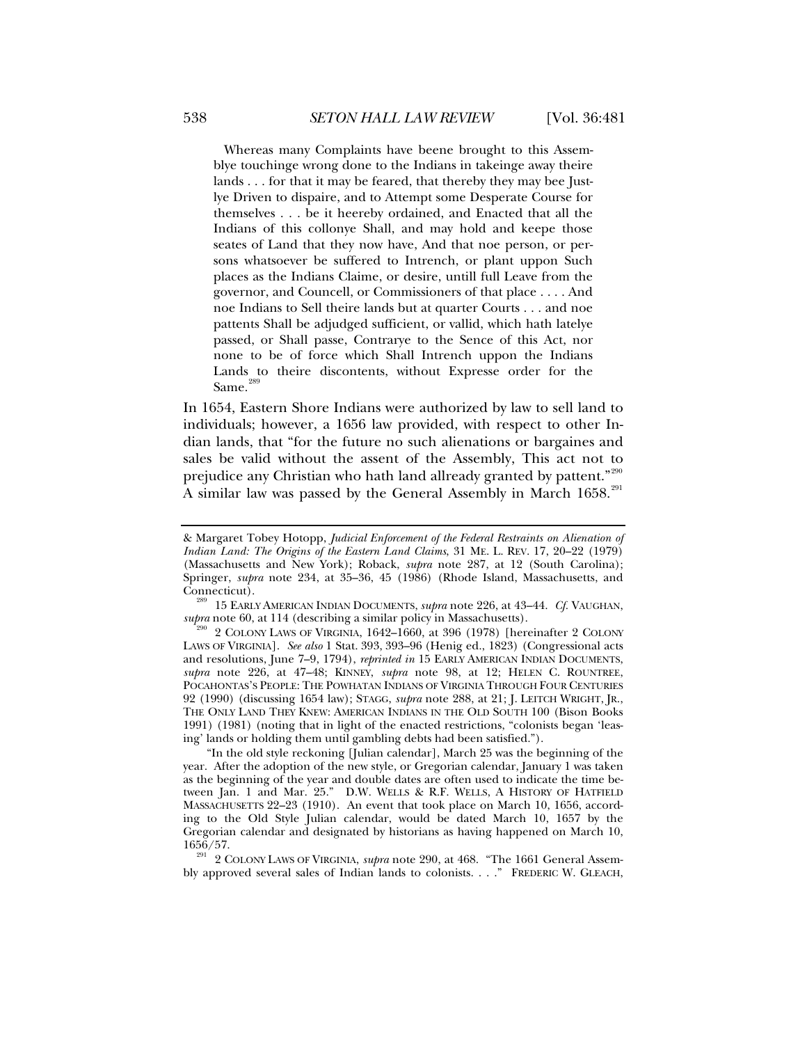> Whereas many Complaints have beene brought to this Assemblye touchinge wrong done to the Indians in takeinge away theire lands . . . for that it may be feared, that thereby they may bee Justlye Driven to dispaire, and to Attempt some Desperate Course for themselves . . . be it heereby ordained, and Enacted that all the Indians of this collonye Shall, and may hold and keepe those seates of Land that they now have, And that noe person, or persons whatsoever be suffered to Intrench, or plant uppon Such places as the Indians Claime, or desire, untill full Leave from the governor, and Councell, or Commissioners of that place . . . . And noe Indians to Sell theire lands but at quarter Courts . . . and noe pattents Shall be adjudged sufficient, or vallid, which hath latelye passed, or Shall passe, Contrarye to the Sence of this Act, nor none to be of force which Shall Intrench uppon the Indians Lands to theire discontents, without Expresse order for the Same.[289]

In 1654, Eastern Shore Indians were authorized by law to sell land to individuals; however, a 1656 law provided, with respect to other Indian lands, that "for the future no such alienations or bargaines and sales be valid without the assent of the Assembly, This act not to prejudice any Christian who hath land allready granted by pattent."[290] A similar law was passed by the General Assembly in March 1658.[291]

---

& Margaret Tobey Hotopp, *Judicial Enforcement of the Federal Restraints on Alienation of Indian Land: The Origins of the Eastern Land Claims*, 31 ME. L. REV. 17, 20–22 (1979) (Massachusetts and New York); Roback, *supra* note 287, at 12 (South Carolina); Springer, *supra* note 234, at 35–36, 45 (1986) (Rhode Island, Massachusetts, and Connecticut).

[289] 15 EARLY AMERICAN INDIAN DOCUMENTS, *supra* note 226, at 43–44. *Cf.* VAUGHAN, *supra* note 60, at 114 (describing a similar policy in Massachusetts).

[290] 2 COLONY LAWS OF VIRGINIA, 1642–1660, at 396 (1978) [hereinafter 2 COLONY LAWS OF VIRGINIA]. *See also* 1 Stat. 393, 393–96 (Henig ed., 1823) (Congressional acts and resolutions, June 7–9, 1794), *reprinted in* 15 EARLY AMERICAN INDIAN DOCUMENTS, *supra* note 226, at 47–48; KINNEY, *supra* note 98, at 12; HELEN C. ROUNTREE, POCAHONTAS'S PEOPLE: THE POWHATAN INDIANS OF VIRGINIA THROUGH FOUR CENTURIES 92 (1990) (discussing 1654 law); STAGG, *supra* note 288, at 21; J. LEITCH WRIGHT, JR., THE ONLY LAND THEY KNEW: AMERICAN INDIANS IN THE OLD SOUTH 100 (Bison Books 1991) (1981) (noting that in light of the enacted restrictions, "colonists began 'leasing' lands or holding them until gambling debts had been satisfied.").

"In the old style reckoning [Julian calendar], March 25 was the beginning of the year. After the adoption of the new style, or Gregorian calendar, January 1 was taken as the beginning of the year and double dates are often used to indicate the time between Jan. 1 and Mar. 25." D.W. WELLS & R.F. WELLS, A HISTORY OF HATFIELD MASSACHUSETTS 22–23 (1910). An event that took place on March 10, 1656, according to the Old Style Julian calendar, would be dated March 10, 1657 by the Gregorian calendar and designated by historians as having happened on March 10, 1656/57.

[291] 2 COLONY LAWS OF VIRGINIA, *supra* note 290, at 468. "The 1661 General Assembly approved several sales of Indian lands to colonists. . . ." FREDERIC W. GLEACH,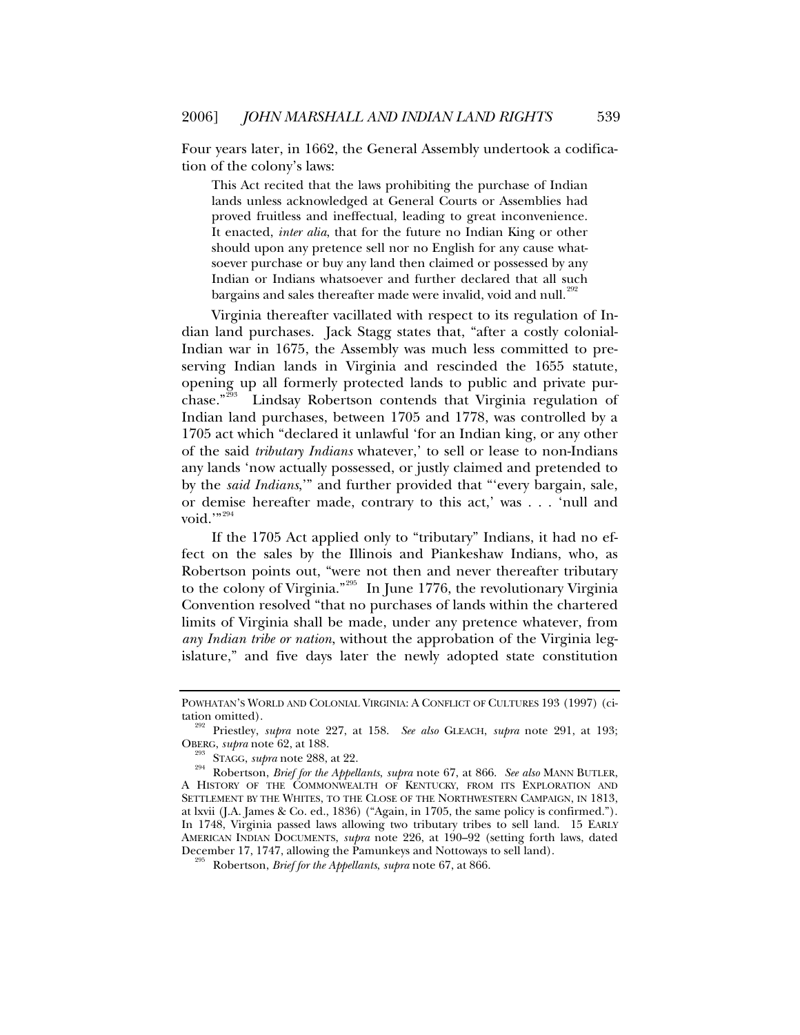Four years later, in 1662, the General Assembly undertook a codification of the colony's laws:

> This Act recited that the laws prohibiting the purchase of Indian lands unless acknowledged at General Courts or Assemblies had proved fruitless and ineffectual, leading to great inconvenience. It enacted, *inter alia*, that for the future no Indian King or other should upon any pretence sell nor no English for any cause whatsoever purchase or buy any land then claimed or possessed by any Indian or Indians whatsoever and further declared that all such bargains and sales thereafter made were invalid, void and null.[292]

Virginia thereafter vacillated with respect to its regulation of Indian land purchases. Jack Stagg states that, "after a costly colonial-Indian war in 1675, the Assembly was much less committed to preserving Indian lands in Virginia and rescinded the 1655 statute, opening up all formerly protected lands to public and private purchase."[293] Lindsay Robertson contends that Virginia regulation of Indian land purchases, between 1705 and 1778, was controlled by a 1705 act which "declared it unlawful 'for an Indian king, or any other of the said *tributary Indians* whatever,' to sell or lease to non-Indians any lands 'now actually possessed, or justly claimed and pretended to by the *said Indians*,'" and further provided that "'every bargain, sale, or demise hereafter made, contrary to this act,' was . . . 'null and void.'"[294]

If the 1705 Act applied only to "tributary" Indians, it had no effect on the sales by the Illinois and Piankeshaw Indians, who, as Robertson points out, "were not then and never thereafter tributary to the colony of Virginia."[295] In June 1776, the revolutionary Virginia Convention resolved "that no purchases of lands within the chartered limits of Virginia shall be made, under any pretence whatever, from *any Indian tribe or nation*, without the approbation of the Virginia legislature," and five days later the newly adopted state constitution

---

POWHATAN'S WORLD AND COLONIAL VIRGINIA: A CONFLICT OF CULTURES 193 (1997) (citation omitted).

[292] Priestley, *supra* note 227, at 158. *See also* GLEACH, *supra* note 291, at 193; OBERG, *supra* note 62, at 188.

[293] STAGG, *supra* note 288, at 22.

[294] Robertson, *Brief for the Appellants*, *supra* note 67, at 866. *See also* MANN BUTLER, A HISTORY OF THE COMMONWEALTH OF KENTUCKY, FROM ITS EXPLORATION AND SETTLEMENT BY THE WHITES, TO THE CLOSE OF THE NORTHWESTERN CAMPAIGN, IN 1813, at lxvii (J.A. James & Co. ed., 1836) ("Again, in 1705, the same policy is confirmed."). In 1748, Virginia passed laws allowing two tributary tribes to sell land. 15 EARLY AMERICAN INDIAN DOCUMENTS, *supra* note 226, at 190–92 (setting forth laws, dated December 17, 1747, allowing the Pamunkeys and Nottoways to sell land).

[295] Robertson, *Brief for the Appellants*, *supra* note 67, at 866.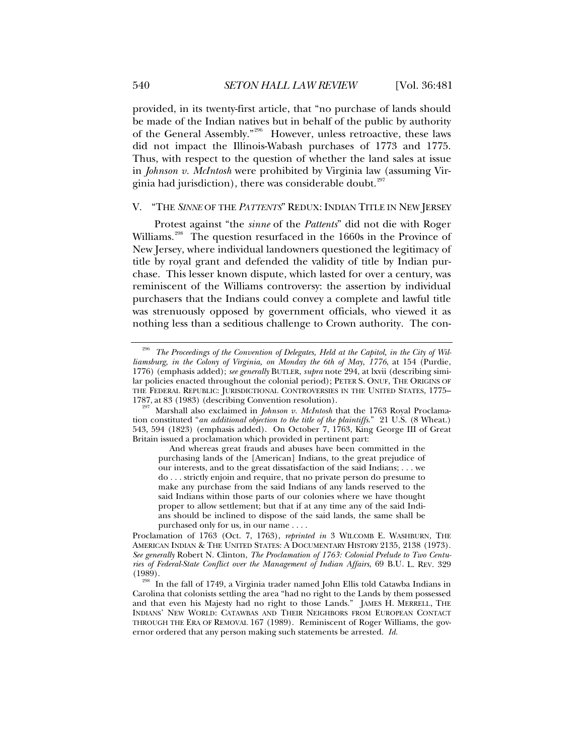provided, in its twenty-first article, that "no purchase of lands should be made of the Indian natives but in behalf of the public by authority of the General Assembly."[296] However, unless retroactive, these laws did not impact the Illinois-Wabash purchases of 1773 and 1775. Thus, with respect to the question of whether the land sales at issue in *Johnson v. McIntosh* were prohibited by Virginia law (assuming Virginia had jurisdiction), there was considerable doubt.[297]

## V. "THE *SINNE* OF THE *PATTENTS*" REDUX: INDIAN TITLE IN NEW JERSEY

Protest against "the *sinne* of the *Pattents*" did not die with Roger Williams.[298] The question resurfaced in the 1660s in the Province of New Jersey, where individual landowners questioned the legitimacy of title by royal grant and defended the validity of title by Indian purchase. This lesser known dispute, which lasted for over a century, was reminiscent of the Williams controversy: the assertion by individual purchasers that the Indians could convey a complete and lawful title was strenuously opposed by government officials, who viewed it as nothing less than a seditious challenge to Crown authority. The con-

---

[296] *The Proceedings of the Convention of Delegates, Held at the Capitol, in the City of Williamsburg, in the Colony of Virginia, on Monday the 6th of May, 1776*, at 154 (Purdie, 1776) (emphasis added); *see generally* BUTLER, *supra* note 294, at lxvii (describing similar policies enacted throughout the colonial period); PETER S. ONUF, THE ORIGINS OF THE FEDERAL REPUBLIC: JURISDICTIONAL CONTROVERSIES IN THE UNITED STATES, 1775–1787, at 83 (1983) (describing Convention resolution).

[297] Marshall also exclaimed in *Johnson v. McIntosh* that the 1763 Royal Proclamation constituted "*an additional objection to the title of the plaintiffs*." 21 U.S. (8 Wheat.) 543, 594 (1823) (emphasis added). On October 7, 1763, King George III of Great Britain issued a proclamation which provided in pertinent part:

> And whereas great frauds and abuses have been committed in the purchasing lands of the [American] Indians, to the great prejudice of our interests, and to the great dissatisfaction of the said Indians; . . . we do . . . strictly enjoin and require, that no private person do presume to make any purchase from the said Indians of any lands reserved to the said Indians within those parts of our colonies where we have thought proper to allow settlement; but that if at any time any of the said Indians should be inclined to dispose of the said lands, the same shall be purchased only for us, in our name . . . .

Proclamation of 1763 (Oct. 7, 1763), *reprinted in* 3 WILCOMB E. WASHBURN, THE AMERICAN INDIAN & THE UNITED STATES: A DOCUMENTARY HISTORY 2135, 2138 (1973). *See generally* Robert N. Clinton, *The Proclamation of 1763: Colonial Prelude to Two Centuries of Federal-State Conflict over the Management of Indian Affairs*, 69 B.U. L. REV. 329 (1989).

[298] In the fall of 1749, a Virginia trader named John Ellis told Catawba Indians in Carolina that colonists settling the area "had no right to the Lands by them possessed and that even his Majesty had no right to those Lands." JAMES H. MERRELL, THE INDIANS' NEW WORLD: CATAWBAS AND THEIR NEIGHBORS FROM EUROPEAN CONTACT THROUGH THE ERA OF REMOVAL 167 (1989). Reminiscent of Roger Williams, the governor ordered that any person making such statements be arrested. *Id.*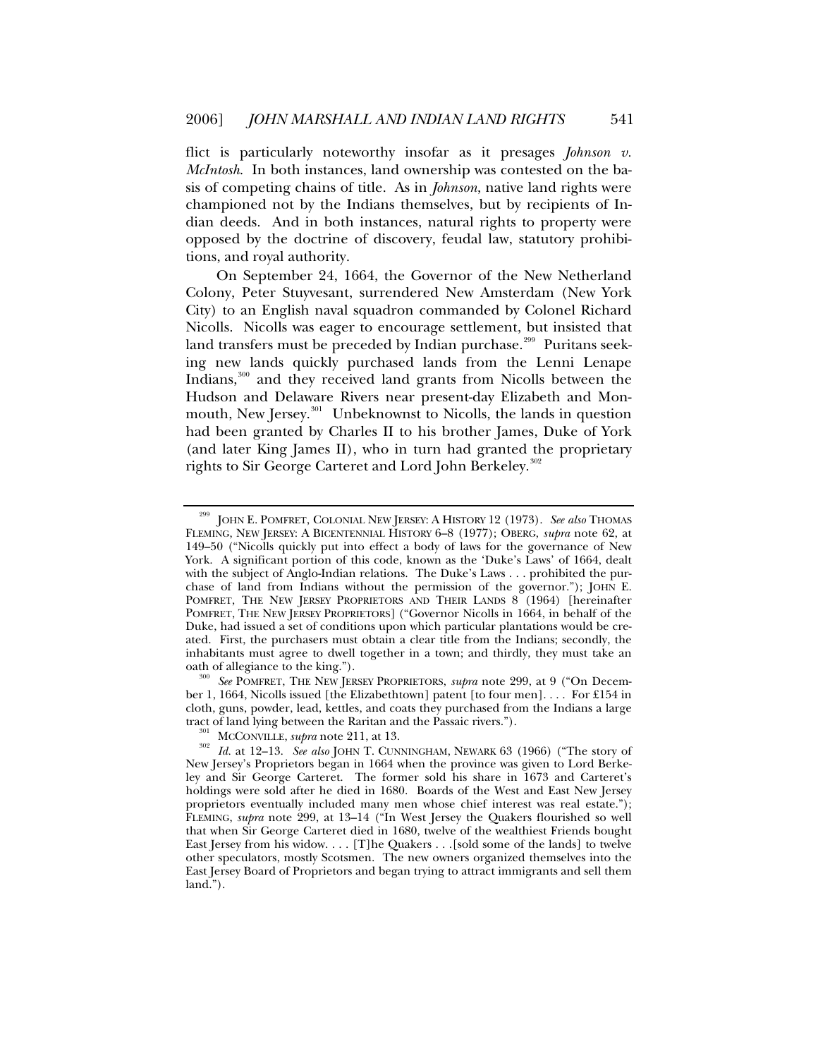flict is particularly noteworthy insofar as it presages *Johnson v. McIntosh*. In both instances, land ownership was contested on the basis of competing chains of title. As in *Johnson*, native land rights were championed not by the Indians themselves, but by recipients of Indian deeds. And in both instances, natural rights to property were opposed by the doctrine of discovery, feudal law, statutory prohibitions, and royal authority.

On September 24, 1664, the Governor of the New Netherland Colony, Peter Stuyvesant, surrendered New Amsterdam (New York City) to an English naval squadron commanded by Colonel Richard Nicolls. Nicolls was eager to encourage settlement, but insisted that land transfers must be preceded by Indian purchase.[299] Puritans seeking new lands quickly purchased lands from the Lenni Lenape Indians,[300] and they received land grants from Nicolls between the Hudson and Delaware Rivers near present-day Elizabeth and Monmouth, New Jersey.[301] Unbeknownst to Nicolls, the lands in question had been granted by Charles II to his brother James, Duke of York (and later King James II), who in turn had granted the proprietary rights to Sir George Carteret and Lord John Berkeley.[302]

---

[299] JOHN E. POMFRET, COLONIAL NEW JERSEY: A HISTORY 12 (1973). *See also* THOMAS FLEMING, NEW JERSEY: A BICENTENNIAL HISTORY 6–8 (1977); OBERG, *supra* note 62, at 149–50 ("Nicolls quickly put into effect a body of laws for the governance of New York. A significant portion of this code, known as the 'Duke's Laws' of 1664, dealt with the subject of Anglo-Indian relations. The Duke's Laws . . . prohibited the purchase of land from Indians without the permission of the governor."); JOHN E. POMFRET, THE NEW JERSEY PROPRIETORS AND THEIR LANDS 8 (1964) [hereinafter POMFRET, THE NEW JERSEY PROPRIETORS] ("Governor Nicolls in 1664, in behalf of the Duke, had issued a set of conditions upon which particular plantations would be created. First, the purchasers must obtain a clear title from the Indians; secondly, the inhabitants must agree to dwell together in a town; and thirdly, they must take an oath of allegiance to the king.").

[300] *See* POMFRET, THE NEW JERSEY PROPRIETORS, *supra* note 299, at 9 ("On December 1, 1664, Nicolls issued [the Elizabethtown] patent [to four men]. . . . For £154 in cloth, guns, powder, lead, kettles, and coats they purchased from the Indians a large tract of land lying between the Raritan and the Passaic rivers.").

[301] MCCONVILLE, *supra* note 211, at 13.

[302] *Id.* at 12–13. *See also* JOHN T. CUNNINGHAM, NEWARK 63 (1966) ("The story of New Jersey's Proprietors began in 1664 when the province was given to Lord Berkeley and Sir George Carteret. The former sold his share in 1673 and Carteret's holdings were sold after he died in 1680. Boards of the West and East New Jersey proprietors eventually included many men whose chief interest was real estate."); FLEMING, *supra* note 299, at 13–14 ("In West Jersey the Quakers flourished so well that when Sir George Carteret died in 1680, twelve of the wealthiest Friends bought East Jersey from his widow. . . . [T]he Quakers . . .[sold some of the lands] to twelve other speculators, mostly Scotsmen. The new owners organized themselves into the East Jersey Board of Proprietors and began trying to attract immigrants and sell them land.").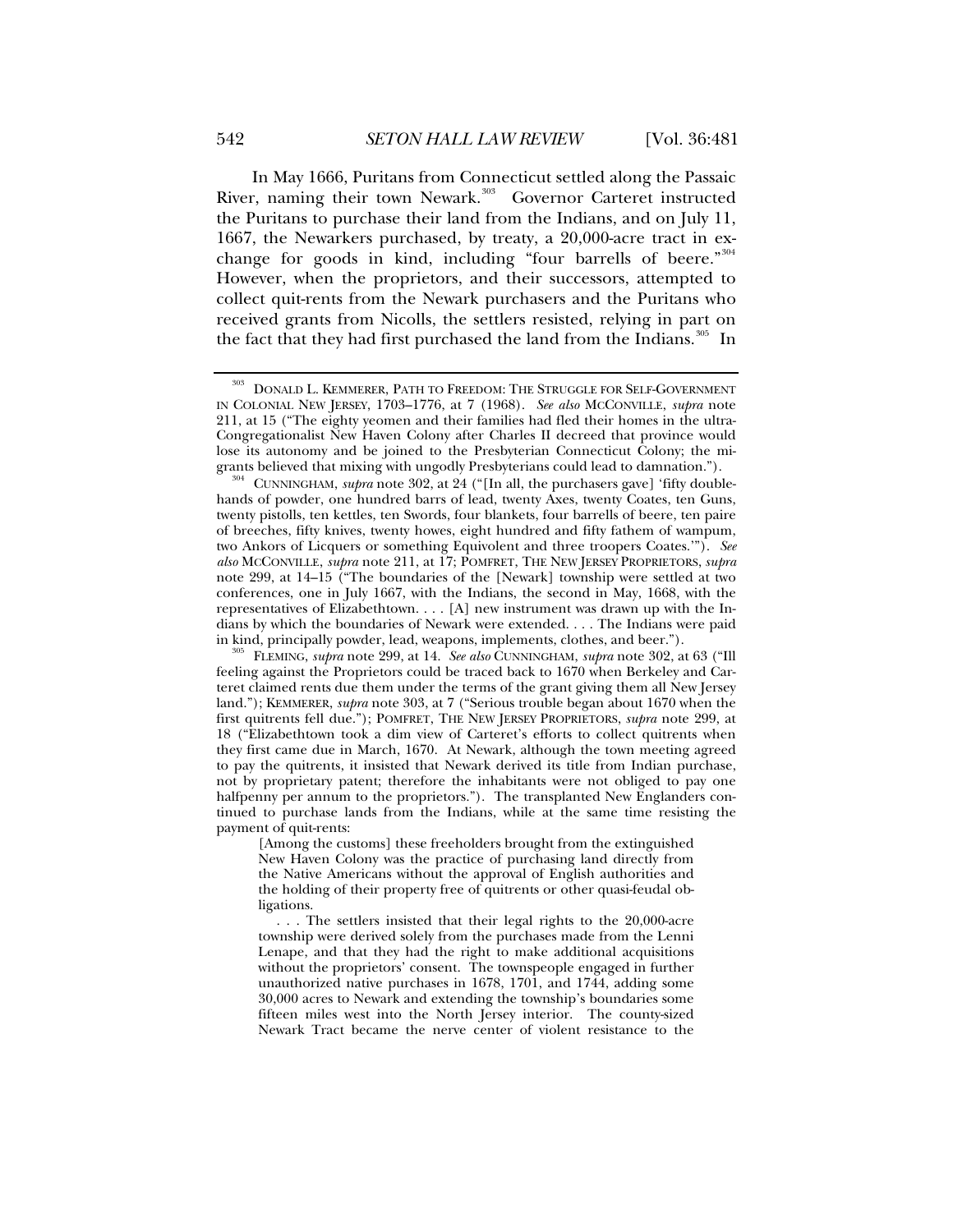In May 1666, Puritans from Connecticut settled along the Passaic River, naming their town Newark.[303] Governor Carteret instructed the Puritans to purchase their land from the Indians, and on July 11, 1667, the Newarkers purchased, by treaty, a 20,000-acre tract in exchange for goods in kind, including "four barrells of beere."[304] However, when the proprietors, and their successors, attempted to collect quit-rents from the Newark purchasers and the Puritans who received grants from Nicolls, the settlers resisted, relying in part on the fact that they had first purchased the land from the Indians.[305] In

---

[303] DONALD L. KEMMERER, PATH TO FREEDOM: THE STRUGGLE FOR SELF-GOVERNMENT IN COLONIAL NEW JERSEY, 1703–1776, at 7 (1968). *See also* MCCONVILLE, *supra* note 211, at 15 ("The eighty yeomen and their families had fled their homes in the ultra-Congregationalist New Haven Colony after Charles II decreed that province would lose its autonomy and be joined to the Presbyterian Connecticut Colony; the migrants believed that mixing with ungodly Presbyterians could lead to damnation.").

[304] CUNNINGHAM, *supra* note 302, at 24 ("[In all, the purchasers gave] 'fifty double-hands of powder, one hundred barrs of lead, twenty Axes, twenty Coates, ten Guns, twenty pistolls, ten kettles, ten Swords, four blankets, four barrells of beere, ten paire of breeches, fifty knives, twenty howes, eight hundred and fifty fathem of wampum, two Ankors of Licquers or something Equivolent and three troopers Coates.'"). *See also* MCCONVILLE, *supra* note 211, at 17; POMFRET, THE NEW JERSEY PROPRIETORS, *supra* note 299, at 14–15 ("The boundaries of the [Newark] township were settled at two conferences, one in July 1667, with the Indians, the second in May, 1668, with the representatives of Elizabethtown. . . . [A] new instrument was drawn up with the Indians by which the boundaries of Newark were extended. . . . The Indians were paid in kind, principally powder, lead, weapons, implements, clothes, and beer.").

[305] FLEMING, *supra* note 299, at 14. *See also* CUNNINGHAM, *supra* note 302, at 63 ("Ill feeling against the Proprietors could be traced back to 1670 when Berkeley and Carteret claimed rents due them under the terms of the grant giving them all New Jersey land."); KEMMERER, *supra* note 303, at 7 ("Serious trouble began about 1670 when the first quitrents fell due."); POMFRET, THE NEW JERSEY PROPRIETORS, *supra* note 299, at 18 ("Elizabethtown took a dim view of Carteret's efforts to collect quitrents when they first came due in March, 1670. At Newark, although the town meeting agreed to pay the quitrents, it insisted that Newark derived its title from Indian purchase, not by proprietary patent; therefore the inhabitants were not obliged to pay one halfpenny per annum to the proprietors."). The transplanted New Englanders continued to purchase lands from the Indians, while at the same time resisting the payment of quit-rents:

> [Among the customs] these freeholders brought from the extinguished New Haven Colony was the practice of purchasing land directly from the Native Americans without the approval of English authorities and the holding of their property free of quitrents or other quasi-feudal obligations.
>
> . . . The settlers insisted that their legal rights to the 20,000-acre township were derived solely from the purchases made from the Lenni Lenape, and that they had the right to make additional acquisitions without the proprietors' consent. The townspeople engaged in further unauthorized native purchases in 1678, 1701, and 1744, adding some 30,000 acres to Newark and extending the township's boundaries some fifteen miles west into the North Jersey interior. The county-sized Newark Tract became the nerve center of violent resistance to the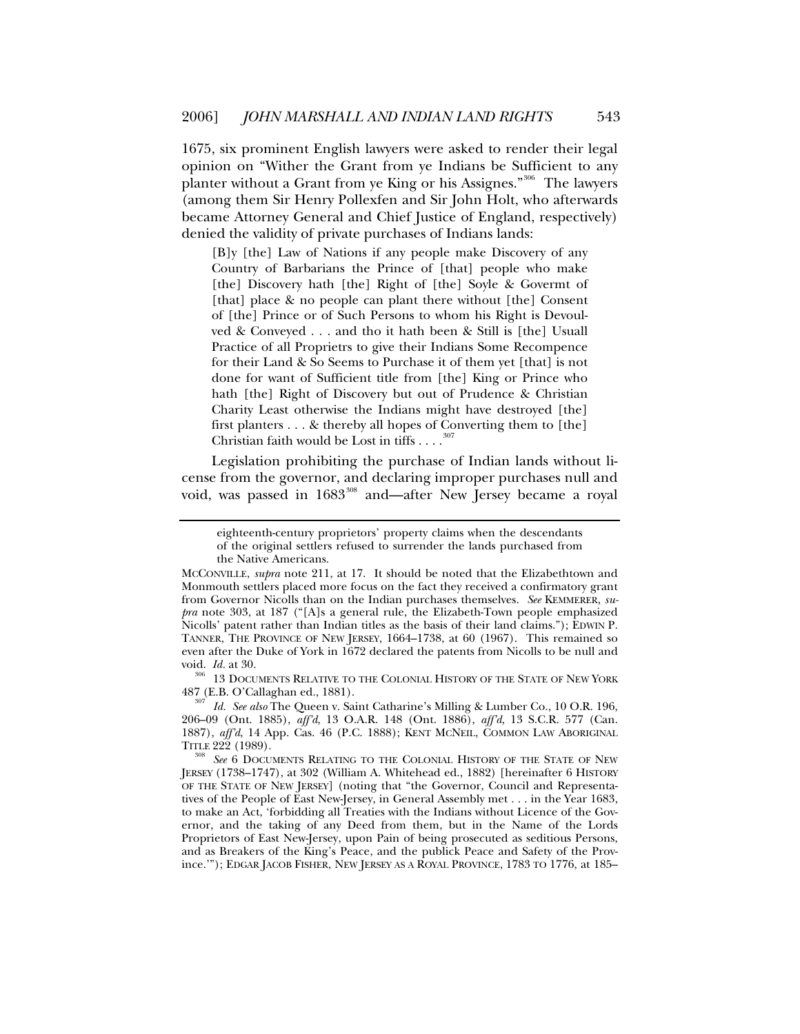1675, six prominent English lawyers were asked to render their legal opinion on "Wither the Grant from ye Indians be Sufficient to any planter without a Grant from ye King or his Assignes."[306] The lawyers (among them Sir Henry Pollexfen and Sir John Holt, who afterwards became Attorney General and Chief Justice of England, respectively) denied the validity of private purchases of Indians lands:

> [B]y [the] Law of Nations if any people make Discovery of any Country of Barbarians the Prince of [that] people who make [the] Discovery hath [the] Right of [the] Soyle & Govermt of [that] place & no people can plant there without [the] Consent of [the] Prince or of Such Persons to whom his Right is Devoulved & Conveyed . . . and tho it hath been & Still is [the] Usuall Practice of all Proprietrs to give their Indians Some Recompence for their Land & So Seems to Purchase it of them yet [that] is not done for want of Sufficient title from [the] King or Prince who hath [the] Right of Discovery but out of Prudence & Christian Charity Least otherwise the Indians might have destroyed [the] first planters . . . & thereby all hopes of Converting them to [the] Christian faith would be Lost in tiffs . . . .[307]

Legislation prohibiting the purchase of Indian lands without license from the governor, and declaring improper purchases null and void, was passed in 1683[308] and—after New Jersey became a royal

---

> eighteenth-century proprietors' property claims when the descendants of the original settlers refused to surrender the lands purchased from the Native Americans.

MCCONVILLE, *supra* note 211, at 17. It should be noted that the Elizabethtown and Monmouth settlers placed more focus on the fact they received a confirmatory grant from Governor Nicolls than on the Indian purchases themselves. *See* KEMMERER, *supra* note 303, at 187 ("[A]s a general rule, the Elizabeth-Town people emphasized Nicolls' patent rather than Indian titles as the basis of their land claims."); EDWIN P. TANNER, THE PROVINCE OF NEW JERSEY, 1664–1738, at 60 (1967). This remained so even after the Duke of York in 1672 declared the patents from Nicolls to be null and void. *Id.* at 30.

[306] 13 DOCUMENTS RELATIVE TO THE COLONIAL HISTORY OF THE STATE OF NEW YORK 487 (E.B. O'Callaghan ed., 1881).

[307] *Id.* *See also* The Queen v. Saint Catharine's Milling & Lumber Co., 10 O.R. 196, 206–09 (Ont. 1885), *aff'd*, 13 O.A.R. 148 (Ont. 1886), *aff'd*, 13 S.C.R. 577 (Can. 1887), *aff'd*, 14 App. Cas. 46 (P.C. 1888); KENT MCNEIL, COMMON LAW ABORIGINAL TITLE 222 (1989).

[308] *See* 6 DOCUMENTS RELATING TO THE COLONIAL HISTORY OF THE STATE OF NEW JERSEY (1738–1747), at 302 (William A. Whitehead ed., 1882) [hereinafter 6 HISTORY OF THE STATE OF NEW JERSEY] (noting that "the Governor, Council and Representatives of the People of East New-Jersey, in General Assembly met . . . in the Year 1683, to make an Act, 'forbidding all Treaties with the Indians without Licence of the Governor, and the taking of any Deed from them, but in the Name of the Lords Proprietors of East New-Jersey, upon Pain of being prosecuted as seditious Persons, and as Breakers of the King's Peace, and the publick Peace and Safety of the Province.'"); EDGAR JACOB FISHER, NEW JERSEY AS A ROYAL PROVINCE, 1783 TO 1776, at 185–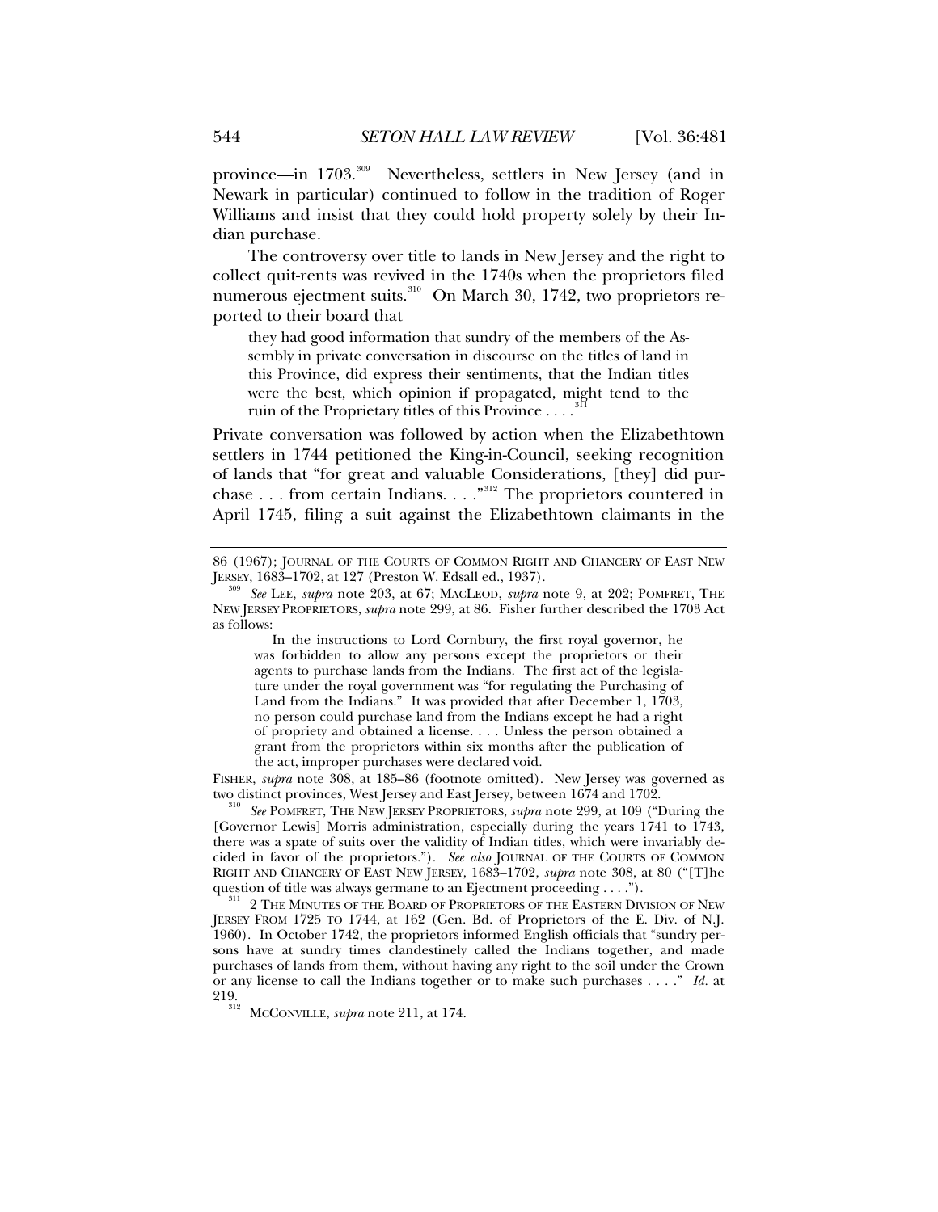province—in 1703.[309] Nevertheless, settlers in New Jersey (and in Newark in particular) continued to follow in the tradition of Roger Williams and insist that they could hold property solely by their Indian purchase.

The controversy over title to lands in New Jersey and the right to collect quit-rents was revived in the 1740s when the proprietors filed numerous ejectment suits.[310] On March 30, 1742, two proprietors reported to their board that

> they had good information that sundry of the members of the Assembly in private conversation in discourse on the titles of land in this Province, did express their sentiments, that the Indian titles were the best, which opinion if propagated, might tend to the ruin of the Proprietary titles of this Province . . . .[311]

Private conversation was followed by action when the Elizabethtown settlers in 1744 petitioned the King-in-Council, seeking recognition of lands that "for great and valuable Considerations, [they] did purchase . . . from certain Indians. . . ."[312] The proprietors countered in April 1745, filing a suit against the Elizabethtown claimants in the

---

86 (1967); JOURNAL OF THE COURTS OF COMMON RIGHT AND CHANCERY OF EAST NEW JERSEY, 1683–1702, at 127 (Preston W. Edsall ed., 1937).

[309] *See* LEE, *supra* note 203, at 67; MACLEOD, *supra* note 9, at 202; POMFRET, THE NEW JERSEY PROPRIETORS, *supra* note 299, at 86. Fisher further described the 1703 Act as follows:

> In the instructions to Lord Cornbury, the first royal governor, he was forbidden to allow any persons except the proprietors or their agents to purchase lands from the Indians. The first act of the legislature under the royal government was "for regulating the Purchasing of Land from the Indians." It was provided that after December 1, 1703, no person could purchase land from the Indians except he had a right of propriety and obtained a license. . . . Unless the person obtained a grant from the proprietors within six months after the publication of the act, improper purchases were declared void.

FISHER, *supra* note 308, at 185–86 (footnote omitted). New Jersey was governed as two distinct provinces, West Jersey and East Jersey, between 1674 and 1702.

[310] *See* POMFRET, THE NEW JERSEY PROPRIETORS, *supra* note 299, at 109 ("During the [Governor Lewis] Morris administration, especially during the years 1741 to 1743, there was a spate of suits over the validity of Indian titles, which were invariably decided in favor of the proprietors."). *See also* JOURNAL OF THE COURTS OF COMMON RIGHT AND CHANCERY OF EAST NEW JERSEY, 1683–1702, *supra* note 308, at 80 ("[T]he question of title was always germane to an Ejectment proceeding . . . .").

[311] 2 THE MINUTES OF THE BOARD OF PROPRIETORS OF THE EASTERN DIVISION OF NEW JERSEY FROM 1725 TO 1744, at 162 (Gen. Bd. of Proprietors of the E. Div. of N.J. 1960). In October 1742, the proprietors informed English officials that "sundry persons have at sundry times clandestinely called the Indians together, and made purchases of lands from them, without having any right to the soil under the Crown or any license to call the Indians together or to make such purchases . . . ." *Id.* at 219.

[312] MCCONVILLE, *supra* note 211, at 174.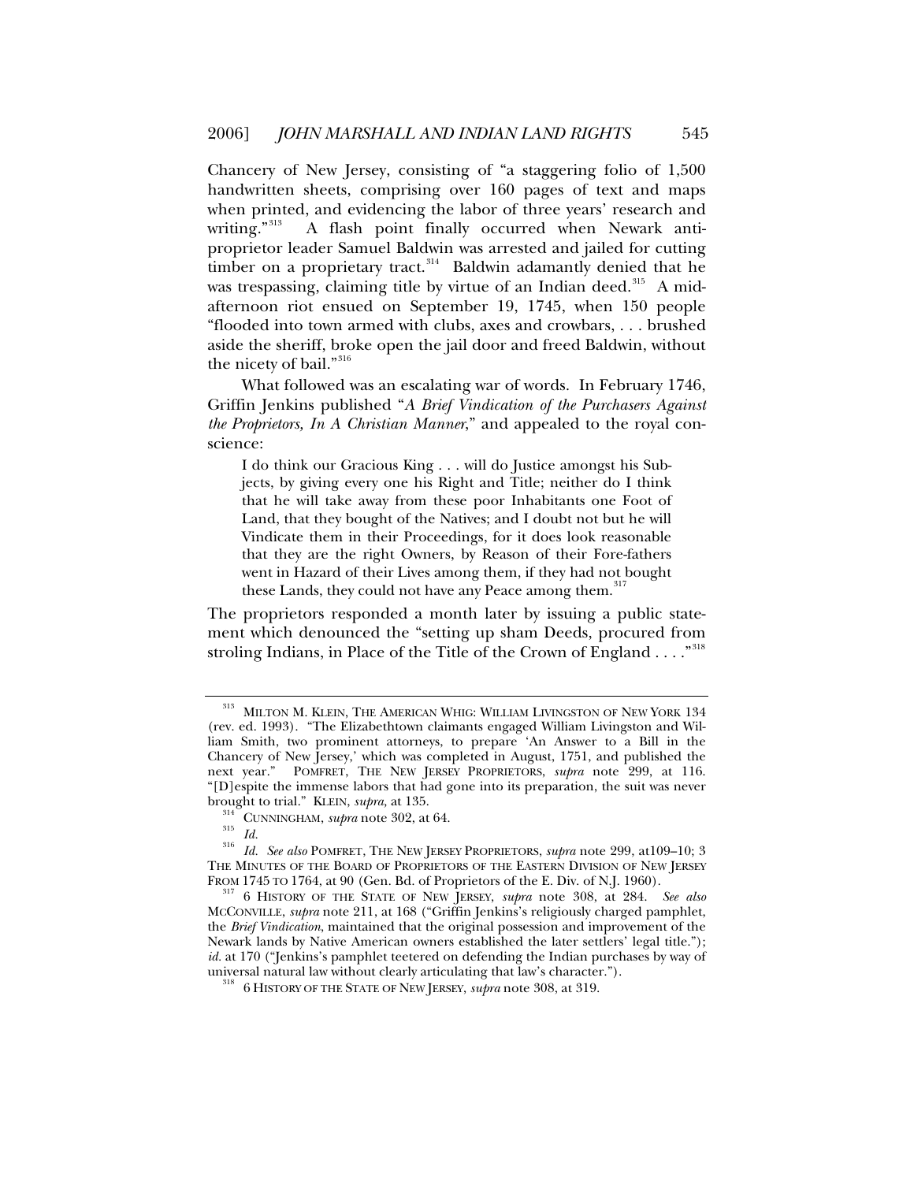Chancery of New Jersey, consisting of "a staggering folio of 1,500 handwritten sheets, comprising over 160 pages of text and maps when printed, and evidencing the labor of three years' research and writing."[313] A flash point finally occurred when Newark anti-proprietor leader Samuel Baldwin was arrested and jailed for cutting timber on a proprietary tract.[314] Baldwin adamantly denied that he was trespassing, claiming title by virtue of an Indian deed.[315] A mid-afternoon riot ensued on September 19, 1745, when 150 people "flooded into town armed with clubs, axes and crowbars, . . . brushed aside the sheriff, broke open the jail door and freed Baldwin, without the nicety of bail."[316]

What followed was an escalating war of words. In February 1746, Griffin Jenkins published "*A Brief Vindication of the Purchasers Against the Proprietors, In A Christian Manner*," and appealed to the royal conscience:

> I do think our Gracious King . . . will do Justice amongst his Subjects, by giving every one his Right and Title; neither do I think that he will take away from these poor Inhabitants one Foot of Land, that they bought of the Natives; and I doubt not but he will Vindicate them in their Proceedings, for it does look reasonable that they are the right Owners, by Reason of their Fore-fathers went in Hazard of their Lives among them, if they had not bought these Lands, they could not have any Peace among them.[317]

The proprietors responded a month later by issuing a public statement which denounced the "setting up sham Deeds, procured from stroling Indians, in Place of the Title of the Crown of England . . . ."[318]

---

[313] MILTON M. KLEIN, THE AMERICAN WHIG: WILLIAM LIVINGSTON OF NEW YORK 134 (rev. ed. 1993). "The Elizabethtown claimants engaged William Livingston and William Smith, two prominent attorneys, to prepare 'An Answer to a Bill in the Chancery of New Jersey,' which was completed in August, 1751, and published the next year." POMFRET, THE NEW JERSEY PROPRIETORS, *supra* note 299, at 116. "[D]espite the immense labors that had gone into its preparation, the suit was never brought to trial." KLEIN, *supra*, at 135.

[314] CUNNINGHAM, *supra* note 302, at 64.

[315] *Id.*

[316] *Id. See also* POMFRET, THE NEW JERSEY PROPRIETORS, *supra* note 299, at109–10; 3 THE MINUTES OF THE BOARD OF PROPRIETORS OF THE EASTERN DIVISION OF NEW JERSEY FROM 1745 TO 1764, at 90 (Gen. Bd. of Proprietors of the E. Div. of N.J. 1960).

[317] 6 HISTORY OF THE STATE OF NEW JERSEY, *supra* note 308, at 284. *See also* MCCONVILLE, *supra* note 211, at 168 ("Griffin Jenkins's religiously charged pamphlet, the *Brief Vindication*, maintained that the original possession and improvement of the Newark lands by Native American owners established the later settlers' legal title."); *id.* at 170 ("Jenkins's pamphlet teetered on defending the Indian purchases by way of universal natural law without clearly articulating that law's character.").

[318] 6 HISTORY OF THE STATE OF NEW JERSEY, *supra* note 308, at 319.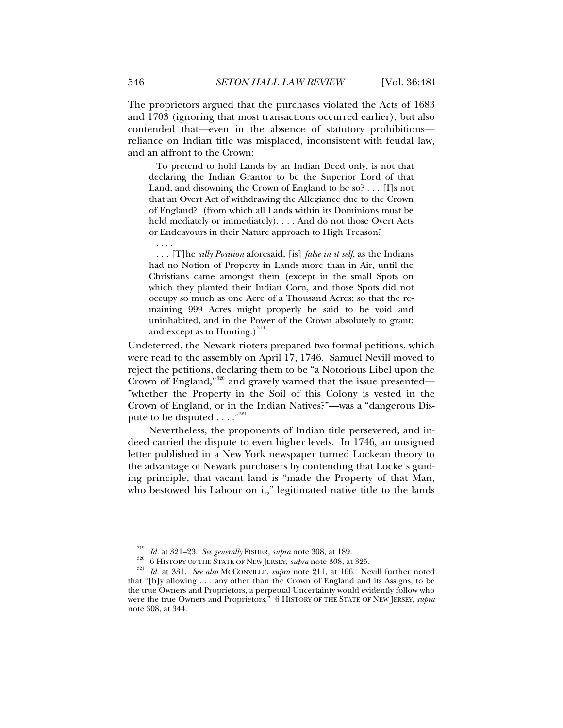The proprietors argued that the purchases violated the Acts of 1683 and 1703 (ignoring that most transactions occurred earlier), but also contended that—even in the absence of statutory prohibitions—reliance on Indian title was misplaced, inconsistent with feudal law, and an affront to the Crown:

> To pretend to hold Lands by an Indian Deed only, is not that declaring the Indian Grantor to be the Superior Lord of that Land, and disowning the Crown of England to be so? . . . [I]s not that an Overt Act of withdrawing the Allegiance due to the Crown of England? (from which all Lands within its Dominions must be held mediately or immediately). . . . And do not those Overt Acts or Endeavours in their Nature approach to High Treason?
>
> . . . .
>
> . . . [T]he *silly Position* aforesaid, [is] *false in it self*, as the Indians had no Notion of Property in Lands more than in Air, until the Christians came amongst them (except in the small Spots on which they planted their Indian Corn, and those Spots did not occupy so much as one Acre of a Thousand Acres; so that the remaining 999 Acres might properly be said to be void and uninhabited, and in the Power of the Crown absolutely to grant; and except as to Hunting.)[319]

Undeterred, the Newark rioters prepared two formal petitions, which were read to the assembly on April 17, 1746. Samuel Nevill moved to reject the petitions, declaring them to be "a Notorious Libel upon the Crown of England,"[320] and gravely warned that the issue presented—"whether the Property in the Soil of this Colony is vested in the Crown of England, or in the Indian Natives?"—was a "dangerous Dispute to be disputed . . . ."[321]

Nevertheless, the proponents of Indian title persevered, and indeed carried the dispute to even higher levels. In 1746, an unsigned letter published in a New York newspaper turned Lockean theory to the advantage of Newark purchasers by contending that Locke's guiding principle, that vacant land is "made the Property of that Man, who bestowed his Labour on it," legitimated native title to the lands

---

[319] *Id.* at 321–23. *See generally* FISHER, *supra* note 308, at 189.

[320] 6 HISTORY OF THE STATE OF NEW JERSEY, *supra* note 308, at 325.

[321] *Id.* at 331. *See also* MCCONVILLE, *supra* note 211, at 166. Nevill further noted that "[b]y allowing . . . any other than the Crown of England and its Assigns, to be the true Owners and Proprietors, a perpetual Uncertainty would evidently follow who were the true Owners and Proprietors." 6 HISTORY OF THE STATE OF NEW JERSEY, *supra* note 308, at 344.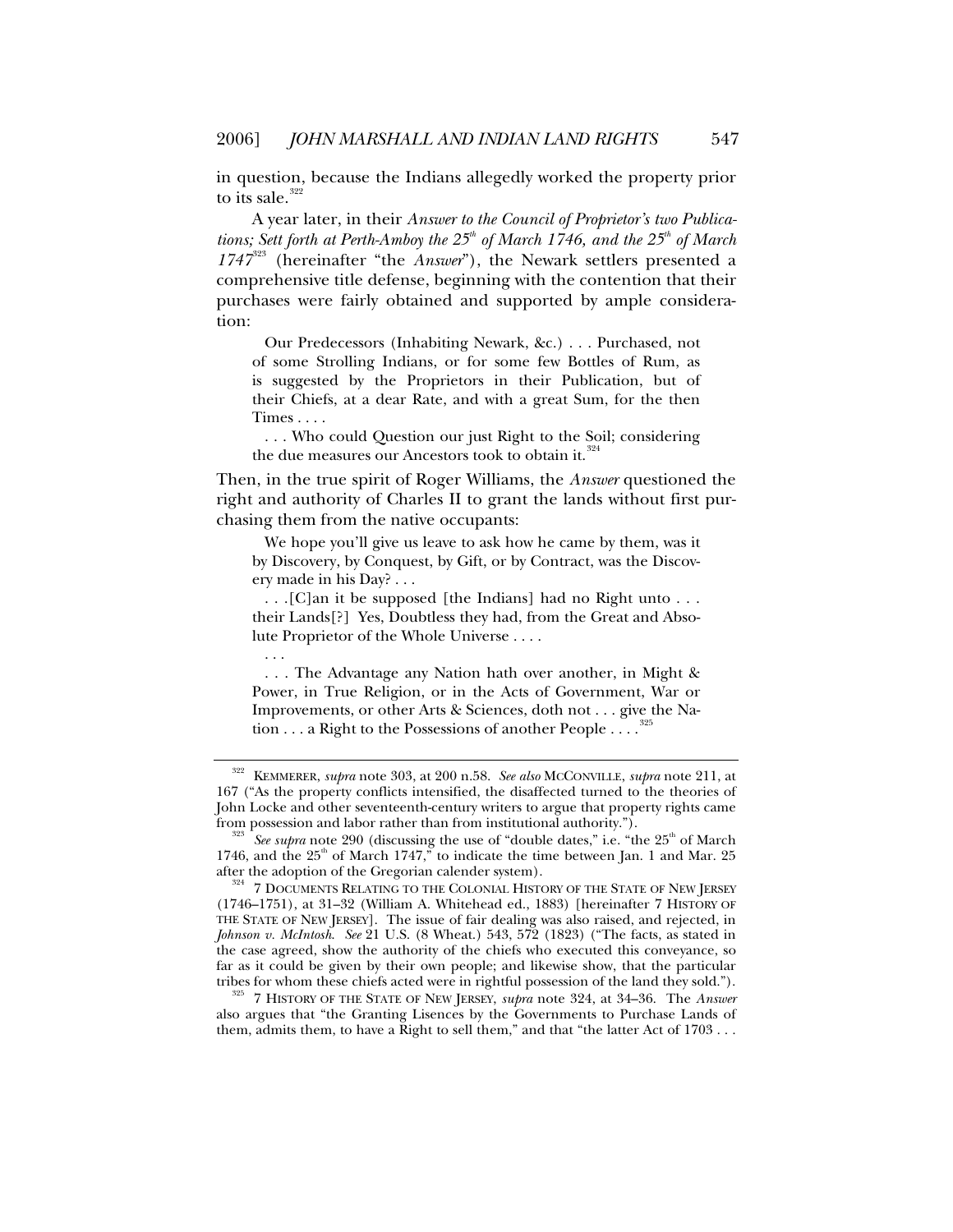in question, because the Indians allegedly worked the property prior to its sale.[322]

A year later, in their *Answer to the Council of Proprietor's two Publications; Sett forth at Perth-Amboy the 25th of March 1746, and the 25th of March 1747*[323] (hereinafter "the *Answer*"), the Newark settlers presented a comprehensive title defense, beginning with the contention that their purchases were fairly obtained and supported by ample consideration:

> Our Predecessors (Inhabiting Newark, &c.) . . . Purchased, not of some Strolling Indians, or for some few Bottles of Rum, as is suggested by the Proprietors in their Publication, but of their Chiefs, at a dear Rate, and with a great Sum, for the then Times . . . .
>
> . . . Who could Question our just Right to the Soil; considering the due measures our Ancestors took to obtain it.[324]

Then, in the true spirit of Roger Williams, the *Answer* questioned the right and authority of Charles II to grant the lands without first purchasing them from the native occupants:

> We hope you'll give us leave to ask how he came by them, was it by Discovery, by Conquest, by Gift, or by Contract, was the Discovery made in his Day? . . .
>
> . . .[C]an it be supposed [the Indians] had no Right unto . . . their Lands[?] Yes, Doubtless they had, from the Great and Absolute Proprietor of the Whole Universe . . . .
>
> . . .
>
> . . . The Advantage any Nation hath over another, in Might & Power, in True Religion, or in the Acts of Government, War or Improvements, or other Arts & Sciences, doth not . . . give the Nation . . . a Right to the Possessions of another People . . . .[325]

---

[322] KEMMERER, *supra* note 303, at 200 n.58. *See also* MCCONVILLE, *supra* note 211, at 167 ("As the property conflicts intensified, the disaffected turned to the theories of John Locke and other seventeenth-century writers to argue that property rights came from possession and labor rather than from institutional authority.").

[323] *See supra* note 290 (discussing the use of "double dates," i.e. "the 25th of March 1746, and the 25th of March 1747," to indicate the time between Jan. 1 and Mar. 25 after the adoption of the Gregorian calender system).

[324] 7 DOCUMENTS RELATING TO THE COLONIAL HISTORY OF THE STATE OF NEW JERSEY (1746–1751), at 31–32 (William A. Whitehead ed., 1883) [hereinafter 7 HISTORY OF THE STATE OF NEW JERSEY]. The issue of fair dealing was also raised, and rejected, in *Johnson v. McIntosh*. *See* 21 U.S. (8 Wheat.) 543, 572 (1823) ("The facts, as stated in the case agreed, show the authority of the chiefs who executed this conveyance, so far as it could be given by their own people; and likewise show, that the particular tribes for whom these chiefs acted were in rightful possession of the land they sold.").

[325] 7 HISTORY OF THE STATE OF NEW JERSEY, *supra* note 324, at 34–36. The *Answer* also argues that "the Granting Lisences by the Governments to Purchase Lands of them, admits them, to have a Right to sell them," and that "the latter Act of 1703 . . .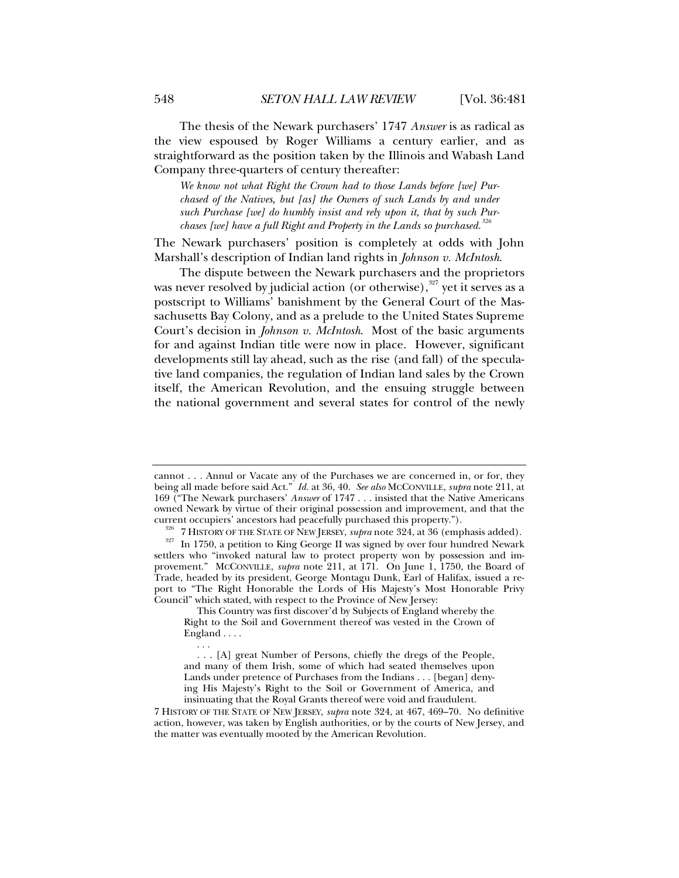The thesis of the Newark purchasers' 1747 *Answer* is as radical as the view espoused by Roger Williams a century earlier, and as straightforward as the position taken by the Illinois and Wabash Land Company three-quarters of century thereafter:

> *We know not what Right the Crown had to those Lands before [we] Purchased of the Natives, but [as] the Owners of such Lands by and under such Purchase [we] do humbly insist and rely upon it, that by such Purchases [we] have a full Right and Property in the Lands so purchased.*[326]

The Newark purchasers' position is completely at odds with John Marshall's description of Indian land rights in *Johnson v. McIntosh*.

The dispute between the Newark purchasers and the proprietors was never resolved by judicial action (or otherwise),[327] yet it serves as a postscript to Williams' banishment by the General Court of the Massachusetts Bay Colony, and as a prelude to the United States Supreme Court's decision in *Johnson v. McIntosh*. Most of the basic arguments for and against Indian title were now in place. However, significant developments still lay ahead, such as the rise (and fall) of the speculative land companies, the regulation of Indian land sales by the Crown itself, the American Revolution, and the ensuing struggle between the national government and several states for control of the newly

---

cannot . . . Annul or Vacate any of the Purchases we are concerned in, or for, they being all made before said Act." *Id.* at 36, 40. *See also* MCCONVILLE, *supra* note 211, at 169 ("The Newark purchasers' *Answer* of 1747 . . . insisted that the Native Americans owned Newark by virtue of their original possession and improvement, and that the current occupiers' ancestors had peacefully purchased this property.").

[326] 7 HISTORY OF THE STATE OF NEW JERSEY, *supra* note 324, at 36 (emphasis added).

[327] In 1750, a petition to King George II was signed by over four hundred Newark settlers who "invoked natural law to protect property won by possession and improvement." MCCONVILLE, *supra* note 211, at 171. On June 1, 1750, the Board of Trade, headed by its president, George Montagu Dunk, Earl of Halifax, issued a report to "The Right Honorable the Lords of His Majesty's Most Honorable Privy Council" which stated, with respect to the Province of New Jersey:

> This Country was first discover'd by Subjects of England whereby the Right to the Soil and Government thereof was vested in the Crown of England . . . .
>
> . . .
>
> . . . [A] great Number of Persons, chiefly the dregs of the People, and many of them Irish, some of which had seated themselves upon Lands under pretence of Purchases from the Indians . . . [began] denying His Majesty's Right to the Soil or Government of America, and insinuating that the Royal Grants thereof were void and fraudulent.

7 HISTORY OF THE STATE OF NEW JERSEY, *supra* note 324, at 467, 469–70. No definitive action, however, was taken by English authorities, or by the courts of New Jersey, and the matter was eventually mooted by the American Revolution.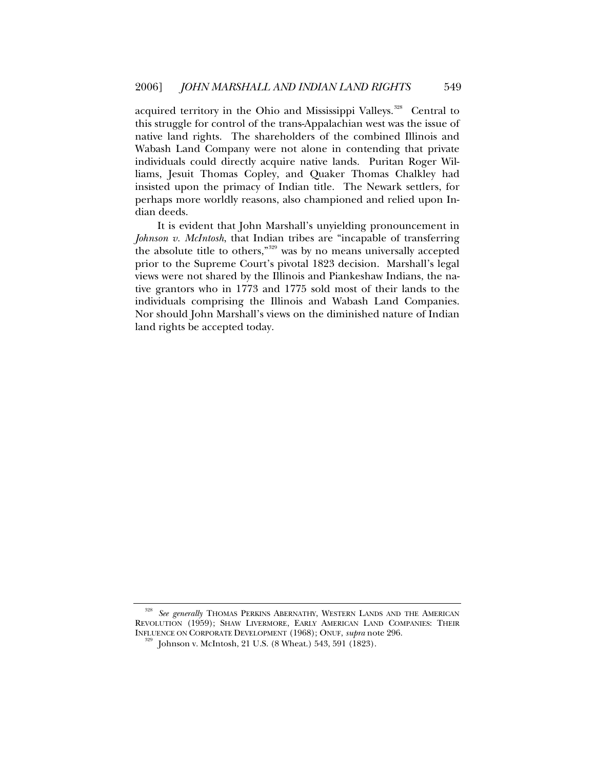acquired territory in the Ohio and Mississippi Valleys.[328] Central to this struggle for control of the trans-Appalachian west was the issue of native land rights. The shareholders of the combined Illinois and Wabash Land Company were not alone in contending that private individuals could directly acquire native lands. Puritan Roger Williams, Jesuit Thomas Copley, and Quaker Thomas Chalkley had insisted upon the primacy of Indian title. The Newark settlers, for perhaps more worldly reasons, also championed and relied upon Indian deeds.

It is evident that John Marshall's unyielding pronouncement in *Johnson v. McIntosh*, that Indian tribes are "incapable of transferring the absolute title to others,"[329] was by no means universally accepted prior to the Supreme Court's pivotal 1823 decision. Marshall's legal views were not shared by the Illinois and Piankeshaw Indians, the native grantors who in 1773 and 1775 sold most of their lands to the individuals comprising the Illinois and Wabash Land Companies. Nor should John Marshall's views on the diminished nature of Indian land rights be accepted today.

---

[328] *See generally* THOMAS PERKINS ABERNATHY, WESTERN LANDS AND THE AMERICAN REVOLUTION (1959); SHAW LIVERMORE, EARLY AMERICAN LAND COMPANIES: THEIR INFLUENCE ON CORPORATE DEVELOPMENT (1968); ONUF, *supra* note 296.

[329] Johnson v. McIntosh, 21 U.S. (8 Wheat.) 543, 591 (1823).